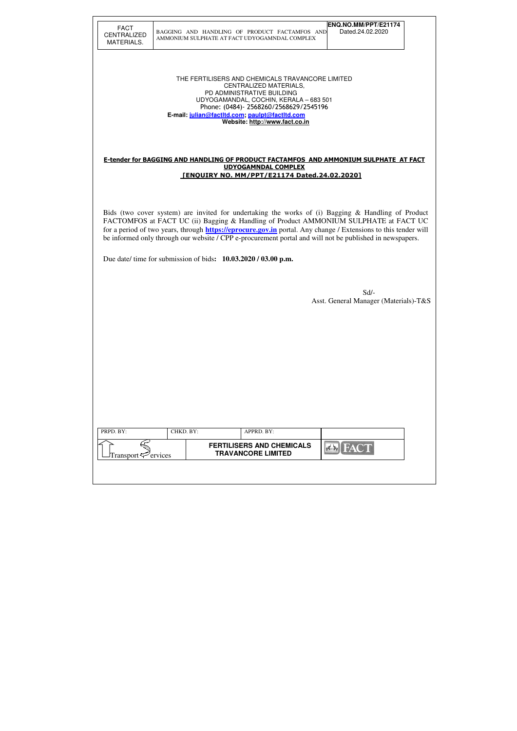THE FERTILISERS AND CHEMICALS TRAVANCORE LIMITED
CENTRALIZED MATERIALS,
PD ADMINISTRATIVE BUILDING
UDYOGAMANDAL, COCHIN, KERALA – 683 501
Phone: (0484)- 2568260/2568629/2545196
**E-mail: julian@factltd.com; paulpt@factltd.com**
**Website: http://www.fact.co.in**

## E-tender for BAGGING AND HANDLING OF PRODUCT FACTAMFOS AND AMMONIUM SULPHATE AT FACT UDYOGAMNDAL COMPLEX [ENQUIRY NO. MM/PPT/E21174 Dated.24.02.2020]

Bids (two cover system) are invited for undertaking the works of (i) Bagging & Handling of Product FACTOMFOS at FACT UC (ii) Bagging & Handling of Product AMMONIUM SULPHATE at FACT UC for a period of two years, through **https://eprocure.gov.in** portal. Any change / Extensions to this tender will be informed only through our website / CPP e-procurement portal and will not be published in newspapers.

Due date/ time for submission of bids**: 10.03.2020 / 03.00 p.m.**

Sd/-
Asst. General Manager (Materials)-T&S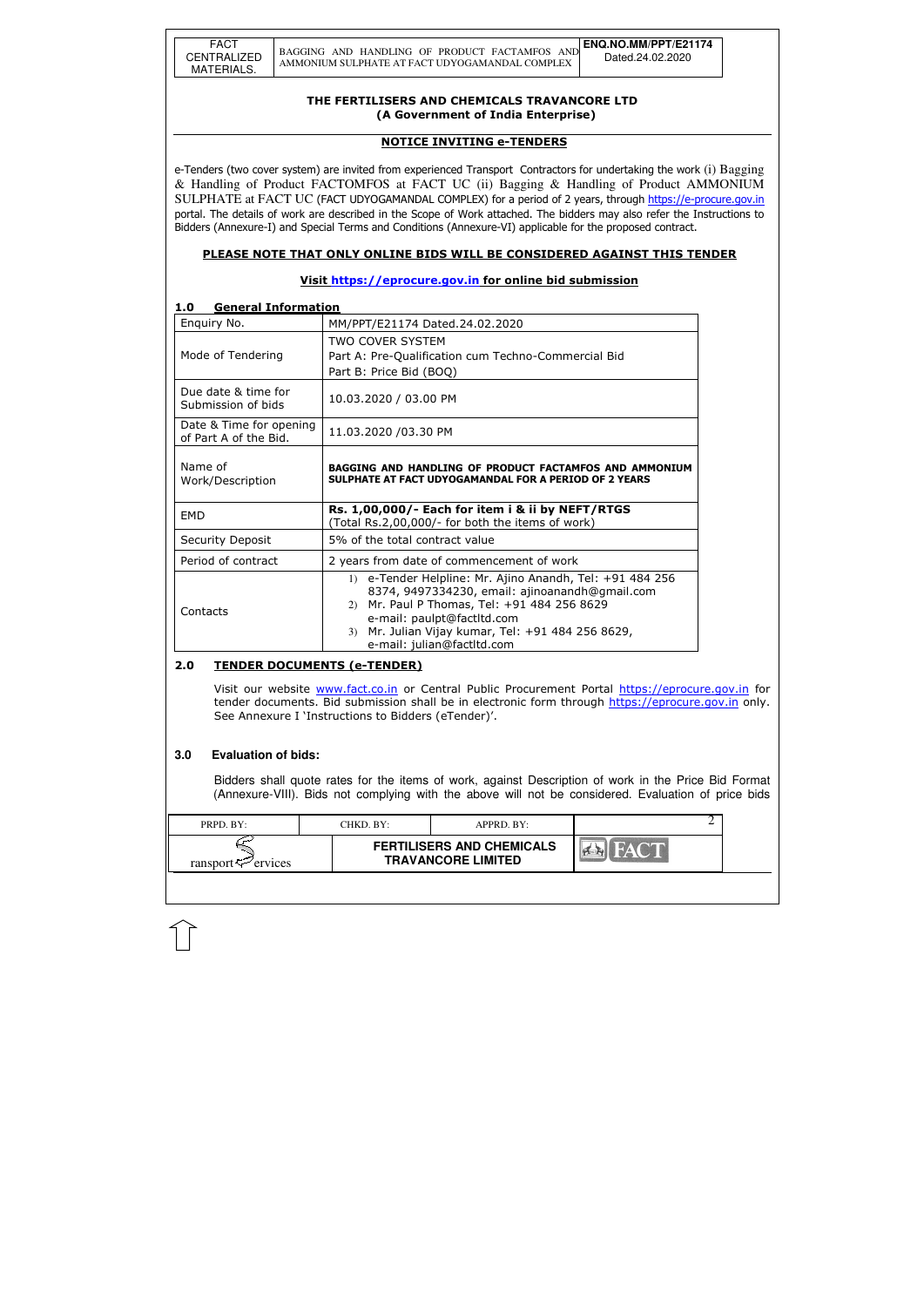## THE FERTILISERS AND CHEMICALS TRAVANCORE LTD
### (A Government of India Enterprise)

### NOTICE INVITING e-TENDERS

e-Tenders (two cover system) are invited from experienced Transport Contractors for undertaking the work (i) Bagging & Handling of Product FACTOMFOS at FACT UC (ii) Bagging & Handling of Product AMMONIUM SULPHATE at FACT UC (FACT UDYOGAMANDAL COMPLEX) for a period of 2 years, through https://e-procure.gov.in portal. The details of work are described in the Scope of Work attached. The bidders may also refer the Instructions to Bidders (Annexure-I) and Special Terms and Conditions (Annexure-VI) applicable for the proposed contract.

**PLEASE NOTE THAT ONLY ONLINE BIDS WILL BE CONSIDERED AGAINST THIS TENDER**

**Visit https://eprocure.gov.in for online bid submission**

### 1.0 General Information

| Enquiry No. | MM/PPT/E21174 Dated.24.02.2020 |
|---|---|
| Mode of Tendering | TWO COVER SYSTEM<br>Part A: Pre-Qualification cum Techno-Commercial Bid<br>Part B: Price Bid (BOQ) |
| Due date & time for Submission of bids | 10.03.2020 / 03.00 PM |
| Date & Time for opening of Part A of the Bid. | 11.03.2020 /03.30 PM |
| Name of Work/Description | **BAGGING AND HANDLING OF PRODUCT FACTAMFOS AND AMMONIUM SULPHATE AT FACT UDYOGAMANDAL FOR A PERIOD OF 2 YEARS** |
| EMD | **Rs. 1,00,000/- Each for item i & ii by NEFT/RTGS**<br>(Total Rs.2,00,000/- for both the items of work) |
| Security Deposit | 5% of the total contract value |
| Period of contract | 2 years from date of commencement of work |
| Contacts | 1) e-Tender Helpline: Mr. Ajino Anandh, Tel: +91 484 256 8374, 9497334230, email: ajinoanandh@gmail.com<br>2) Mr. Paul P Thomas, Tel: +91 484 256 8629 e-mail: paulpt@factltd.com<br>3) Mr. Julian Vijay kumar, Tel: +91 484 256 8629, e-mail: julian@factltd.com |

### 2.0 TENDER DOCUMENTS (e-TENDER)

Visit our website www.fact.co.in or Central Public Procurement Portal https://eprocure.gov.in for tender documents. Bid submission shall be in electronic form through https://eprocure.gov.in only. See Annexure I 'Instructions to Bidders (eTender)'.

### 3.0 Evaluation of bids:

Bidders shall quote rates for the items of work, against Description of work in the Price Bid Format (Annexure-VIII). Bids not complying with the above will not be considered. Evaluation of price bids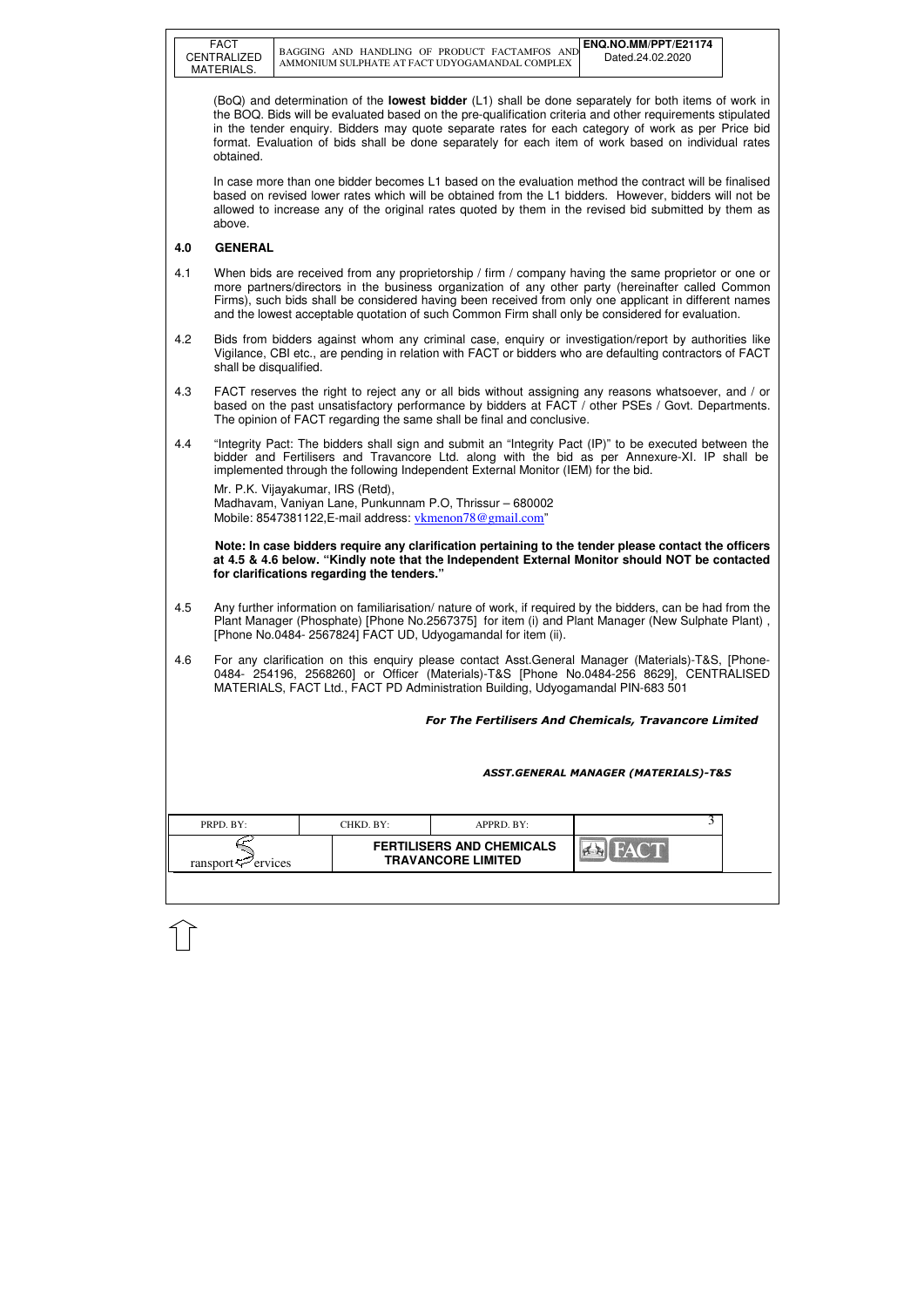(BoQ) and determination of the **lowest bidder** (L1) shall be done separately for both items of work in the BOQ. Bids will be evaluated based on the pre-qualification criteria and other requirements stipulated in the tender enquiry. Bidders may quote separate rates for each category of work as per Price bid format. Evaluation of bids shall be done separately for each item of work based on individual rates obtained.

In case more than one bidder becomes L1 based on the evaluation method the contract will be finalised based on revised lower rates which will be obtained from the L1 bidders. However, bidders will not be allowed to increase any of the original rates quoted by them in the revised bid submitted by them as above.

## 4.0 GENERAL

4.1 When bids are received from any proprietorship / firm / company having the same proprietor or one or more partners/directors in the business organization of any other party (hereinafter called Common Firms), such bids shall be considered having been received from only one applicant in different names and the lowest acceptable quotation of such Common Firm shall only be considered for evaluation.

4.2 Bids from bidders against whom any criminal case, enquiry or investigation/report by authorities like Vigilance, CBI etc., are pending in relation with FACT or bidders who are defaulting contractors of FACT shall be disqualified.

4.3 FACT reserves the right to reject any or all bids without assigning any reasons whatsoever, and / or based on the past unsatisfactory performance by bidders at FACT / other PSEs / Govt. Departments. The opinion of FACT regarding the same shall be final and conclusive.

4.4 "Integrity Pact: The bidders shall sign and submit an "Integrity Pact (IP)" to be executed between the bidder and Fertilisers and Travancore Ltd. along with the bid as per Annexure-XI. IP shall be implemented through the following Independent External Monitor (IEM) for the bid.

Mr. P.K. Vijayakumar, IRS (Retd),
Madhavam, Vaniyan Lane, Punkunnam P.O, Thrissur – 680002
Mobile: 8547381122,E-mail address: vkmenon78@gmail.com"

**Note: In case bidders require any clarification pertaining to the tender please contact the officers at 4.5 & 4.6 below. "Kindly note that the Independent External Monitor should NOT be contacted for clarifications regarding the tenders."**

4.5 Any further information on familiarisation/ nature of work, if required by the bidders, can be had from the Plant Manager (Phosphate) [Phone No.2567375] for item (i) and Plant Manager (New Sulphate Plant) , [Phone No.0484- 2567824] FACT UD, Udyogamandal for item (ii).

4.6 For any clarification on this enquiry please contact Asst.General Manager (Materials)-T&S, [Phone- 0484- 254196, 2568260] or Officer (Materials)-T&S [Phone No.0484-256 8629], CENTRALISED MATERIALS, FACT Ltd., FACT PD Administration Building, Udyogamandal PIN-683 501

***For The Fertilisers And Chemicals, Travancore Limited***

***ASST.GENERAL MANAGER (MATERIALS)-T&S***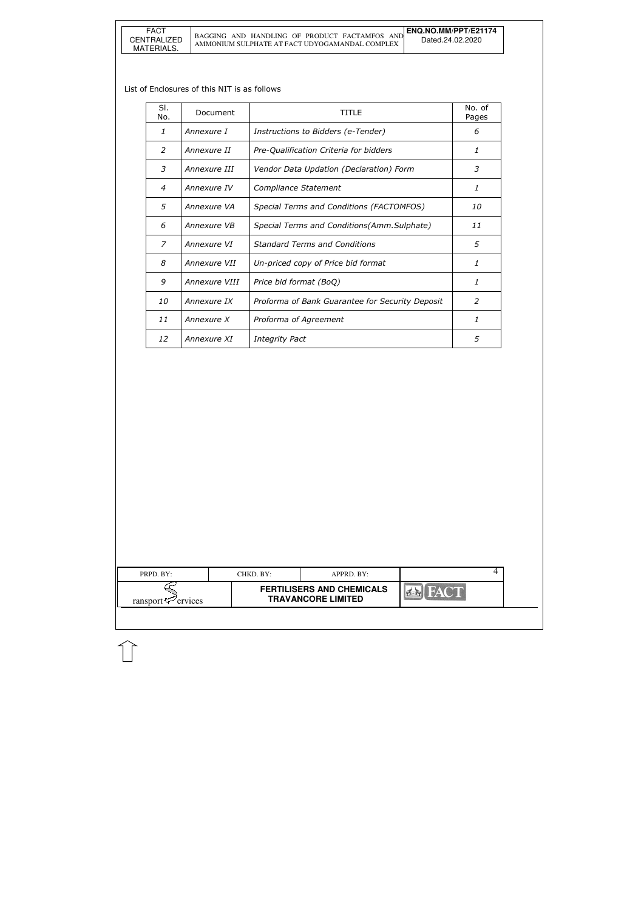List of Enclosures of this NIT is as follows

| Sl. No. | Document | TITLE | No. of Pages |
|---|---|---|---|
| *1* | *Annexure I* | *Instructions to Bidders (e-Tender)* | *6* |
| *2* | *Annexure II* | *Pre-Qualification Criteria for bidders* | *1* |
| *3* | *Annexure III* | *Vendor Data Updation (Declaration) Form* | *3* |
| *4* | *Annexure IV* | *Compliance Statement* | *1* |
| *5* | *Annexure VA* | *Special Terms and Conditions (FACTOMFOS)* | *10* |
| *6* | *Annexure VB* | *Special Terms and Conditions(Amm.Sulphate)* | *11* |
| *7* | *Annexure VI* | *Standard Terms and Conditions* | *5* |
| *8* | *Annexure VII* | *Un-priced copy of Price bid format* | *1* |
| *9* | *Annexure VIII* | *Price bid format (BoQ)* | *1* |
| *10* | *Annexure IX* | *Proforma of Bank Guarantee for Security Deposit* | *2* |
| *11* | *Annexure X* | *Proforma of Agreement* | *1* |
| *12* | *Annexure XI* | *Integrity Pact* | *5* |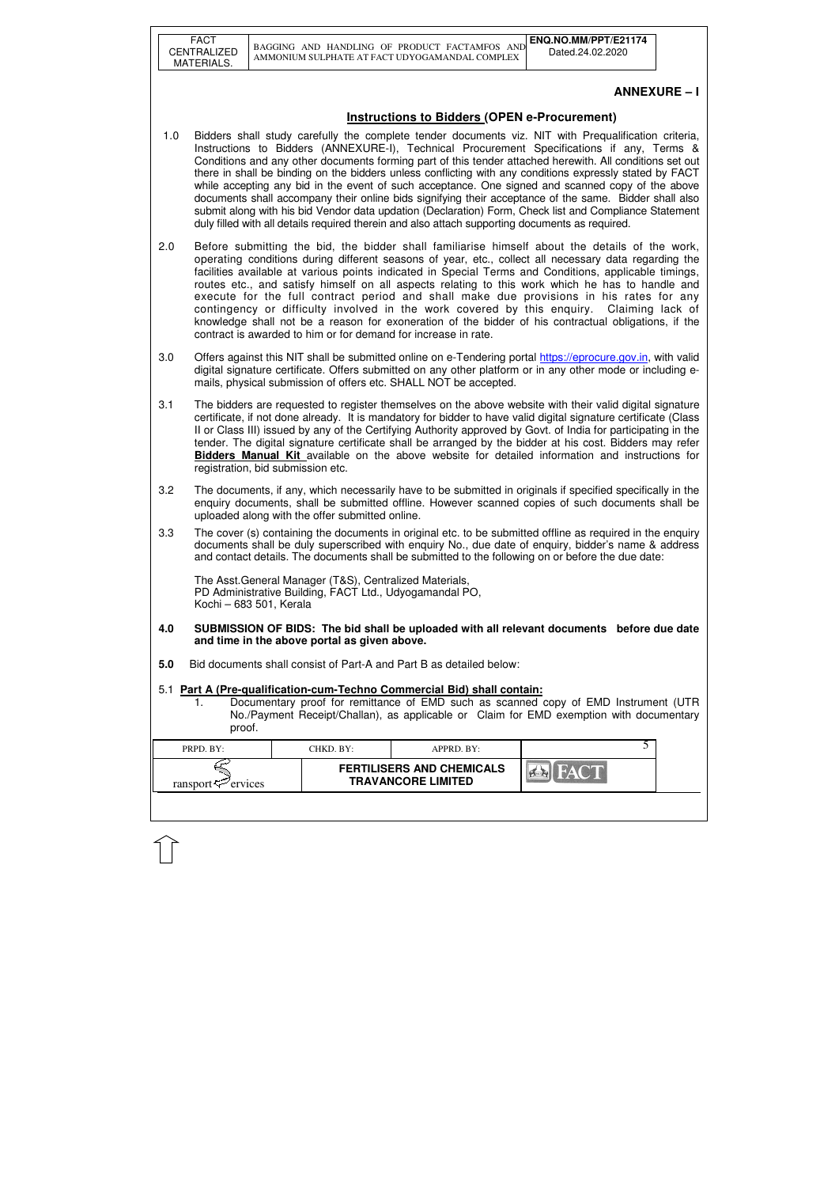## ANNEXURE – I

### Instructions to Bidders (OPEN e-Procurement)

1.0 Bidders shall study carefully the complete tender documents viz. NIT with Prequalification criteria, Instructions to Bidders (ANNEXURE-I), Technical Procurement Specifications if any, Terms & Conditions and any other documents forming part of this tender attached herewith. All conditions set out there in shall be binding on the bidders unless conflicting with any conditions expressly stated by FACT while accepting any bid in the event of such acceptance. One signed and scanned copy of the above documents shall accompany their online bids signifying their acceptance of the same. Bidder shall also submit along with his bid Vendor data updation (Declaration) Form, Check list and Compliance Statement duly filled with all details required therein and also attach supporting documents as required.

2.0 Before submitting the bid, the bidder shall familiarise himself about the details of the work, operating conditions during different seasons of year, etc., collect all necessary data regarding the facilities available at various points indicated in Special Terms and Conditions, applicable timings, routes etc., and satisfy himself on all aspects relating to this work which he has to handle and execute for the full contract period and shall make due provisions in his rates for any contingency or difficulty involved in the work covered by this enquiry. Claiming lack of knowledge shall not be a reason for exoneration of the bidder of his contractual obligations, if the contract is awarded to him or for demand for increase in rate.

3.0 Offers against this NIT shall be submitted online on e-Tendering portal https://eprocure.gov.in, with valid digital signature certificate. Offers submitted on any other platform or in any other mode or including e-mails, physical submission of offers etc. SHALL NOT be accepted.

3.1 The bidders are requested to register themselves on the above website with their valid digital signature certificate, if not done already. It is mandatory for bidder to have valid digital signature certificate (Class II or Class III) issued by any of the Certifying Authority approved by Govt. of India for participating in the tender. The digital signature certificate shall be arranged by the bidder at his cost. Bidders may refer **Bidders Manual Kit** available on the above website for detailed information and instructions for registration, bid submission etc.

3.2 The documents, if any, which necessarily have to be submitted in originals if specified specifically in the enquiry documents, shall be submitted offline. However scanned copies of such documents shall be uploaded along with the offer submitted online.

3.3 The cover (s) containing the documents in original etc. to be submitted offline as required in the enquiry documents shall be duly superscribed with enquiry No., due date of enquiry, bidder's name & address and contact details. The documents shall be submitted to the following on or before the due date:

The Asst.General Manager (T&S), Centralized Materials,
PD Administrative Building, FACT Ltd., Udyogamandal PO,
Kochi – 683 501, Kerala

**4.0 SUBMISSION OF BIDS: The bid shall be uploaded with all relevant documents before due date and time in the above portal as given above.**

**5.0** Bid documents shall consist of Part-A and Part B as detailed below:

5.1 **Part A (Pre-qualification-cum-Techno Commercial Bid) shall contain:**

1. Documentary proof for remittance of EMD such as scanned copy of EMD Instrument (UTR No./Payment Receipt/Challan), as applicable or Claim for EMD exemption with documentary proof.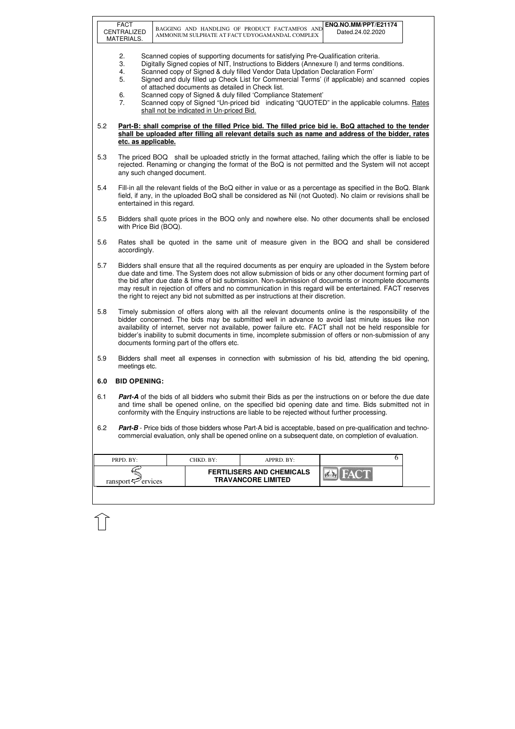2. Scanned copies of supporting documents for satisfying Pre-Qualification criteria.
3. Digitally Signed copies of NIT, Instructions to Bidders (Annexure I) and terms conditions.
4. Scanned copy of Signed & duly filled Vendor Data Updation Declaration Form'
5. Signed and duly filled up Check List for Commercial Terms' (if applicable) and scanned copies of attached documents as detailed in Check list.
6. Scanned copy of Signed & duly filled 'Compliance Statement'
7. Scanned copy of Signed "Un-priced bid indicating "QUOTED" in the applicable columns. <u>Rates shall not be indicated in Un-priced Bid.</u>

5.2 **<u>Part-B: shall comprise of the filled Price bid. The filled price bid ie. BoQ attached to the tender shall be uploaded after filling all relevant details such as name and address of the bidder, rates etc. as applicable.</u>**

5.3 The priced BOQ shall be uploaded strictly in the format attached, failing which the offer is liable to be rejected. Renaming or changing the format of the BoQ is not permitted and the System will not accept any such changed document.

5.4 Fill-in all the relevant fields of the BoQ either in value or as a percentage as specified in the BoQ. Blank field, if any, in the uploaded BoQ shall be considered as Nil (not Quoted). No claim or revisions shall be entertained in this regard.

5.5 Bidders shall quote prices in the BOQ only and nowhere else. No other documents shall be enclosed with Price Bid (BOQ).

5.6 Rates shall be quoted in the same unit of measure given in the BOQ and shall be considered accordingly.

5.7 Bidders shall ensure that all the required documents as per enquiry are uploaded in the System before due date and time. The System does not allow submission of bids or any other document forming part of the bid after due date & time of bid submission. Non-submission of documents or incomplete documents may result in rejection of offers and no communication in this regard will be entertained. FACT reserves the right to reject any bid not submitted as per instructions at their discretion.

5.8 Timely submission of offers along with all the relevant documents online is the responsibility of the bidder concerned. The bids may be submitted well in advance to avoid last minute issues like non availability of internet, server not available, power failure etc. FACT shall not be held responsible for bidder's inability to submit documents in time, incomplete submission of offers or non-submission of any documents forming part of the offers etc.

5.9 Bidders shall meet all expenses in connection with submission of his bid, attending the bid opening, meetings etc.

## 6.0 BID OPENING:

6.1 ***Part-A*** of the bids of all bidders who submit their Bids as per the instructions on or before the due date and time shall be opened online, on the specified bid opening date and time. Bids submitted not in conformity with the Enquiry instructions are liable to be rejected without further processing.

6.2 ***Part-B*** - Price bids of those bidders whose Part-A bid is acceptable, based on pre-qualification and techno-commercial evaluation, only shall be opened online on a subsequent date, on completion of evaluation.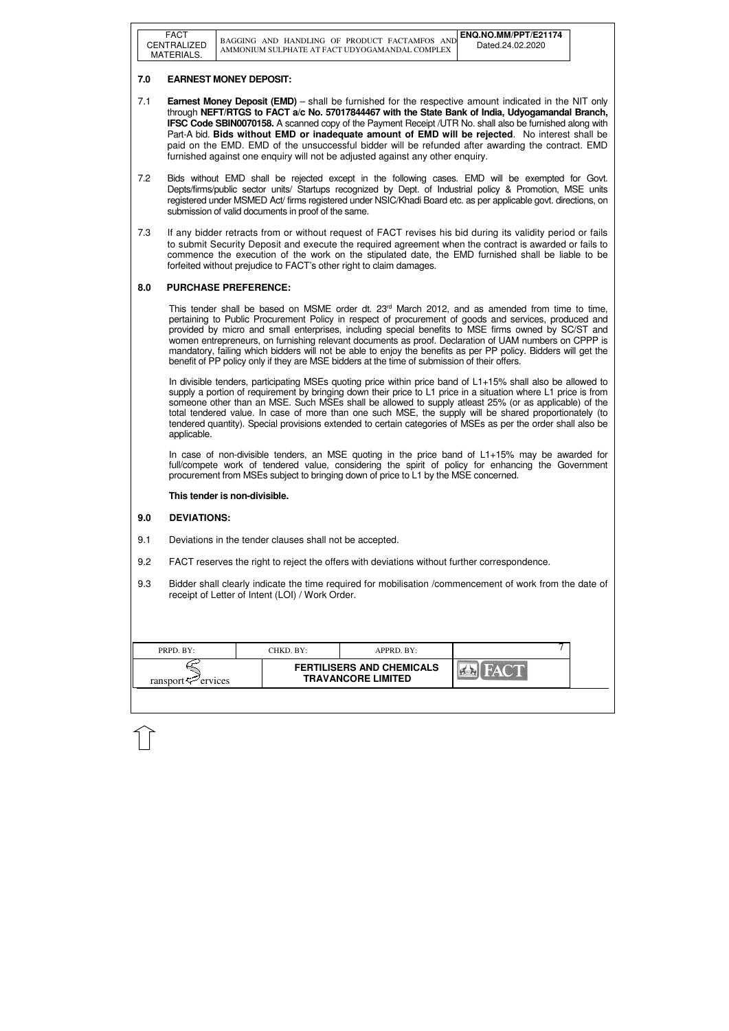## 7.0 EARNEST MONEY DEPOSIT:

7.1 **Earnest Money Deposit (EMD)** – shall be furnished for the respective amount indicated in the NIT only through **NEFT/RTGS to FACT a/c No. 57017844467 with the State Bank of India, Udyogamandal Branch, IFSC Code SBIN0070158.** A scanned copy of the Payment Receipt /UTR No. shall also be furnished along with Part-A bid. **Bids without EMD or inadequate amount of EMD will be rejected**. No interest shall be paid on the EMD. EMD of the unsuccessful bidder will be refunded after awarding the contract. EMD furnished against one enquiry will not be adjusted against any other enquiry.

7.2 Bids without EMD shall be rejected except in the following cases. EMD will be exempted for Govt. Depts/firms/public sector units/ Startups recognized by Dept. of Industrial policy & Promotion, MSE units registered under MSMED Act/ firms registered under NSIC/Khadi Board etc. as per applicable govt. directions, on submission of valid documents in proof of the same.

7.3 If any bidder retracts from or without request of FACT revises his bid during its validity period or fails to submit Security Deposit and execute the required agreement when the contract is awarded or fails to commence the execution of the work on the stipulated date, the EMD furnished shall be liable to be forfeited without prejudice to FACT's other right to claim damages.

## 8.0 PURCHASE PREFERENCE:

This tender shall be based on MSME order dt. 23rd March 2012, and as amended from time to time, pertaining to Public Procurement Policy in respect of procurement of goods and services, produced and provided by micro and small enterprises, including special benefits to MSE firms owned by SC/ST and women entrepreneurs, on furnishing relevant documents as proof. Declaration of UAM numbers on CPPP is mandatory, failing which bidders will not be able to enjoy the benefits as per PP policy. Bidders will get the benefit of PP policy only if they are MSE bidders at the time of submission of their offers.

In divisible tenders, participating MSEs quoting price within price band of L1+15% shall also be allowed to supply a portion of requirement by bringing down their price to L1 price in a situation where L1 price is from someone other than an MSE. Such MSEs shall be allowed to supply atleast 25% (or as applicable) of the total tendered value. In case of more than one such MSE, the supply will be shared proportionately (to tendered quantity). Special provisions extended to certain categories of MSEs as per the order shall also be applicable.

In case of non-divisible tenders, an MSE quoting in the price band of L1+15% may be awarded for full/compete work of tendered value, considering the spirit of policy for enhancing the Government procurement from MSEs subject to bringing down of price to L1 by the MSE concerned.

**This tender is non-divisible.**

## 9.0 DEVIATIONS:

9.1 Deviations in the tender clauses shall not be accepted.

9.2 FACT reserves the right to reject the offers with deviations without further correspondence.

9.3 Bidder shall clearly indicate the time required for mobilisation /commencement of work from the date of receipt of Letter of Intent (LOI) / Work Order.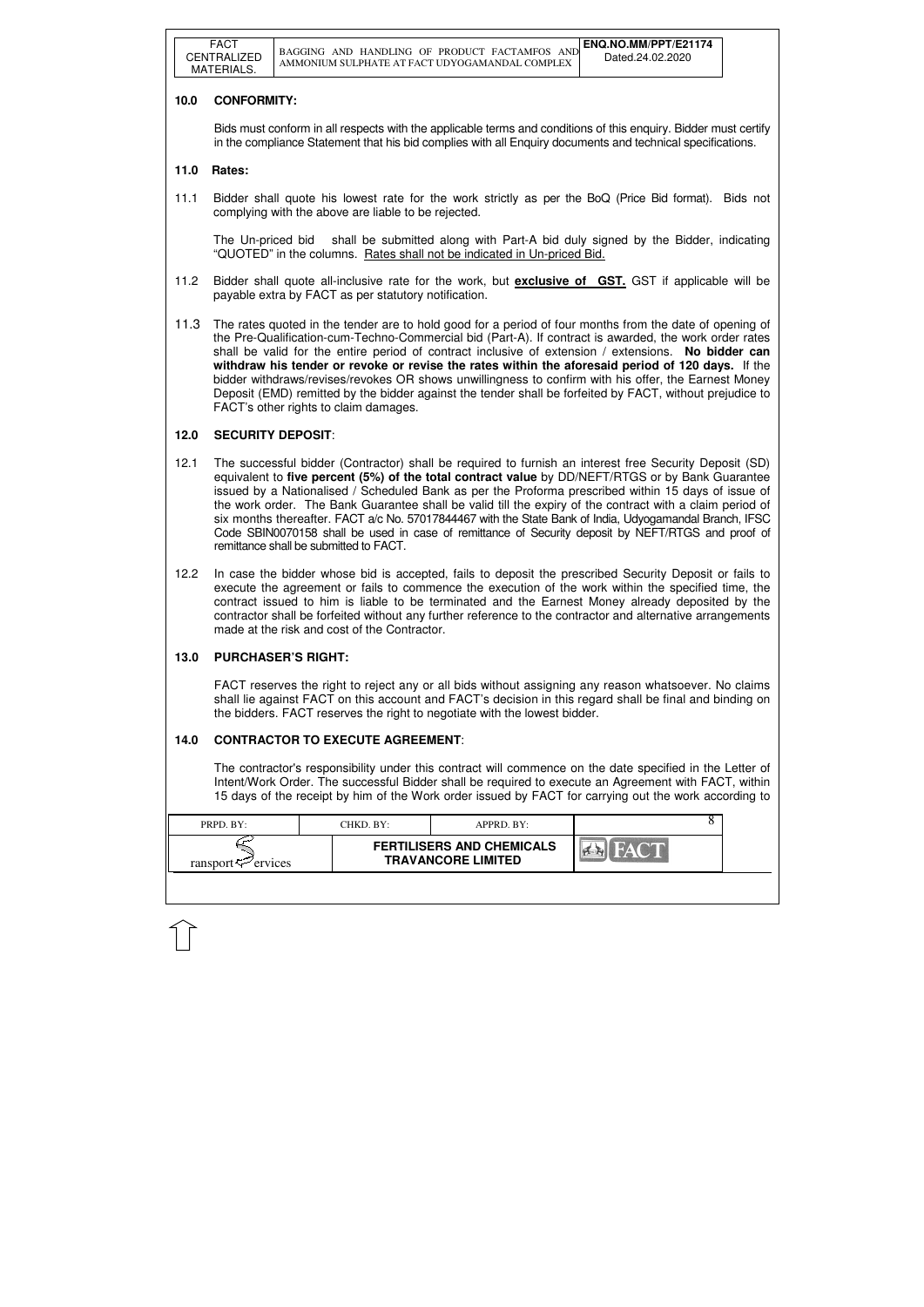## 10.0 CONFORMITY:

Bids must conform in all respects with the applicable terms and conditions of this enquiry. Bidder must certify in the compliance Statement that his bid complies with all Enquiry documents and technical specifications.

## 11.0 Rates:

11.1 Bidder shall quote his lowest rate for the work strictly as per the BoQ (Price Bid format). Bids not complying with the above are liable to be rejected.

The Un-priced bid shall be submitted along with Part-A bid duly signed by the Bidder, indicating "QUOTED" in the columns. Rates shall not be indicated in Un-priced Bid.

11.2 Bidder shall quote all-inclusive rate for the work, but **exclusive of GST.** GST if applicable will be payable extra by FACT as per statutory notification.

11.3 The rates quoted in the tender are to hold good for a period of four months from the date of opening of the Pre-Qualification-cum-Techno-Commercial bid (Part-A). If contract is awarded, the work order rates shall be valid for the entire period of contract inclusive of extension / extensions. **No bidder can withdraw his tender or revoke or revise the rates within the aforesaid period of 120 days.** If the bidder withdraws/revises/revokes OR shows unwillingness to confirm with his offer, the Earnest Money Deposit (EMD) remitted by the bidder against the tender shall be forfeited by FACT, without prejudice to FACT's other rights to claim damages.

## 12.0 SECURITY DEPOSIT:

12.1 The successful bidder (Contractor) shall be required to furnish an interest free Security Deposit (SD) equivalent to **five percent (5%) of the total contract value** by DD/NEFT/RTGS or by Bank Guarantee issued by a Nationalised / Scheduled Bank as per the Proforma prescribed within 15 days of issue of the work order. The Bank Guarantee shall be valid till the expiry of the contract with a claim period of six months thereafter. FACT a/c No. 57017844467 with the State Bank of India, Udyogamandal Branch, IFSC Code SBIN0070158 shall be used in case of remittance of Security deposit by NEFT/RTGS and proof of remittance shall be submitted to FACT.

12.2 In case the bidder whose bid is accepted, fails to deposit the prescribed Security Deposit or fails to execute the agreement or fails to commence the execution of the work within the specified time, the contract issued to him is liable to be terminated and the Earnest Money already deposited by the contractor shall be forfeited without any further reference to the contractor and alternative arrangements made at the risk and cost of the Contractor.

## 13.0 PURCHASER'S RIGHT:

FACT reserves the right to reject any or all bids without assigning any reason whatsoever. No claims shall lie against FACT on this account and FACT's decision in this regard shall be final and binding on the bidders. FACT reserves the right to negotiate with the lowest bidder.

## 14.0 CONTRACTOR TO EXECUTE AGREEMENT:

The contractor's responsibility under this contract will commence on the date specified in the Letter of Intent/Work Order. The successful Bidder shall be required to execute an Agreement with FACT, within 15 days of the receipt by him of the Work order issued by FACT for carrying out the work according to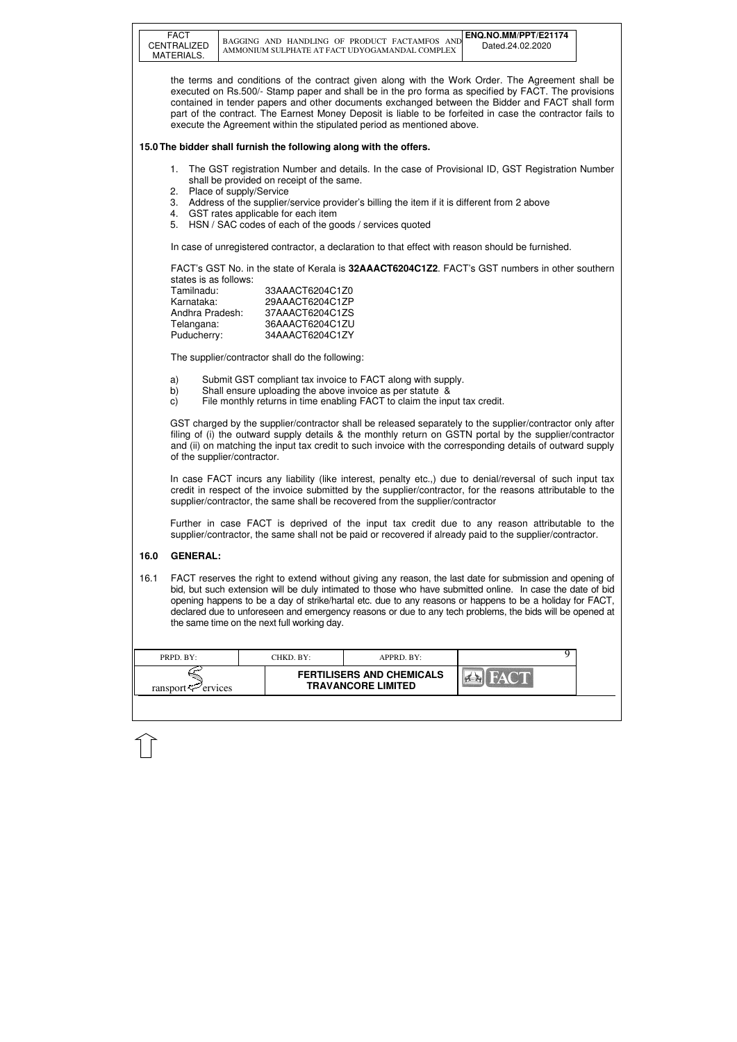the terms and conditions of the contract given along with the Work Order. The Agreement shall be executed on Rs.500/- Stamp paper and shall be in the pro forma as specified by FACT. The provisions contained in tender papers and other documents exchanged between the Bidder and FACT shall form part of the contract. The Earnest Money Deposit is liable to be forfeited in case the contractor fails to execute the Agreement within the stipulated period as mentioned above.

**15.0 The bidder shall furnish the following along with the offers.**

1. The GST registration Number and details. In the case of Provisional ID, GST Registration Number shall be provided on receipt of the same.
2. Place of supply/Service
3. Address of the supplier/service provider's billing the item if it is different from 2 above
4. GST rates applicable for each item
5. HSN / SAC codes of each of the goods / services quoted

In case of unregistered contractor, a declaration to that effect with reason should be furnished.

FACT's GST No. in the state of Kerala is **32AAACT6204C1Z2**. FACT's GST numbers in other southern states is as follows:

| | |
|---|---|
| Tamilnadu: | 33AAACT6204C1Z0 |
| Karnataka: | 29AAACT6204C1ZP |
| Andhra Pradesh: | 37AAACT6204C1ZS |
| Telangana: | 36AAACT6204C1ZU |
| Puducherry: | 34AAACT6204C1ZY |

The supplier/contractor shall do the following:

a) Submit GST compliant tax invoice to FACT along with supply.
b) Shall ensure uploading the above invoice as per statute &
c) File monthly returns in time enabling FACT to claim the input tax credit.

GST charged by the supplier/contractor shall be released separately to the supplier/contractor only after filing of (i) the outward supply details & the monthly return on GSTN portal by the supplier/contractor and (ii) on matching the input tax credit to such invoice with the corresponding details of outward supply of the supplier/contractor.

In case FACT incurs any liability (like interest, penalty etc.,) due to denial/reversal of such input tax credit in respect of the invoice submitted by the supplier/contractor, for the reasons attributable to the supplier/contractor, the same shall be recovered from the supplier/contractor

Further in case FACT is deprived of the input tax credit due to any reason attributable to the supplier/contractor, the same shall not be paid or recovered if already paid to the supplier/contractor.

**16.0 GENERAL:**

16.1 FACT reserves the right to extend without giving any reason, the last date for submission and opening of bid, but such extension will be duly intimated to those who have submitted online. In case the date of bid opening happens to be a day of strike/hartal etc. due to any reasons or happens to be a holiday for FACT, declared due to unforeseen and emergency reasons or due to any tech problems, the bids will be opened at the same time on the next full working day.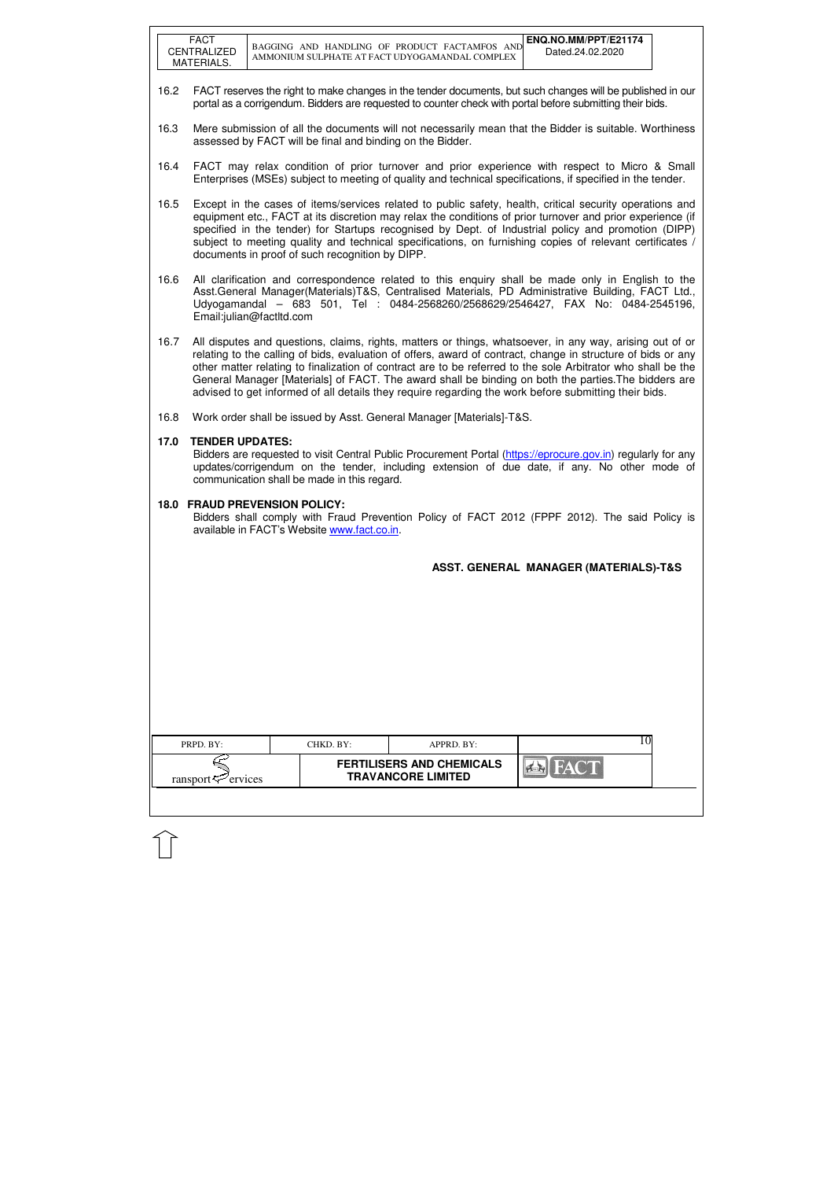16.2 FACT reserves the right to make changes in the tender documents, but such changes will be published in our portal as a corrigendum. Bidders are requested to counter check with portal before submitting their bids.

16.3 Mere submission of all the documents will not necessarily mean that the Bidder is suitable. Worthiness assessed by FACT will be final and binding on the Bidder.

16.4 FACT may relax condition of prior turnover and prior experience with respect to Micro & Small Enterprises (MSEs) subject to meeting of quality and technical specifications, if specified in the tender.

16.5 Except in the cases of items/services related to public safety, health, critical security operations and equipment etc., FACT at its discretion may relax the conditions of prior turnover and prior experience (if specified in the tender) for Startups recognised by Dept. of Industrial policy and promotion (DIPP) subject to meeting quality and technical specifications, on furnishing copies of relevant certificates / documents in proof of such recognition by DIPP.

16.6 All clarification and correspondence related to this enquiry shall be made only in English to the Asst.General Manager(Materials)T&S, Centralised Materials, PD Administrative Building, FACT Ltd., Udyogamandal – 683 501, Tel : 0484-2568260/2568629/2546427, FAX No: 0484-2545196, Email:julian@factltd.com

16.7 All disputes and questions, claims, rights, matters or things, whatsoever, in any way, arising out of or relating to the calling of bids, evaluation of offers, award of contract, change in structure of bids or any other matter relating to finalization of contract are to be referred to the sole Arbitrator who shall be the General Manager [Materials] of FACT. The award shall be binding on both the parties.The bidders are advised to get informed of all details they require regarding the work before submitting their bids.

16.8 Work order shall be issued by Asst. General Manager [Materials]-T&S.

**17.0 TENDER UPDATES:**

Bidders are requested to visit Central Public Procurement Portal (https://eprocure.gov.in) regularly for any updates/corrigendum on the tender, including extension of due date, if any. No other mode of communication shall be made in this regard.

**18.0 FRAUD PREVENSION POLICY:**

Bidders shall comply with Fraud Prevention Policy of FACT 2012 (FPPF 2012). The said Policy is available in FACT's Website www.fact.co.in.

**ASST. GENERAL MANAGER (MATERIALS)-T&S**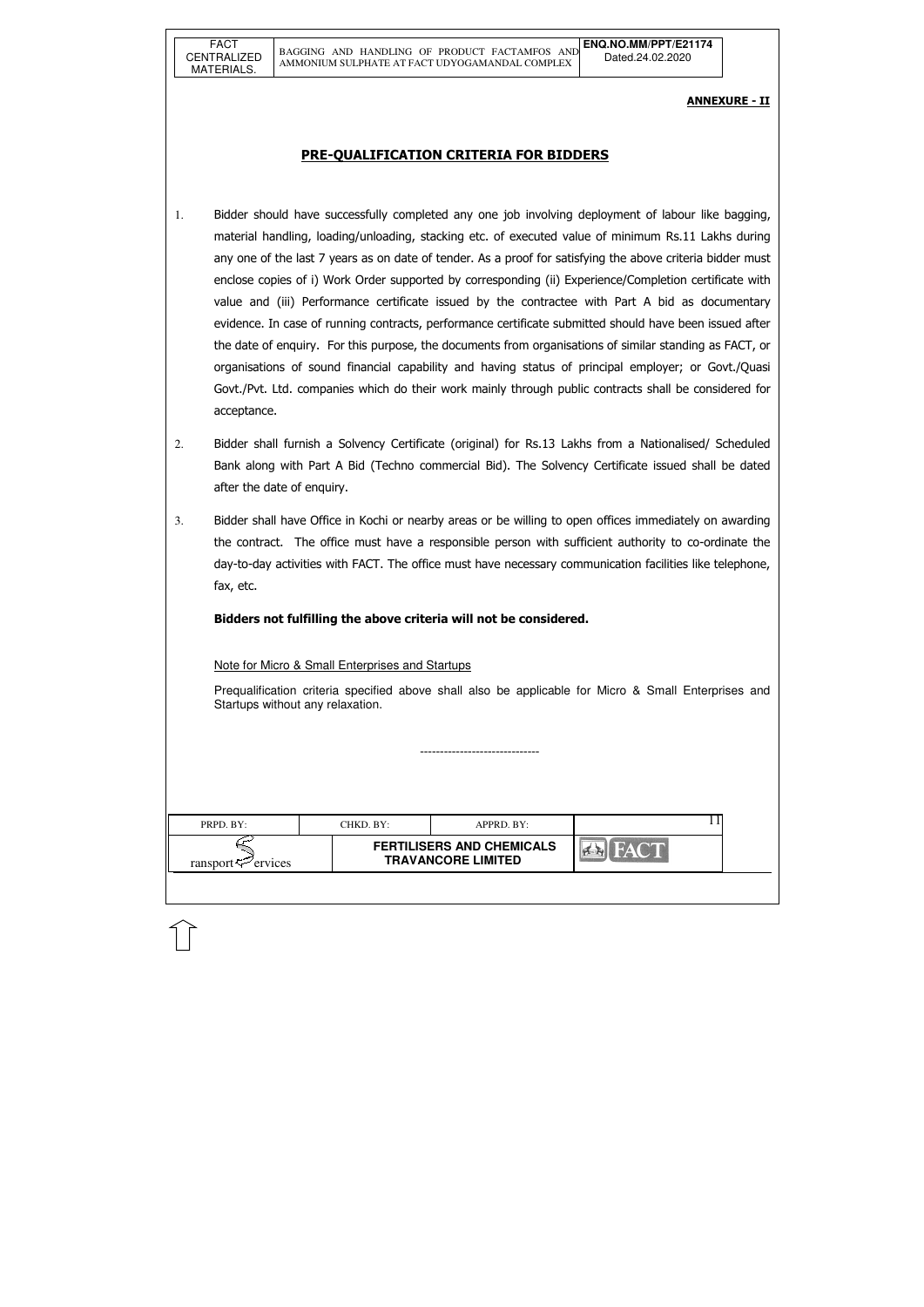**ANNEXURE - II**

## PRE-QUALIFICATION CRITERIA FOR BIDDERS

1. Bidder should have successfully completed any one job involving deployment of labour like bagging, material handling, loading/unloading, stacking etc. of executed value of minimum Rs.11 Lakhs during any one of the last 7 years as on date of tender. As a proof for satisfying the above criteria bidder must enclose copies of i) Work Order supported by corresponding (ii) Experience/Completion certificate with value and (iii) Performance certificate issued by the contractee with Part A bid as documentary evidence. In case of running contracts, performance certificate submitted should have been issued after the date of enquiry. For this purpose, the documents from organisations of similar standing as FACT, or organisations of sound financial capability and having status of principal employer; or Govt./Quasi Govt./Pvt. Ltd. companies which do their work mainly through public contracts shall be considered for acceptance.

2. Bidder shall furnish a Solvency Certificate (original) for Rs.13 Lakhs from a Nationalised/ Scheduled Bank along with Part A Bid (Techno commercial Bid). The Solvency Certificate issued shall be dated after the date of enquiry.

3. Bidder shall have Office in Kochi or nearby areas or be willing to open offices immediately on awarding the contract. The office must have a responsible person with sufficient authority to co-ordinate the day-to-day activities with FACT. The office must have necessary communication facilities like telephone, fax, etc.

**Bidders not fulfilling the above criteria will not be considered.**

Note for Micro & Small Enterprises and Startups

Prequalification criteria specified above shall also be applicable for Micro & Small Enterprises and Startups without any relaxation.

------------------------------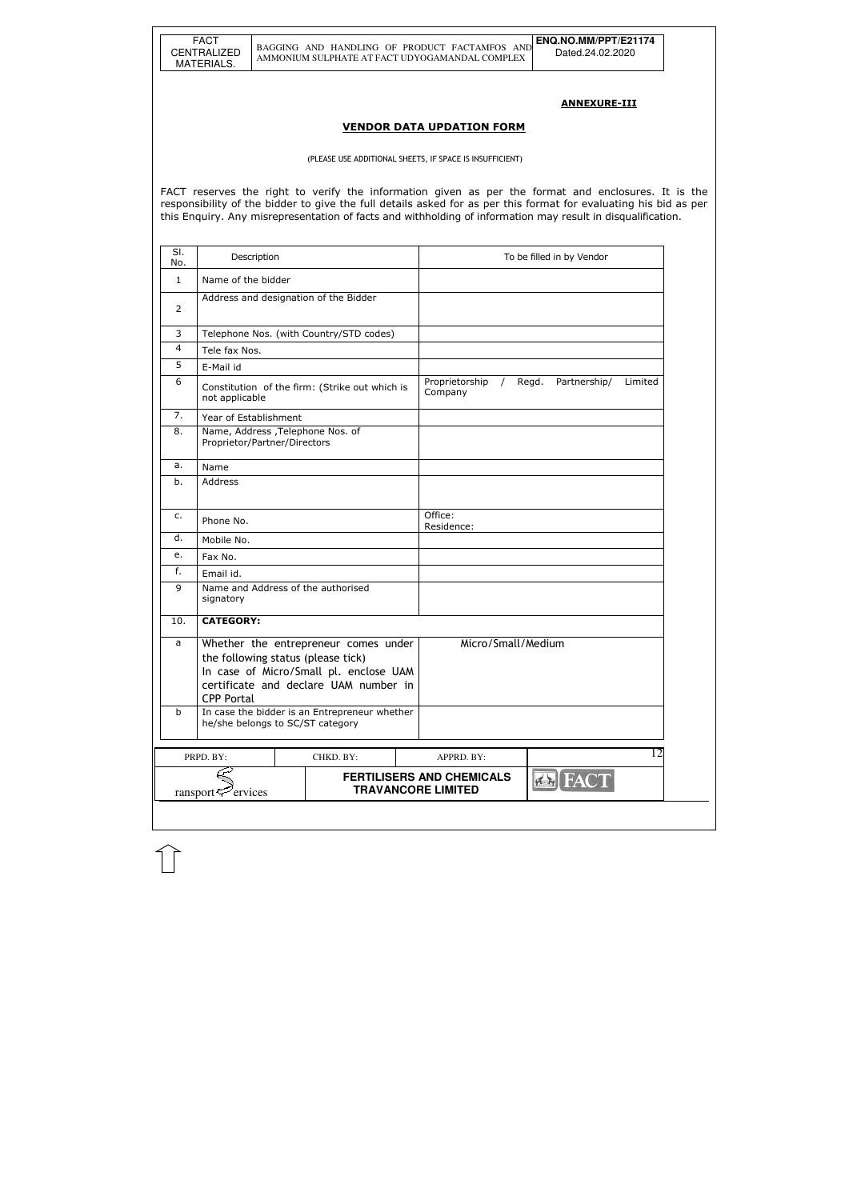**ANNEXURE-III**

## VENDOR DATA UPDATION FORM

(PLEASE USE ADDITIONAL SHEETS, IF SPACE IS INSUFFICIENT)

FACT reserves the right to verify the information given as per the format and enclosures. It is the responsibility of the bidder to give the full details asked for as per this format for evaluating his bid as per this Enquiry. Any misrepresentation of facts and withholding of information may result in disqualification.

| Sl. No. | Description | To be filled in by Vendor |
|---|---|---|
| 1 | Name of the bidder | |
| 2 | Address and designation of the Bidder | |
| 3 | Telephone Nos. (with Country/STD codes) | |
| 4 | Tele fax Nos. | |
| 5 | E-Mail id | |
| 6 | Constitution of the firm: (Strike out which is not applicable | Proprietorship / Regd. Partnership/ Limited Company |
| 7. | Year of Establishment | |
| 8. | Name, Address ,Telephone Nos. of Proprietor/Partner/Directors | |
| a. | Name | |
| b. | Address | |
| c. | Phone No. | Office:<br>Residence: |
| d. | Mobile No. | |
| e. | Fax No. | |
| f. | Email id. | |
| 9 | Name and Address of the authorised signatory | |
| 10. | **CATEGORY:** | |
| a | Whether the entrepreneur comes under the following status (please tick)<br>In case of Micro/Small pl. enclose UAM certificate and declare UAM number in CPP Portal | Micro/Small/Medium |
| b | In case the bidder is an Entrepreneur whether he/she belongs to SC/ST category | |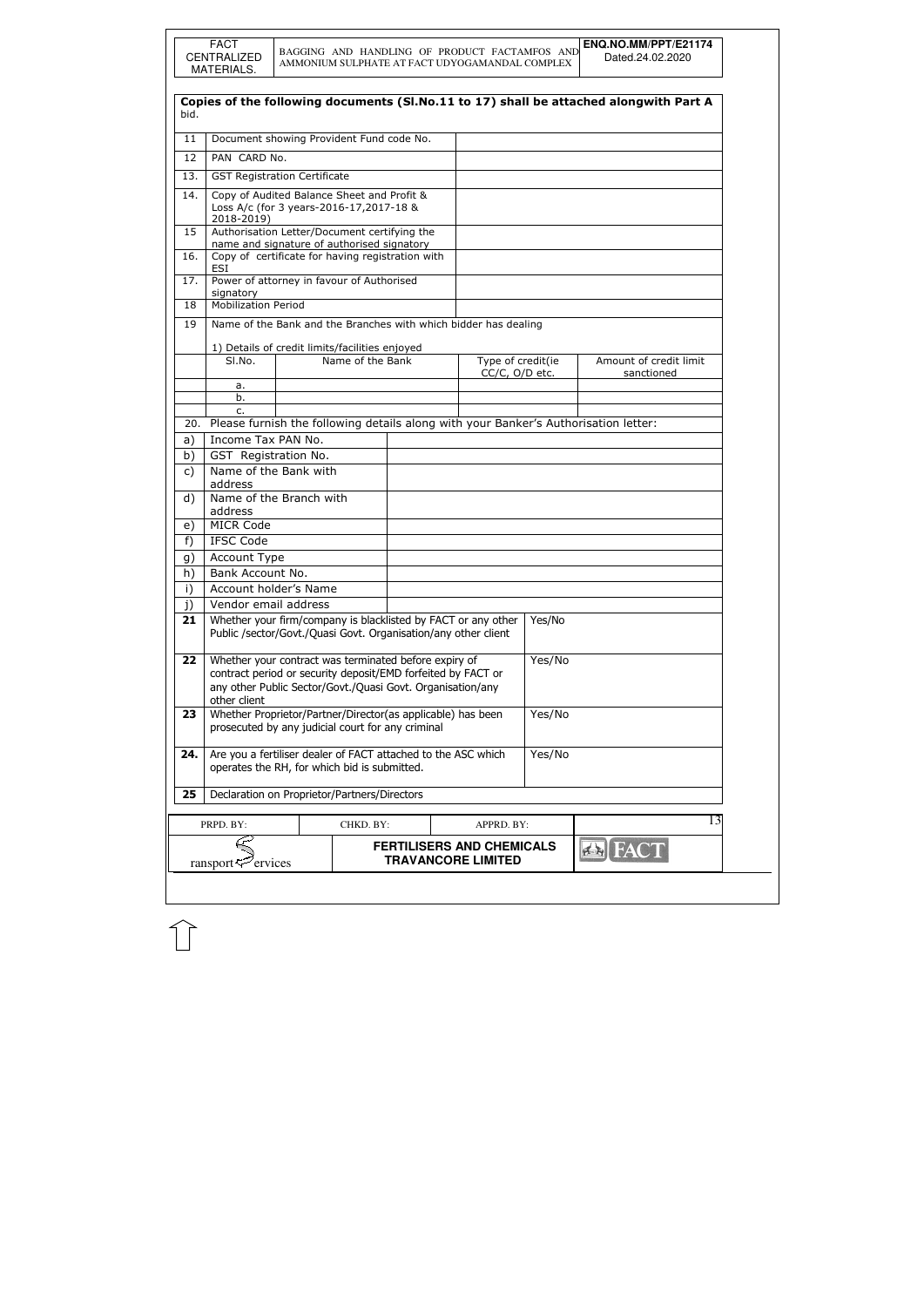**Copies of the following documents (Sl.No.11 to 17) shall be attached alongwith Part A** bid.

| | | |
|---|---|---|
| 11 | Document showing Provident Fund code No. | |
| 12 | PAN CARD No. | |
| 13. | GST Registration Certificate | |
| 14. | Copy of Audited Balance Sheet and Profit & Loss A/c (for 3 years-2016-17,2017-18 & 2018-2019) | |
| 15 | Authorisation Letter/Document certifying the name and signature of authorised signatory | |
| 16. | Copy of certificate for having registration with ESI | |
| 17. | Power of attorney in favour of Authorised signatory | |
| 18 | Mobilization Period | |

19 Name of the Bank and the Branches with which bidder has dealing

1) Details of credit limits/facilities enjoyed

| Sl.No. | Name of the Bank | Type of credit(ie CC/C, O/D etc. | Amount of credit limit sanctioned |
|---|---|---|---|
| a. | | | |
| b. | | | |
| c. | | | |

20. Please furnish the following details along with your Banker's Authorisation letter:

| | | |
|---|---|---|
| a) | Income Tax PAN No. | |
| b) | GST Registration No. | |
| c) | Name of the Bank with address | |
| d) | Name of the Branch with address | |
| e) | MICR Code | |
| f) | IFSC Code | |
| g) | Account Type | |
| h) | Bank Account No. | |
| i) | Account holder's Name | |
| j) | Vendor email address | |

| | | |
|---|---|---|
| **21** | Whether your firm/company is blacklisted by FACT or any other Public /sector/Govt./Quasi Govt. Organisation/any other client | Yes/No |
| **22** | Whether your contract was terminated before expiry of contract period or security deposit/EMD forfeited by FACT or any other Public Sector/Govt./Quasi Govt. Organisation/any other client | Yes/No |
| **23** | Whether Proprietor/Partner/Director(as applicable) has been prosecuted by any judicial court for any criminal | Yes/No |
| **24.** | Are you a fertiliser dealer of FACT attached to the ASC which operates the RH, for which bid is submitted. | Yes/No |
| **25** | Declaration on Proprietor/Partners/Directors | |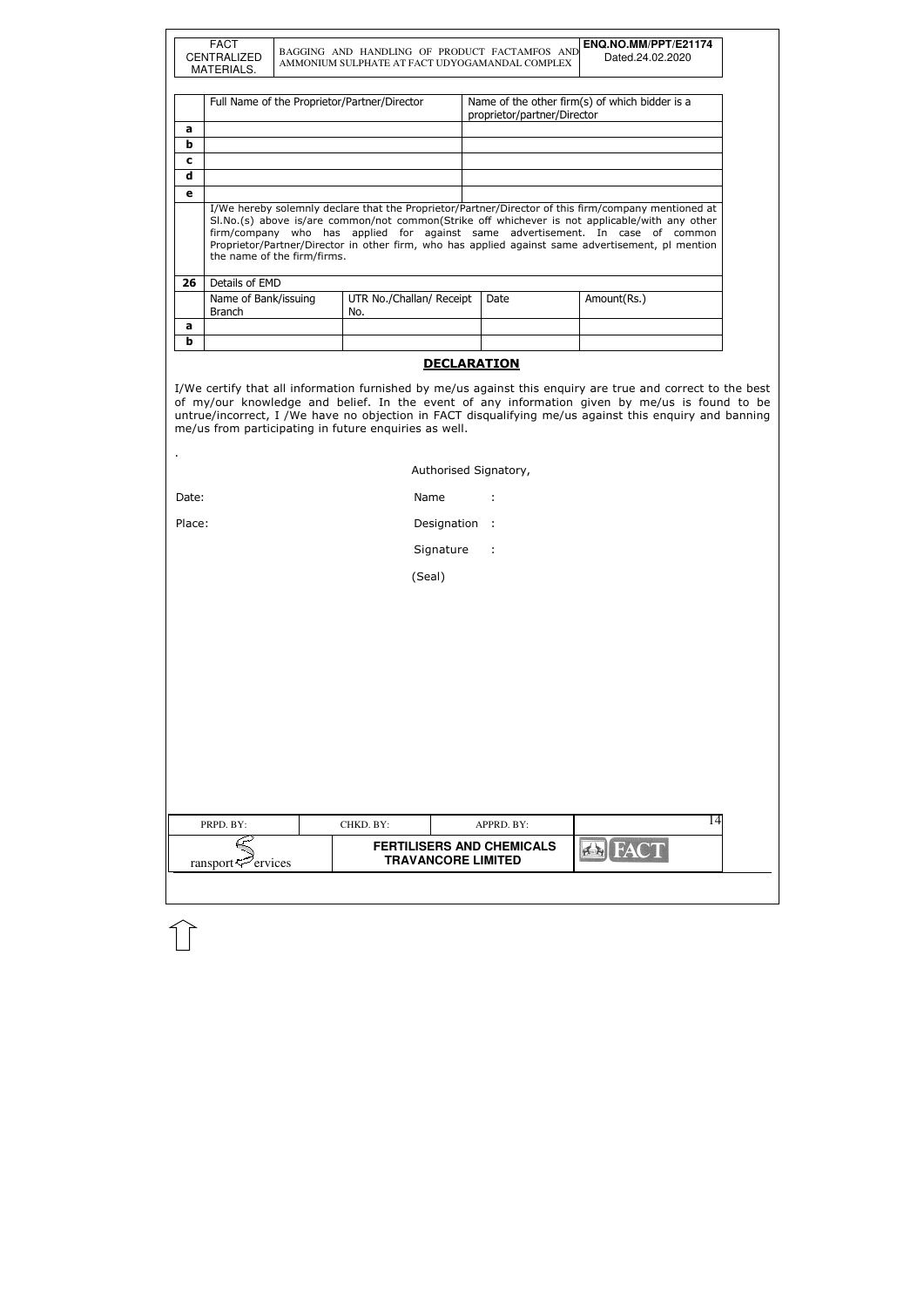| | Full Name of the Proprietor/Partner/Director | Name of the other firm(s) of which bidder is a proprietor/partner/Director |
|---|---|---|
| a | | |
| b | | |
| c | | |
| d | | |
| e | | |

I/We hereby solemnly declare that the Proprietor/Partner/Director of this firm/company mentioned at Sl.No.(s) above is/are common/not common(Strike off whichever is not applicable/with any other firm/company who has applied for against same advertisement. In case of common Proprietor/Partner/Director in other firm, who has applied against same advertisement, pl mention the name of the firm/firms.

| 26 | Details of EMD | | | |
|---|---|---|---|---|
| | Name of Bank/issuing Branch | UTR No./Challan/ Receipt No. | Date | Amount(Rs.) |
| a | | | | |
| b | | | | |

## DECLARATION

I/We certify that all information furnished by me/us against this enquiry are true and correct to the best of my/our knowledge and belief. In the event of any information given by me/us is found to be untrue/incorrect, I /We have no objection in FACT disqualifying me/us against this enquiry and banning me/us from participating in future enquiries as well.

.

Authorised Signatory,

Date: Name :

Place: Designation :

Signature :

(Seal)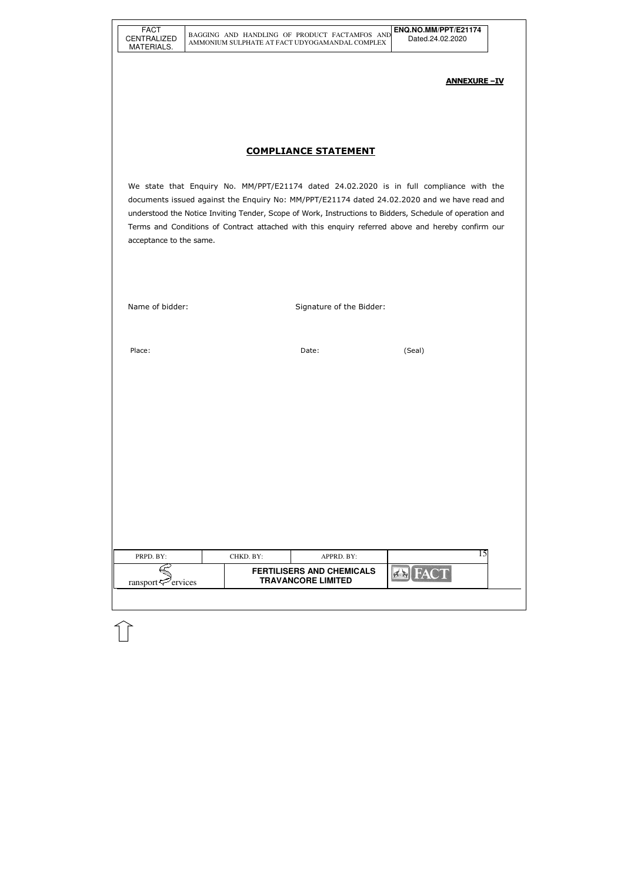**ANNEXURE –IV**

## COMPLIANCE STATEMENT

We state that Enquiry No. MM/PPT/E21174 dated 24.02.2020 is in full compliance with the documents issued against the Enquiry No: MM/PPT/E21174 dated 24.02.2020 and we have read and understood the Notice Inviting Tender, Scope of Work, Instructions to Bidders, Schedule of operation and Terms and Conditions of Contract attached with this enquiry referred above and hereby confirm our acceptance to the same.

Name of bidder: Signature of the Bidder:

Place: Date: (Seal)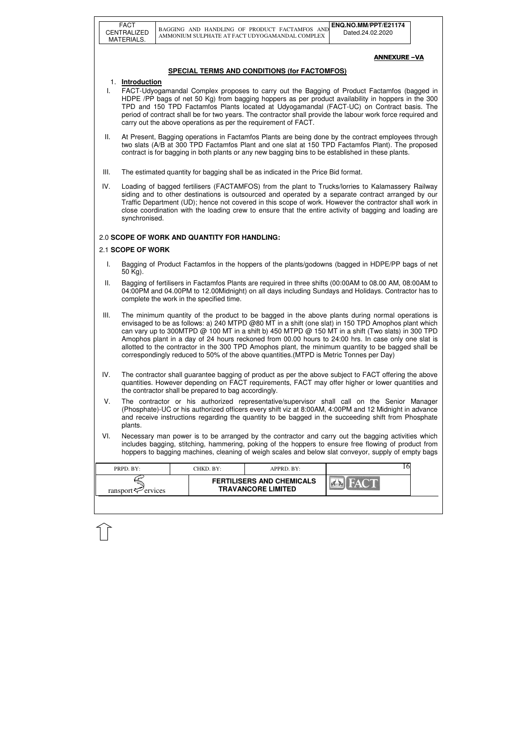**ANNEXURE –VA**

## SPECIAL TERMS AND CONDITIONS (for FACTOMFOS)

### 1. Introduction

I. FACT-Udyogamandal Complex proposes to carry out the Bagging of Product Factamfos (bagged in HDPE /PP bags of net 50 Kg) from bagging hoppers as per product availability in hoppers in the 300 TPD and 150 TPD Factamfos Plants located at Udyogamandal (FACT-UC) on Contract basis. The period of contract shall be for two years. The contractor shall provide the labour work force required and carry out the above operations as per the requirement of FACT.

II. At Present, Bagging operations in Factamfos Plants are being done by the contract employees through two slats (A/B at 300 TPD Factamfos Plant and one slat at 150 TPD Factamfos Plant). The proposed contract is for bagging in both plants or any new bagging bins to be established in these plants.

III. The estimated quantity for bagging shall be as indicated in the Price Bid format.

IV. Loading of bagged fertilisers (FACTAMFOS) from the plant to Trucks/lorries to Kalamassery Railway siding and to other destinations is outsourced and operated by a separate contract arranged by our Traffic Department (UD); hence not covered in this scope of work. However the contractor shall work in close coordination with the loading crew to ensure that the entire activity of bagging and loading are synchronised.

### 2.0 SCOPE OF WORK AND QUANTITY FOR HANDLING:

### 2.1 SCOPE OF WORK

I. Bagging of Product Factamfos in the hoppers of the plants/godowns (bagged in HDPE/PP bags of net 50 Kg).

II. Bagging of fertilisers in Factamfos Plants are required in three shifts (00:00AM to 08.00 AM, 08:00AM to 04:00PM and 04.00PM to 12.00Midnight) on all days including Sundays and Holidays. Contractor has to complete the work in the specified time.

III. The minimum quantity of the product to be bagged in the above plants during normal operations is envisaged to be as follows: a) 240 MTPD @80 MT in a shift (one slat) in 150 TPD Amophos plant which can vary up to 300MTPD @ 100 MT in a shift b) 450 MTPD @ 150 MT in a shift (Two slats) in 300 TPD Amophos plant in a day of 24 hours reckoned from 00.00 hours to 24:00 hrs. In case only one slat is allotted to the contractor in the 300 TPD Amophos plant, the minimum quantity to be bagged shall be correspondingly reduced to 50% of the above quantities.(MTPD is Metric Tonnes per Day)

IV. The contractor shall guarantee bagging of product as per the above subject to FACT offering the above quantities. However depending on FACT requirements, FACT may offer higher or lower quantities and the contractor shall be prepared to bag accordingly.

V. The contractor or his authorized representative/supervisor shall call on the Senior Manager (Phosphate)-UC or his authorized officers every shift viz at 8:00AM, 4:00PM and 12 Midnight in advance and receive instructions regarding the quantity to be bagged in the succeeding shift from Phosphate plants.

VI. Necessary man power is to be arranged by the contractor and carry out the bagging activities which includes bagging, stitching, hammering, poking of the hoppers to ensure free flowing of product from hoppers to bagging machines, cleaning of weigh scales and below slat conveyor, supply of empty bags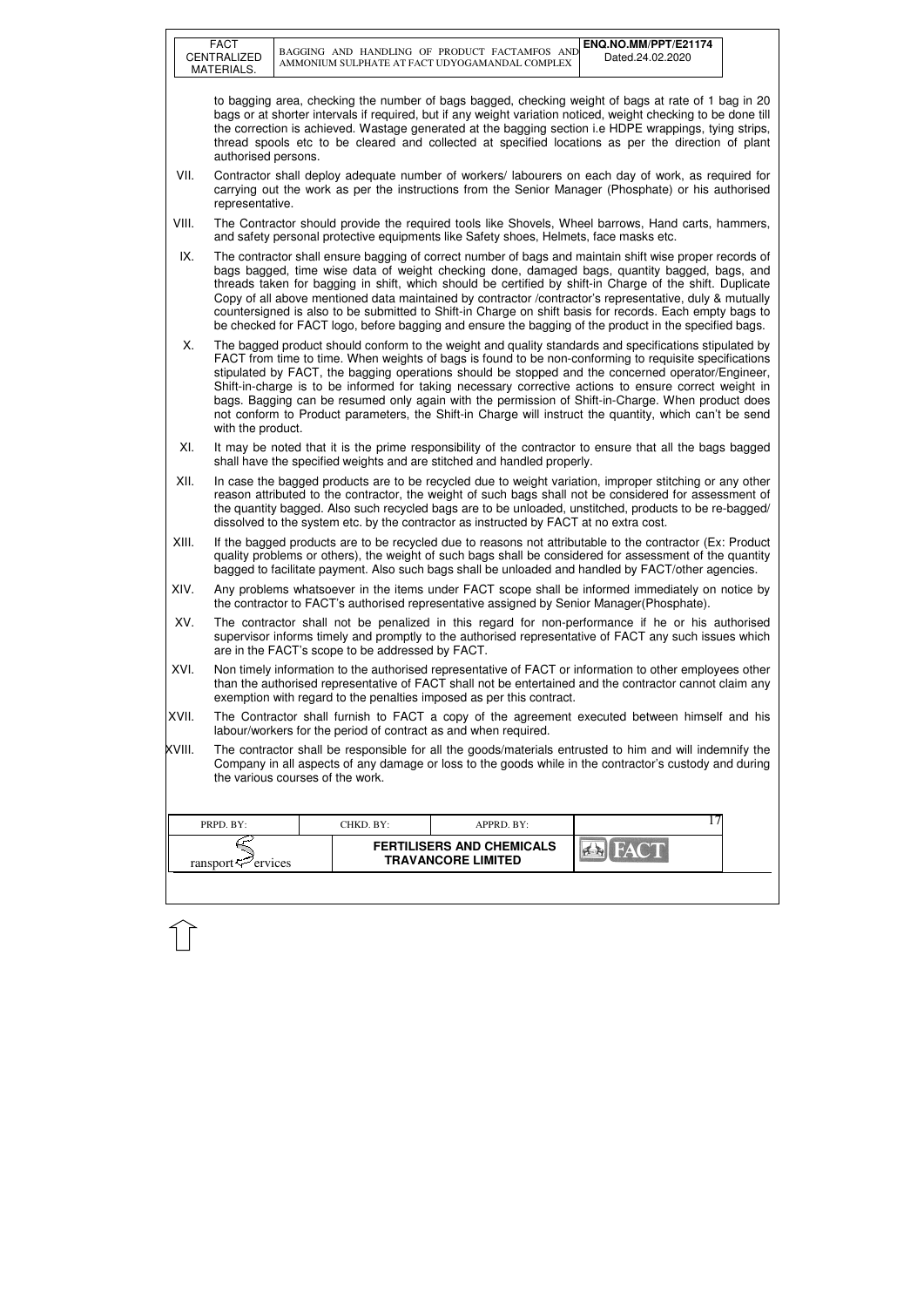to bagging area, checking the number of bags bagged, checking weight of bags at rate of 1 bag in 20 bags or at shorter intervals if required, but if any weight variation noticed, weight checking to be done till the correction is achieved. Wastage generated at the bagging section i.e HDPE wrappings, tying strips, thread spools etc to be cleared and collected at specified locations as per the direction of plant authorised persons.

VII. Contractor shall deploy adequate number of workers/ labourers on each day of work, as required for carrying out the work as per the instructions from the Senior Manager (Phosphate) or his authorised representative.

VIII. The Contractor should provide the required tools like Shovels, Wheel barrows, Hand carts, hammers, and safety personal protective equipments like Safety shoes, Helmets, face masks etc.

IX. The contractor shall ensure bagging of correct number of bags and maintain shift wise proper records of bags bagged, time wise data of weight checking done, damaged bags, quantity bagged, bags, and threads taken for bagging in shift, which should be certified by shift-in Charge of the shift. Duplicate Copy of all above mentioned data maintained by contractor /contractor's representative, duly & mutually countersigned is also to be submitted to Shift-in Charge on shift basis for records. Each empty bags to be checked for FACT logo, before bagging and ensure the bagging of the product in the specified bags.

X. The bagged product should conform to the weight and quality standards and specifications stipulated by FACT from time to time. When weights of bags is found to be non-conforming to requisite specifications stipulated by FACT, the bagging operations should be stopped and the concerned operator/Engineer, Shift-in-charge is to be informed for taking necessary corrective actions to ensure correct weight in bags. Bagging can be resumed only again with the permission of Shift-in-Charge. When product does not conform to Product parameters, the Shift-in Charge will instruct the quantity, which can't be send with the product.

XI. It may be noted that it is the prime responsibility of the contractor to ensure that all the bags bagged shall have the specified weights and are stitched and handled properly.

XII. In case the bagged products are to be recycled due to weight variation, improper stitching or any other reason attributed to the contractor, the weight of such bags shall not be considered for assessment of the quantity bagged. Also such recycled bags are to be unloaded, unstitched, products to be re-bagged/ dissolved to the system etc. by the contractor as instructed by FACT at no extra cost.

XIII. If the bagged products are to be recycled due to reasons not attributable to the contractor (Ex: Product quality problems or others), the weight of such bags shall be considered for assessment of the quantity bagged to facilitate payment. Also such bags shall be unloaded and handled by FACT/other agencies.

XIV. Any problems whatsoever in the items under FACT scope shall be informed immediately on notice by the contractor to FACT's authorised representative assigned by Senior Manager(Phosphate).

XV. The contractor shall not be penalized in this regard for non-performance if he or his authorised supervisor informs timely and promptly to the authorised representative of FACT any such issues which are in the FACT's scope to be addressed by FACT.

XVI. Non timely information to the authorised representative of FACT or information to other employees other than the authorised representative of FACT shall not be entertained and the contractor cannot claim any exemption with regard to the penalties imposed as per this contract.

XVII. The Contractor shall furnish to FACT a copy of the agreement executed between himself and his labour/workers for the period of contract as and when required.

XVIII. The contractor shall be responsible for all the goods/materials entrusted to him and will indemnify the Company in all aspects of any damage or loss to the goods while in the contractor's custody and during the various courses of the work.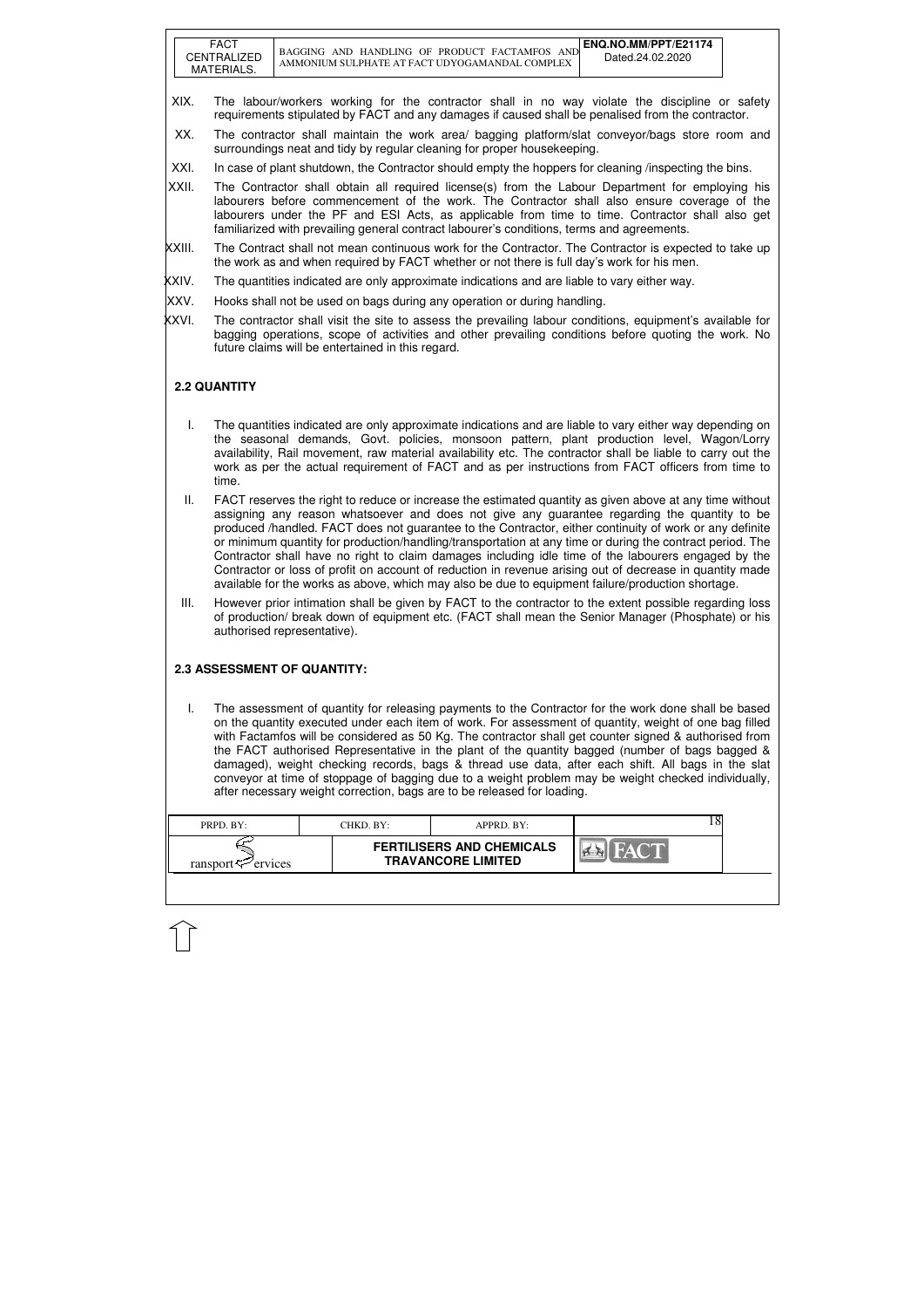XIX. The labour/workers working for the contractor shall in no way violate the discipline or safety requirements stipulated by FACT and any damages if caused shall be penalised from the contractor.

XX. The contractor shall maintain the work area/ bagging platform/slat conveyor/bags store room and surroundings neat and tidy by regular cleaning for proper housekeeping.

XXI. In case of plant shutdown, the Contractor should empty the hoppers for cleaning /inspecting the bins.

XXII. The Contractor shall obtain all required license(s) from the Labour Department for employing his labourers before commencement of the work. The Contractor shall also ensure coverage of the labourers under the PF and ESI Acts, as applicable from time to time. Contractor shall also get familiarized with prevailing general contract labourer's conditions, terms and agreements.

XXIII. The Contract shall not mean continuous work for the Contractor. The Contractor is expected to take up the work as and when required by FACT whether or not there is full day's work for his men.

XXIV. The quantities indicated are only approximate indications and are liable to vary either way.

XXV. Hooks shall not be used on bags during any operation or during handling.

XXVI. The contractor shall visit the site to assess the prevailing labour conditions, equipment's available for bagging operations, scope of activities and other prevailing conditions before quoting the work. No future claims will be entertained in this regard.

## 2.2 QUANTITY

I. The quantities indicated are only approximate indications and are liable to vary either way depending on the seasonal demands, Govt. policies, monsoon pattern, plant production level, Wagon/Lorry availability, Rail movement, raw material availability etc. The contractor shall be liable to carry out the work as per the actual requirement of FACT and as per instructions from FACT officers from time to time.

II. FACT reserves the right to reduce or increase the estimated quantity as given above at any time without assigning any reason whatsoever and does not give any guarantee regarding the quantity to be produced /handled. FACT does not guarantee to the Contractor, either continuity of work or any definite or minimum quantity for production/handling/transportation at any time or during the contract period. The Contractor shall have no right to claim damages including idle time of the labourers engaged by the Contractor or loss of profit on account of reduction in revenue arising out of decrease in quantity made available for the works as above, which may also be due to equipment failure/production shortage.

III. However prior intimation shall be given by FACT to the contractor to the extent possible regarding loss of production/ break down of equipment etc. (FACT shall mean the Senior Manager (Phosphate) or his authorised representative).

## 2.3 ASSESSMENT OF QUANTITY:

I. The assessment of quantity for releasing payments to the Contractor for the work done shall be based on the quantity executed under each item of work. For assessment of quantity, weight of one bag filled with Factamfos will be considered as 50 Kg. The contractor shall get counter signed & authorised from the FACT authorised Representative in the plant of the quantity bagged (number of bags bagged & damaged), weight checking records, bags & thread use data, after each shift. All bags in the slat conveyor at time of stoppage of bagging due to a weight problem may be weight checked individually, after necessary weight correction, bags are to be released for loading.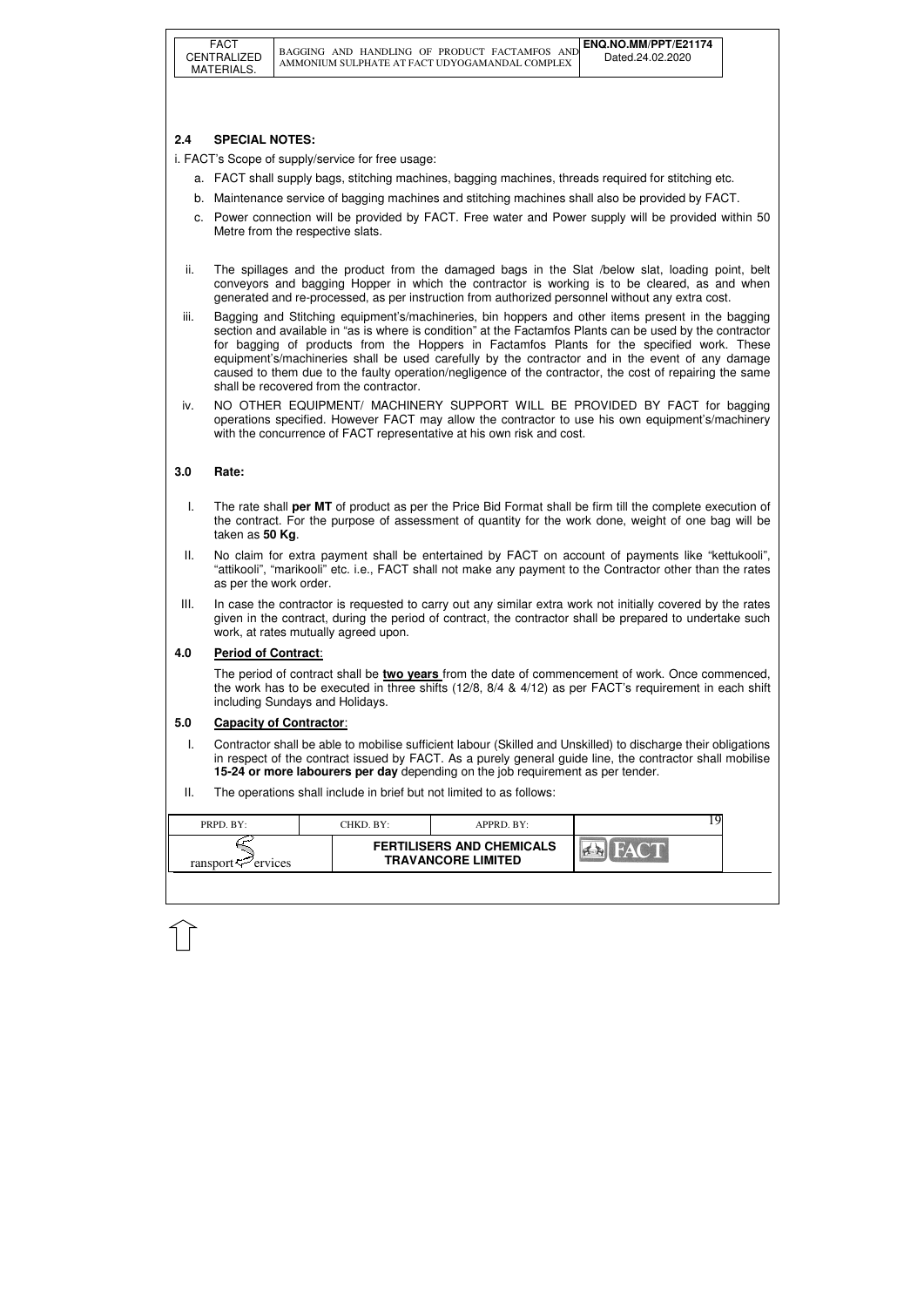## 2.4 SPECIAL NOTES:

i. FACT's Scope of supply/service for free usage:

a. FACT shall supply bags, stitching machines, bagging machines, threads required for stitching etc.

b. Maintenance service of bagging machines and stitching machines shall also be provided by FACT.

c. Power connection will be provided by FACT. Free water and Power supply will be provided within 50 Metre from the respective slats.

ii. The spillages and the product from the damaged bags in the Slat /below slat, loading point, belt conveyors and bagging Hopper in which the contractor is working is to be cleared, as and when generated and re-processed, as per instruction from authorized personnel without any extra cost.

iii. Bagging and Stitching equipment's/machineries, bin hoppers and other items present in the bagging section and available in "as is where is condition" at the Factamfos Plants can be used by the contractor for bagging of products from the Hoppers in Factamfos Plants for the specified work. These equipment's/machineries shall be used carefully by the contractor and in the event of any damage caused to them due to the faulty operation/negligence of the contractor, the cost of repairing the same shall be recovered from the contractor.

iv. NO OTHER EQUIPMENT/ MACHINERY SUPPORT WILL BE PROVIDED BY FACT for bagging operations specified. However FACT may allow the contractor to use his own equipment's/machinery with the concurrence of FACT representative at his own risk and cost.

## 3.0 Rate:

I. The rate shall **per MT** of product as per the Price Bid Format shall be firm till the complete execution of the contract. For the purpose of assessment of quantity for the work done, weight of one bag will be taken as **50 Kg**.

II. No claim for extra payment shall be entertained by FACT on account of payments like "kettukooli", "attikooli", "marikooli" etc. i.e., FACT shall not make any payment to the Contractor other than the rates as per the work order.

III. In case the contractor is requested to carry out any similar extra work not initially covered by the rates given in the contract, during the period of contract, the contractor shall be prepared to undertake such work, at rates mutually agreed upon.

## 4.0 Period of Contract:

The period of contract shall be **two years** from the date of commencement of work. Once commenced, the work has to be executed in three shifts (12/8, 8/4 & 4/12) as per FACT's requirement in each shift including Sundays and Holidays.

## 5.0 Capacity of Contractor:

I. Contractor shall be able to mobilise sufficient labour (Skilled and Unskilled) to discharge their obligations in respect of the contract issued by FACT. As a purely general guide line, the contractor shall mobilise **15-24 or more labourers per day** depending on the job requirement as per tender.

II. The operations shall include in brief but not limited to as follows: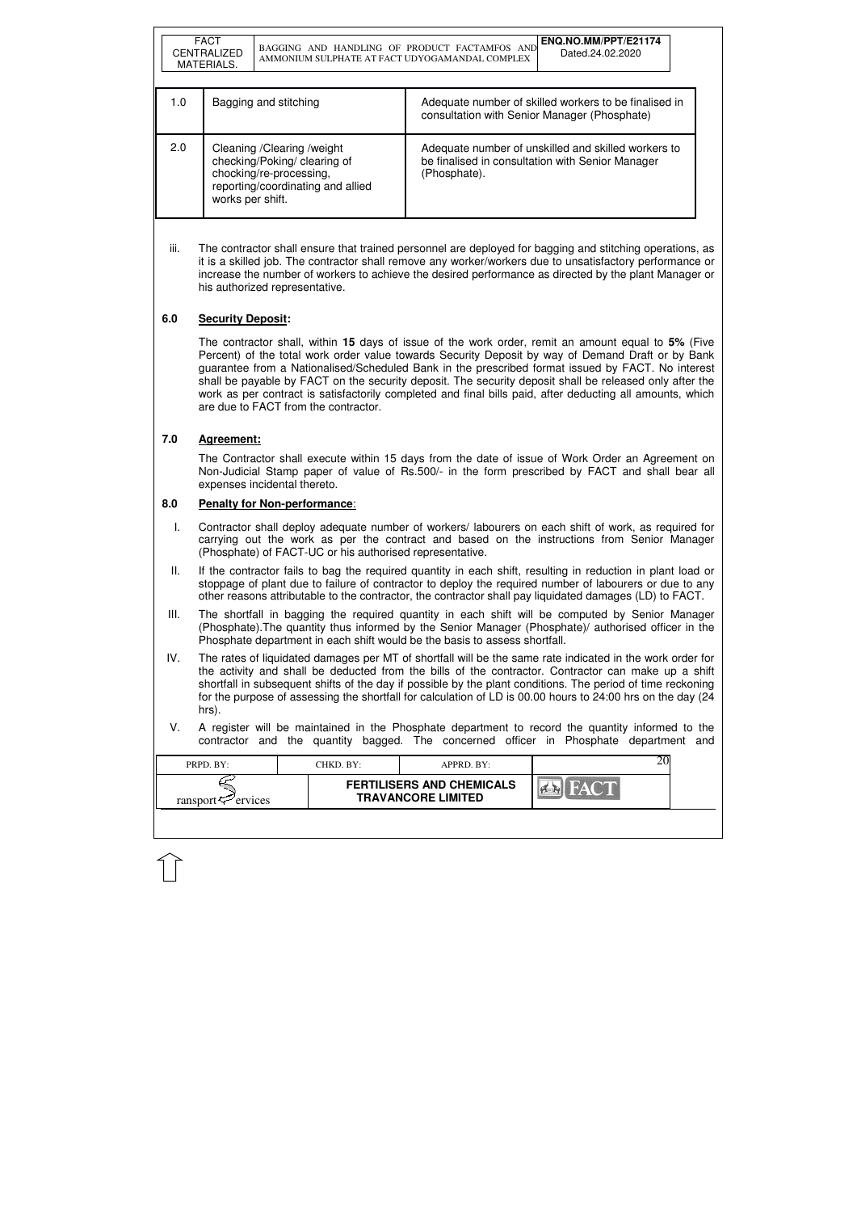| 1.0 | Bagging and stitching | Adequate number of skilled workers to be finalised in consultation with Senior Manager (Phosphate) |
|---|---|---|
| 2.0 | Cleaning /Clearing /weight checking/Poking/ clearing of chocking/re-processing, reporting/coordinating and allied works per shift. | Adequate number of unskilled and skilled workers to be finalised in consultation with Senior Manager (Phosphate). |

iii. The contractor shall ensure that trained personnel are deployed for bagging and stitching operations, as it is a skilled job. The contractor shall remove any worker/workers due to unsatisfactory performance or increase the number of workers to achieve the desired performance as directed by the plant Manager or his authorized representative.

## 6.0 Security Deposit:

The contractor shall, within **15** days of issue of the work order, remit an amount equal to **5%** (Five Percent) of the total work order value towards Security Deposit by way of Demand Draft or by Bank guarantee from a Nationalised/Scheduled Bank in the prescribed format issued by FACT. No interest shall be payable by FACT on the security deposit. The security deposit shall be released only after the work as per contract is satisfactorily completed and final bills paid, after deducting all amounts, which are due to FACT from the contractor.

## 7.0 Agreement:

The Contractor shall execute within 15 days from the date of issue of Work Order an Agreement on Non-Judicial Stamp paper of value of Rs.500/- in the form prescribed by FACT and shall bear all expenses incidental thereto.

## 8.0 Penalty for Non-performance:

I. Contractor shall deploy adequate number of workers/ labourers on each shift of work, as required for carrying out the work as per the contract and based on the instructions from Senior Manager (Phosphate) of FACT-UC or his authorised representative.

II. If the contractor fails to bag the required quantity in each shift, resulting in reduction in plant load or stoppage of plant due to failure of contractor to deploy the required number of labourers or due to any other reasons attributable to the contractor, the contractor shall pay liquidated damages (LD) to FACT.

III. The shortfall in bagging the required quantity in each shift will be computed by Senior Manager (Phosphate).The quantity thus informed by the Senior Manager (Phosphate)/ authorised officer in the Phosphate department in each shift would be the basis to assess shortfall.

IV. The rates of liquidated damages per MT of shortfall will be the same rate indicated in the work order for the activity and shall be deducted from the bills of the contractor. Contractor can make up a shift shortfall in subsequent shifts of the day if possible by the plant conditions. The period of time reckoning for the purpose of assessing the shortfall for calculation of LD is 00.00 hours to 24:00 hrs on the day (24 hrs).

V. A register will be maintained in the Phosphate department to record the quantity informed to the contractor and the quantity bagged. The concerned officer in Phosphate department and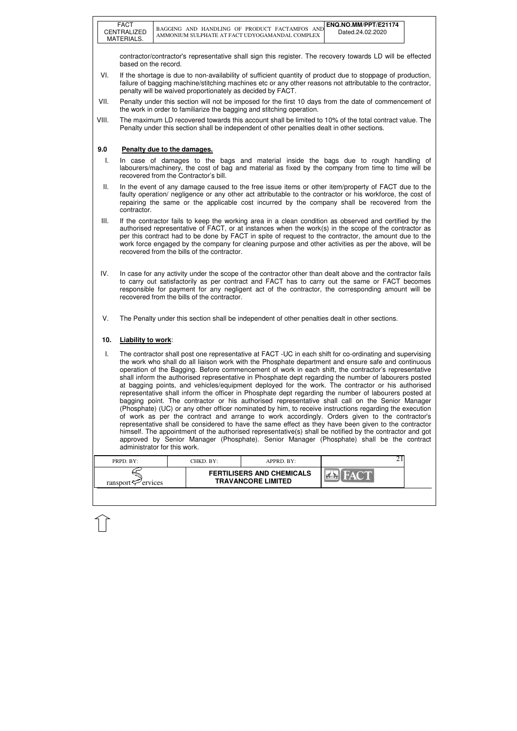contractor/contractor's representative shall sign this register. The recovery towards LD will be effected based on the record.

VI. If the shortage is due to non-availability of sufficient quantity of product due to stoppage of production, failure of bagging machine/stitching machines etc or any other reasons not attributable to the contractor, penalty will be waived proportionately as decided by FACT.

VII. Penalty under this section will not be imposed for the first 10 days from the date of commencement of the work in order to familiarize the bagging and stitching operation.

VIII. The maximum LD recovered towards this account shall be limited to 10% of the total contract value. The Penalty under this section shall be independent of other penalties dealt in other sections.

### 9.0 Penalty due to the damages.

I. In case of damages to the bags and material inside the bags due to rough handling of labourers/machinery, the cost of bag and material as fixed by the company from time to time will be recovered from the Contractor's bill.

II. In the event of any damage caused to the free issue items or other item/property of FACT due to the faulty operation/ negligence or any other act attributable to the contractor or his workforce, the cost of repairing the same or the applicable cost incurred by the company shall be recovered from the contractor.

III. If the contractor fails to keep the working area in a clean condition as observed and certified by the authorised representative of FACT, or at instances when the work(s) in the scope of the contractor as per this contract had to be done by FACT in spite of request to the contractor, the amount due to the work force engaged by the company for cleaning purpose and other activities as per the above, will be recovered from the bills of the contractor.

IV. In case for any activity under the scope of the contractor other than dealt above and the contractor fails to carry out satisfactorily as per contract and FACT has to carry out the same or FACT becomes responsible for payment for any negligent act of the contractor, the corresponding amount will be recovered from the bills of the contractor.

V. The Penalty under this section shall be independent of other penalties dealt in other sections.

### 10. Liability to work:

I. The contractor shall post one representative at FACT -UC in each shift for co-ordinating and supervising the work who shall do all liaison work with the Phosphate department and ensure safe and continuous operation of the Bagging. Before commencement of work in each shift, the contractor's representative shall inform the authorised representative in Phosphate dept regarding the number of labourers posted at bagging points, and vehicles/equipment deployed for the work. The contractor or his authorised representative shall inform the officer in Phosphate dept regarding the number of labourers posted at bagging point. The contractor or his authorised representative shall call on the Senior Manager (Phosphate) (UC) or any other officer nominated by him, to receive instructions regarding the execution of work as per the contract and arrange to work accordingly. Orders given to the contractor's representative shall be considered to have the same effect as they have been given to the contractor himself. The appointment of the authorised representative(s) shall be notified by the contractor and got approved by Senior Manager (Phosphate). Senior Manager (Phosphate) shall be the contract administrator for this work.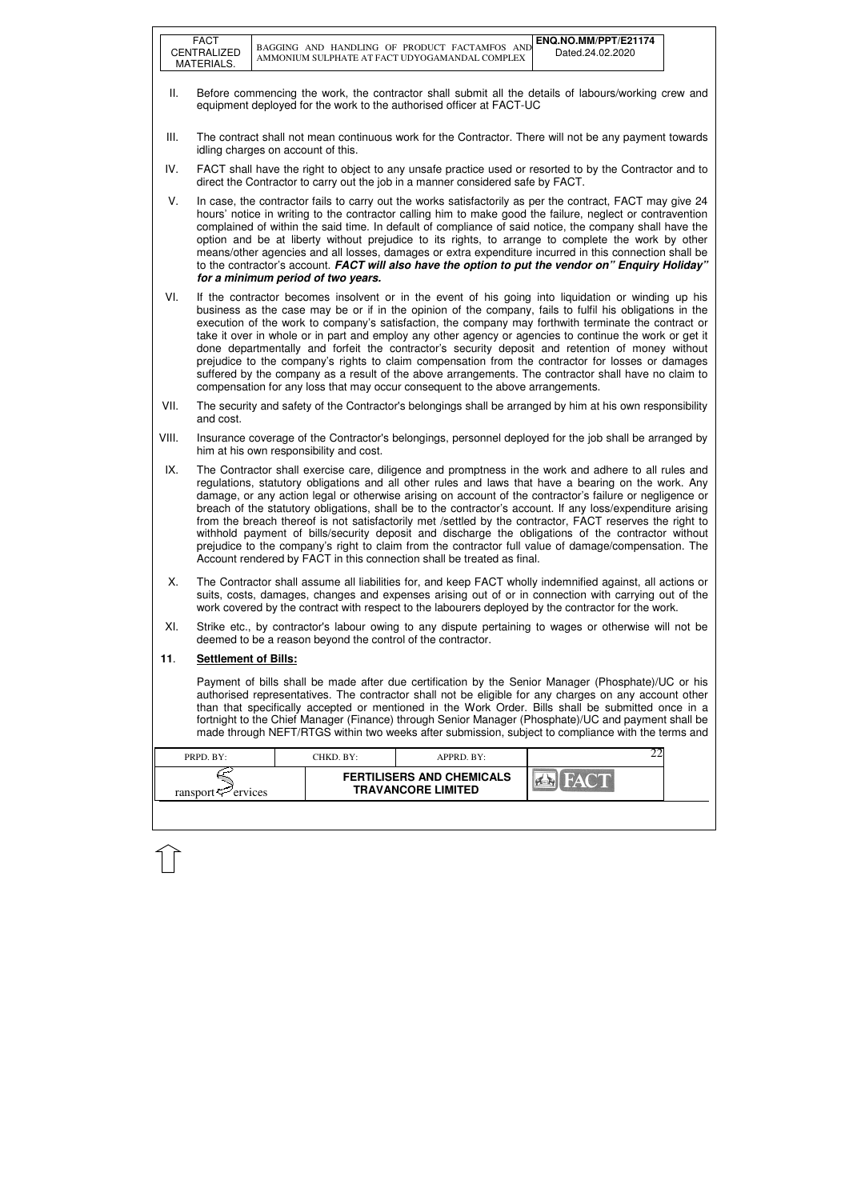II. Before commencing the work, the contractor shall submit all the details of labours/working crew and equipment deployed for the work to the authorised officer at FACT-UC

III. The contract shall not mean continuous work for the Contractor. There will not be any payment towards idling charges on account of this.

IV. FACT shall have the right to object to any unsafe practice used or resorted to by the Contractor and to direct the Contractor to carry out the job in a manner considered safe by FACT.

V. In case, the contractor fails to carry out the works satisfactorily as per the contract, FACT may give 24 hours' notice in writing to the contractor calling him to make good the failure, neglect or contravention complained of within the said time. In default of compliance of said notice, the company shall have the option and be at liberty without prejudice to its rights, to arrange to complete the work by other means/other agencies and all losses, damages or extra expenditure incurred in this connection shall be to the contractor's account. ***FACT will also have the option to put the vendor on" Enquiry Holiday" for a minimum period of two years.***

VI. If the contractor becomes insolvent or in the event of his going into liquidation or winding up his business as the case may be or if in the opinion of the company, fails to fulfil his obligations in the execution of the work to company's satisfaction, the company may forthwith terminate the contract or take it over in whole or in part and employ any other agency or agencies to continue the work or get it done departmentally and forfeit the contractor's security deposit and retention of money without prejudice to the company's rights to claim compensation from the contractor for losses or damages suffered by the company as a result of the above arrangements. The contractor shall have no claim to compensation for any loss that may occur consequent to the above arrangements.

VII. The security and safety of the Contractor's belongings shall be arranged by him at his own responsibility and cost.

VIII. Insurance coverage of the Contractor's belongings, personnel deployed for the job shall be arranged by him at his own responsibility and cost.

IX. The Contractor shall exercise care, diligence and promptness in the work and adhere to all rules and regulations, statutory obligations and all other rules and laws that have a bearing on the work. Any damage, or any action legal or otherwise arising on account of the contractor's failure or negligence or breach of the statutory obligations, shall be to the contractor's account. If any loss/expenditure arising from the breach thereof is not satisfactorily met /settled by the contractor, FACT reserves the right to withhold payment of bills/security deposit and discharge the obligations of the contractor without prejudice to the company's right to claim from the contractor full value of damage/compensation. The Account rendered by FACT in this connection shall be treated as final.

X. The Contractor shall assume all liabilities for, and keep FACT wholly indemnified against, all actions or suits, costs, damages, changes and expenses arising out of or in connection with carrying out of the work covered by the contract with respect to the labourers deployed by the contractor for the work.

XI. Strike etc., by contractor's labour owing to any dispute pertaining to wages or otherwise will not be deemed to be a reason beyond the control of the contractor.

## 11. Settlement of Bills:

Payment of bills shall be made after due certification by the Senior Manager (Phosphate)/UC or his authorised representatives. The contractor shall not be eligible for any charges on any account other than that specifically accepted or mentioned in the Work Order. Bills shall be submitted once in a fortnight to the Chief Manager (Finance) through Senior Manager (Phosphate)/UC and payment shall be made through NEFT/RTGS within two weeks after submission, subject to compliance with the terms and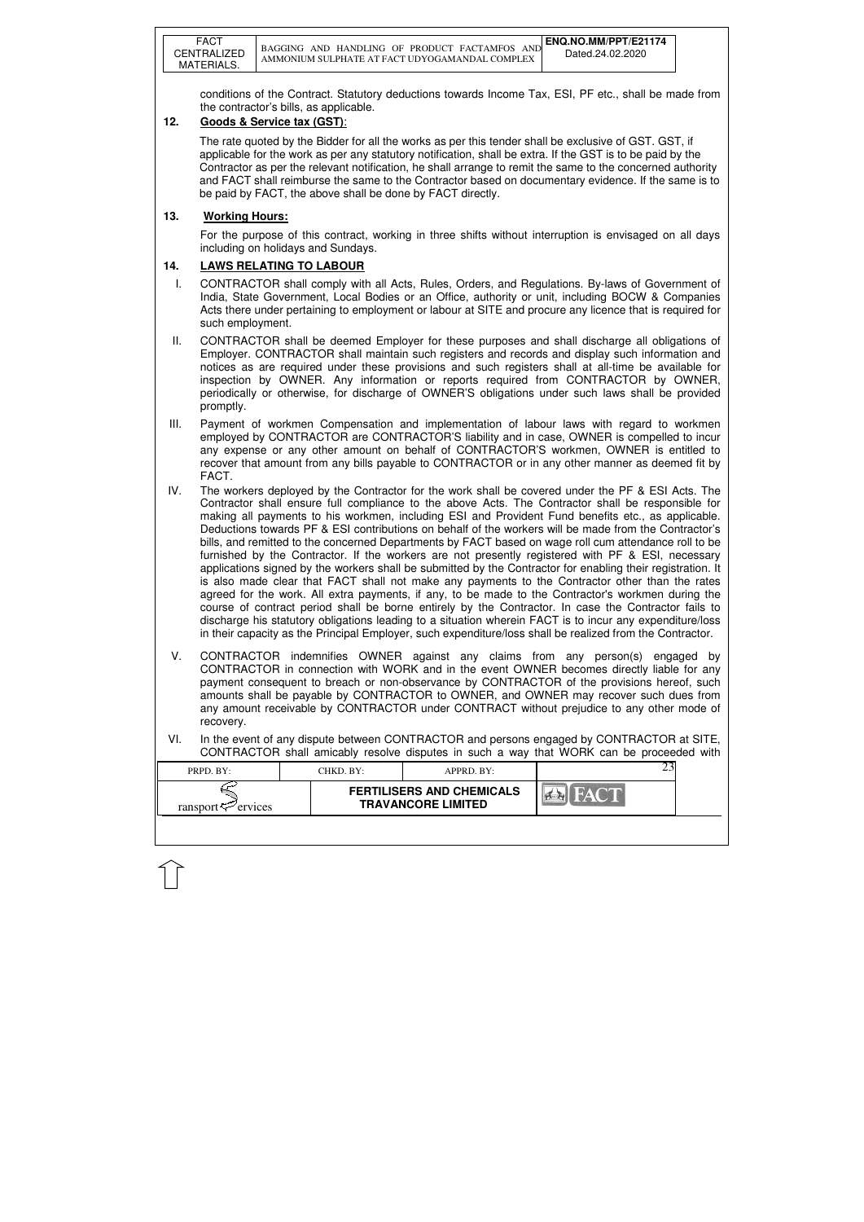conditions of the Contract. Statutory deductions towards Income Tax, ESI, PF etc., shall be made from the contractor's bills, as applicable.

## 12. Goods & Service tax (GST):

The rate quoted by the Bidder for all the works as per this tender shall be exclusive of GST. GST, if applicable for the work as per any statutory notification, shall be extra. If the GST is to be paid by the Contractor as per the relevant notification, he shall arrange to remit the same to the concerned authority and FACT shall reimburse the same to the Contractor based on documentary evidence. If the same is to be paid by FACT, the above shall be done by FACT directly.

## 13. Working Hours:

For the purpose of this contract, working in three shifts without interruption is envisaged on all days including on holidays and Sundays.

## 14. LAWS RELATING TO LABOUR

I. CONTRACTOR shall comply with all Acts, Rules, Orders, and Regulations. By-laws of Government of India, State Government, Local Bodies or an Office, authority or unit, including BOCW & Companies Acts there under pertaining to employment or labour at SITE and procure any licence that is required for such employment.

II. CONTRACTOR shall be deemed Employer for these purposes and shall discharge all obligations of Employer. CONTRACTOR shall maintain such registers and records and display such information and notices as are required under these provisions and such registers shall at all-time be available for inspection by OWNER. Any information or reports required from CONTRACTOR by OWNER, periodically or otherwise, for discharge of OWNER'S obligations under such laws shall be provided promptly.

III. Payment of workmen Compensation and implementation of labour laws with regard to workmen employed by CONTRACTOR are CONTRACTOR'S liability and in case, OWNER is compelled to incur any expense or any other amount on behalf of CONTRACTOR'S workmen, OWNER is entitled to recover that amount from any bills payable to CONTRACTOR or in any other manner as deemed fit by FACT.

IV. The workers deployed by the Contractor for the work shall be covered under the PF & ESI Acts. The Contractor shall ensure full compliance to the above Acts. The Contractor shall be responsible for making all payments to his workmen, including ESI and Provident Fund benefits etc., as applicable. Deductions towards PF & ESI contributions on behalf of the workers will be made from the Contractor's bills, and remitted to the concerned Departments by FACT based on wage roll cum attendance roll to be furnished by the Contractor. If the workers are not presently registered with PF & ESI, necessary applications signed by the workers shall be submitted by the Contractor for enabling their registration. It is also made clear that FACT shall not make any payments to the Contractor other than the rates agreed for the work. All extra payments, if any, to be made to the Contractor's workmen during the course of contract period shall be borne entirely by the Contractor. In case the Contractor fails to discharge his statutory obligations leading to a situation wherein FACT is to incur any expenditure/loss in their capacity as the Principal Employer, such expenditure/loss shall be realized from the Contractor.

V. CONTRACTOR indemnifies OWNER against any claims from any person(s) engaged by CONTRACTOR in connection with WORK and in the event OWNER becomes directly liable for any payment consequent to breach or non-observance by CONTRACTOR of the provisions hereof, such amounts shall be payable by CONTRACTOR to OWNER, and OWNER may recover such dues from any amount receivable by CONTRACTOR under CONTRACT without prejudice to any other mode of recovery.

VI. In the event of any dispute between CONTRACTOR and persons engaged by CONTRACTOR at SITE, CONTRACTOR shall amicably resolve disputes in such a way that WORK can be proceeded with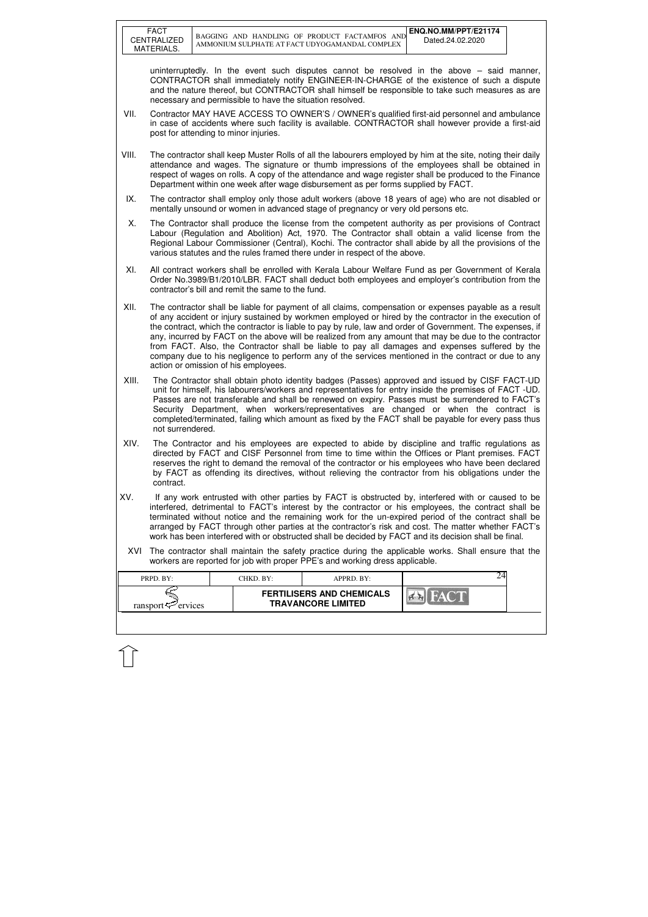uninterruptedly. In the event such disputes cannot be resolved in the above – said manner, CONTRACTOR shall immediately notify ENGINEER-IN-CHARGE of the existence of such a dispute and the nature thereof, but CONTRACTOR shall himself be responsible to take such measures as are necessary and permissible to have the situation resolved.

VII. Contractor MAY HAVE ACCESS TO OWNER'S / OWNER's qualified first-aid personnel and ambulance in case of accidents where such facility is available. CONTRACTOR shall however provide a first-aid post for attending to minor injuries.

VIII. The contractor shall keep Muster Rolls of all the labourers employed by him at the site, noting their daily attendance and wages. The signature or thumb impressions of the employees shall be obtained in respect of wages on rolls. A copy of the attendance and wage register shall be produced to the Finance Department within one week after wage disbursement as per forms supplied by FACT.

IX. The contractor shall employ only those adult workers (above 18 years of age) who are not disabled or mentally unsound or women in advanced stage of pregnancy or very old persons etc.

X. The Contractor shall produce the license from the competent authority as per provisions of Contract Labour (Regulation and Abolition) Act, 1970. The Contractor shall obtain a valid license from the Regional Labour Commissioner (Central), Kochi. The contractor shall abide by all the provisions of the various statutes and the rules framed there under in respect of the above.

XI. All contract workers shall be enrolled with Kerala Labour Welfare Fund as per Government of Kerala Order No.3989/B1/2010/LBR. FACT shall deduct both employees and employer's contribution from the contractor's bill and remit the same to the fund.

XII. The contractor shall be liable for payment of all claims, compensation or expenses payable as a result of any accident or injury sustained by workmen employed or hired by the contractor in the execution of the contract, which the contractor is liable to pay by rule, law and order of Government. The expenses, if any, incurred by FACT on the above will be realized from any amount that may be due to the contractor from FACT. Also, the Contractor shall be liable to pay all damages and expenses suffered by the company due to his negligence to perform any of the services mentioned in the contract or due to any action or omission of his employees.

XIII. The Contractor shall obtain photo identity badges (Passes) approved and issued by CISF FACT-UD unit for himself, his labourers/workers and representatives for entry inside the premises of FACT -UD. Passes are not transferable and shall be renewed on expiry. Passes must be surrendered to FACT's Security Department, when workers/representatives are changed or when the contract is completed/terminated, failing which amount as fixed by the FACT shall be payable for every pass thus not surrendered.

XIV. The Contractor and his employees are expected to abide by discipline and traffic regulations as directed by FACT and CISF Personnel from time to time within the Offices or Plant premises. FACT reserves the right to demand the removal of the contractor or his employees who have been declared by FACT as offending its directives, without relieving the contractor from his obligations under the contract.

XV. If any work entrusted with other parties by FACT is obstructed by, interfered with or caused to be interfered, detrimental to FACT's interest by the contractor or his employees, the contract shall be terminated without notice and the remaining work for the un-expired period of the contract shall be arranged by FACT through other parties at the contractor's risk and cost. The matter whether FACT's work has been interfered with or obstructed shall be decided by FACT and its decision shall be final.

XVI The contractor shall maintain the safety practice during the applicable works. Shall ensure that the workers are reported for job with proper PPE's and working dress applicable.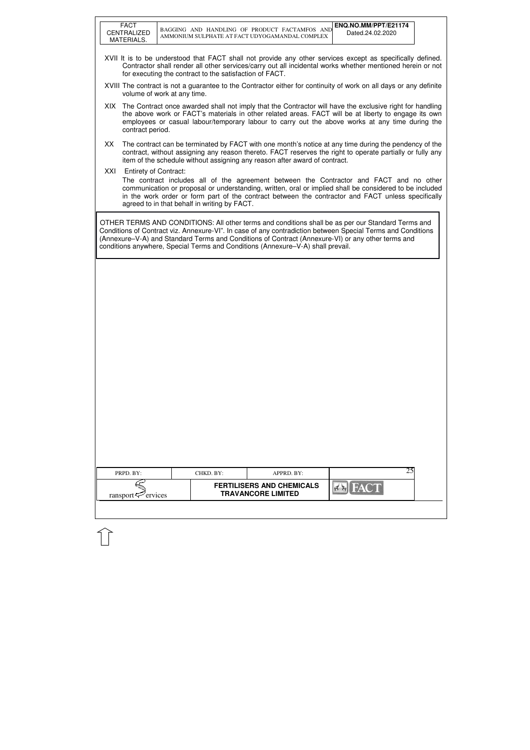XVII It is to be understood that FACT shall not provide any other services except as specifically defined. Contractor shall render all other services/carry out all incidental works whether mentioned herein or not for executing the contract to the satisfaction of FACT.

XVIII The contract is not a guarantee to the Contractor either for continuity of work on all days or any definite volume of work at any time.

XIX The Contract once awarded shall not imply that the Contractor will have the exclusive right for handling the above work or FACT's materials in other related areas. FACT will be at liberty to engage its own employees or casual labour/temporary labour to carry out the above works at any time during the contract period.

XX The contract can be terminated by FACT with one month's notice at any time during the pendency of the contract, without assigning any reason thereto. FACT reserves the right to operate partially or fully any item of the schedule without assigning any reason after award of contract.

XXI Entirety of Contract:
The contract includes all of the agreement between the Contractor and FACT and no other communication or proposal or understanding, written, oral or implied shall be considered to be included in the work order or form part of the contract between the contractor and FACT unless specifically agreed to in that behalf in writing by FACT.

OTHER TERMS AND CONDITIONS: All other terms and conditions shall be as per our Standard Terms and Conditions of Contract viz. Annexure-VI". In case of any contradiction between Special Terms and Conditions (Annexure–V-A) and Standard Terms and Conditions of Contract (Annexure-VI) or any other terms and conditions anywhere, Special Terms and Conditions (Annexure–V-A) shall prevail.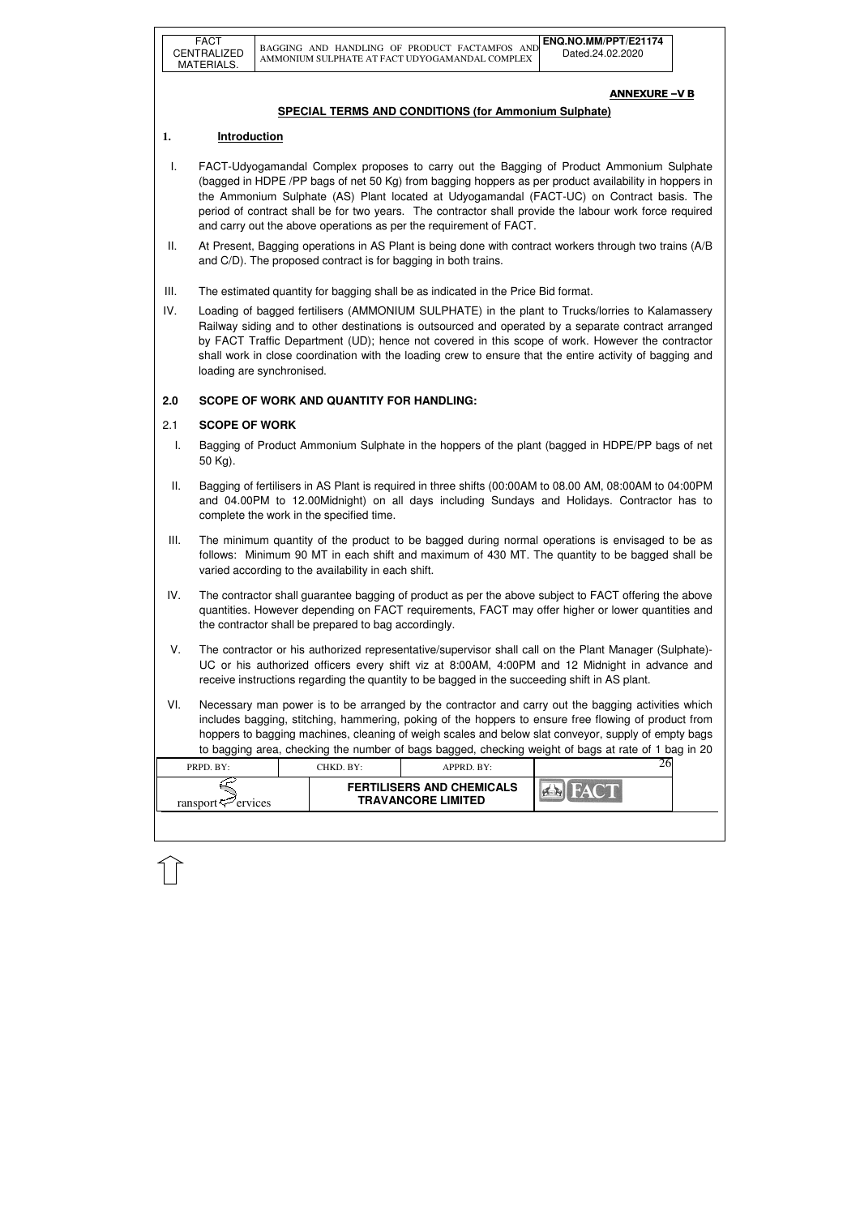**ANNEXURE –V B**

## SPECIAL TERMS AND CONDITIONS (for Ammonium Sulphate)

### 1. Introduction

I. FACT-Udyogamandal Complex proposes to carry out the Bagging of Product Ammonium Sulphate (bagged in HDPE /PP bags of net 50 Kg) from bagging hoppers as per product availability in hoppers in the Ammonium Sulphate (AS) Plant located at Udyogamandal (FACT-UC) on Contract basis. The period of contract shall be for two years. The contractor shall provide the labour work force required and carry out the above operations as per the requirement of FACT.

II. At Present, Bagging operations in AS Plant is being done with contract workers through two trains (A/B and C/D). The proposed contract is for bagging in both trains.

III. The estimated quantity for bagging shall be as indicated in the Price Bid format.

IV. Loading of bagged fertilisers (AMMONIUM SULPHATE) in the plant to Trucks/lorries to Kalamassery Railway siding and to other destinations is outsourced and operated by a separate contract arranged by FACT Traffic Department (UD); hence not covered in this scope of work. However the contractor shall work in close coordination with the loading crew to ensure that the entire activity of bagging and loading are synchronised.

### 2.0 SCOPE OF WORK AND QUANTITY FOR HANDLING:

#### 2.1 SCOPE OF WORK

I. Bagging of Product Ammonium Sulphate in the hoppers of the plant (bagged in HDPE/PP bags of net 50 Kg).

II. Bagging of fertilisers in AS Plant is required in three shifts (00:00AM to 08.00 AM, 08:00AM to 04:00PM and 04.00PM to 12.00Midnight) on all days including Sundays and Holidays. Contractor has to complete the work in the specified time.

III. The minimum quantity of the product to be bagged during normal operations is envisaged to be as follows: Minimum 90 MT in each shift and maximum of 430 MT. The quantity to be bagged shall be varied according to the availability in each shift.

IV. The contractor shall guarantee bagging of product as per the above subject to FACT offering the above quantities. However depending on FACT requirements, FACT may offer higher or lower quantities and the contractor shall be prepared to bag accordingly.

V. The contractor or his authorized representative/supervisor shall call on the Plant Manager (Sulphate)-UC or his authorized officers every shift viz at 8:00AM, 4:00PM and 12 Midnight in advance and receive instructions regarding the quantity to be bagged in the succeeding shift in AS plant.

VI. Necessary man power is to be arranged by the contractor and carry out the bagging activities which includes bagging, stitching, hammering, poking of the hoppers to ensure free flowing of product from hoppers to bagging machines, cleaning of weigh scales and below slat conveyor, supply of empty bags to bagging area, checking the number of bags bagged, checking weight of bags at rate of 1 bag in 20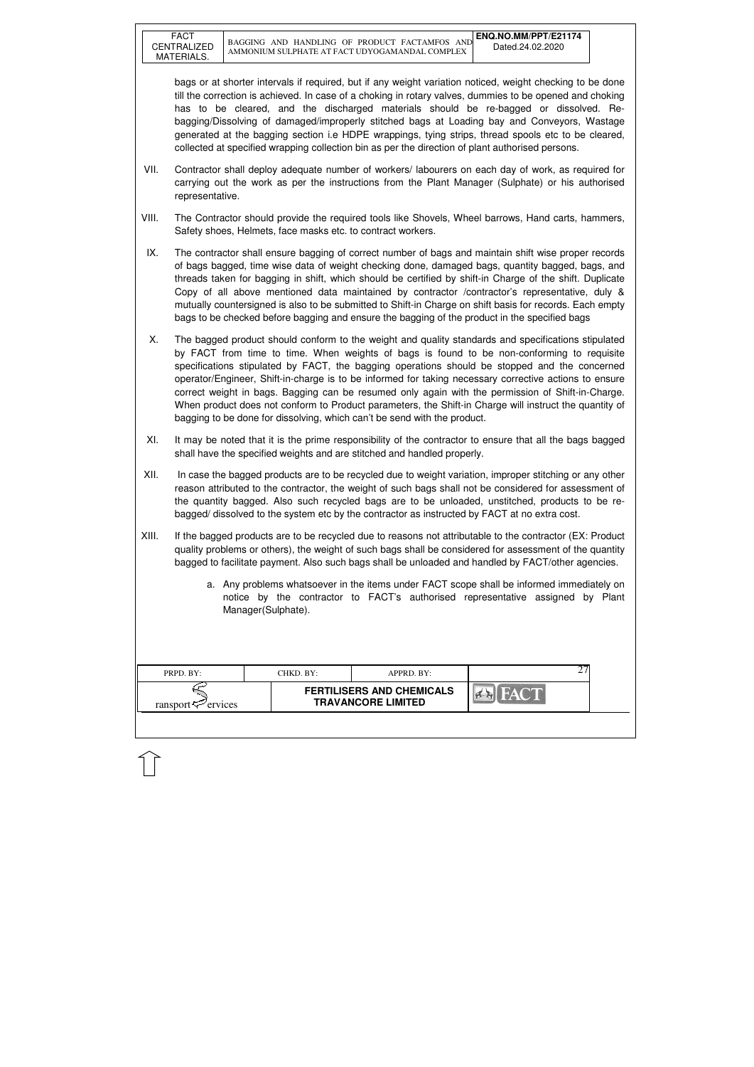bags or at shorter intervals if required, but if any weight variation noticed, weight checking to be done till the correction is achieved. In case of a choking in rotary valves, dummies to be opened and choking has to be cleared, and the discharged materials should be re-bagged or dissolved. Re-bagging/Dissolving of damaged/improperly stitched bags at Loading bay and Conveyors, Wastage generated at the bagging section i.e HDPE wrappings, tying strips, thread spools etc to be cleared, collected at specified wrapping collection bin as per the direction of plant authorised persons.

VII. Contractor shall deploy adequate number of workers/ labourers on each day of work, as required for carrying out the work as per the instructions from the Plant Manager (Sulphate) or his authorised representative.

VIII. The Contractor should provide the required tools like Shovels, Wheel barrows, Hand carts, hammers, Safety shoes, Helmets, face masks etc. to contract workers.

IX. The contractor shall ensure bagging of correct number of bags and maintain shift wise proper records of bags bagged, time wise data of weight checking done, damaged bags, quantity bagged, bags, and threads taken for bagging in shift, which should be certified by shift-in Charge of the shift. Duplicate Copy of all above mentioned data maintained by contractor /contractor's representative, duly & mutually countersigned is also to be submitted to Shift-in Charge on shift basis for records. Each empty bags to be checked before bagging and ensure the bagging of the product in the specified bags

X. The bagged product should conform to the weight and quality standards and specifications stipulated by FACT from time to time. When weights of bags is found to be non-conforming to requisite specifications stipulated by FACT, the bagging operations should be stopped and the concerned operator/Engineer, Shift-in-charge is to be informed for taking necessary corrective actions to ensure correct weight in bags. Bagging can be resumed only again with the permission of Shift-in-Charge. When product does not conform to Product parameters, the Shift-in Charge will instruct the quantity of bagging to be done for dissolving, which can't be send with the product.

XI. It may be noted that it is the prime responsibility of the contractor to ensure that all the bags bagged shall have the specified weights and are stitched and handled properly.

XII. In case the bagged products are to be recycled due to weight variation, improper stitching or any other reason attributed to the contractor, the weight of such bags shall not be considered for assessment of the quantity bagged. Also such recycled bags are to be unloaded, unstitched, products to be re-bagged/ dissolved to the system etc by the contractor as instructed by FACT at no extra cost.

XIII. If the bagged products are to be recycled due to reasons not attributable to the contractor (EX: Product quality problems or others), the weight of such bags shall be considered for assessment of the quantity bagged to facilitate payment. Also such bags shall be unloaded and handled by FACT/other agencies.

a. Any problems whatsoever in the items under FACT scope shall be informed immediately on notice by the contractor to FACT's authorised representative assigned by Plant Manager(Sulphate).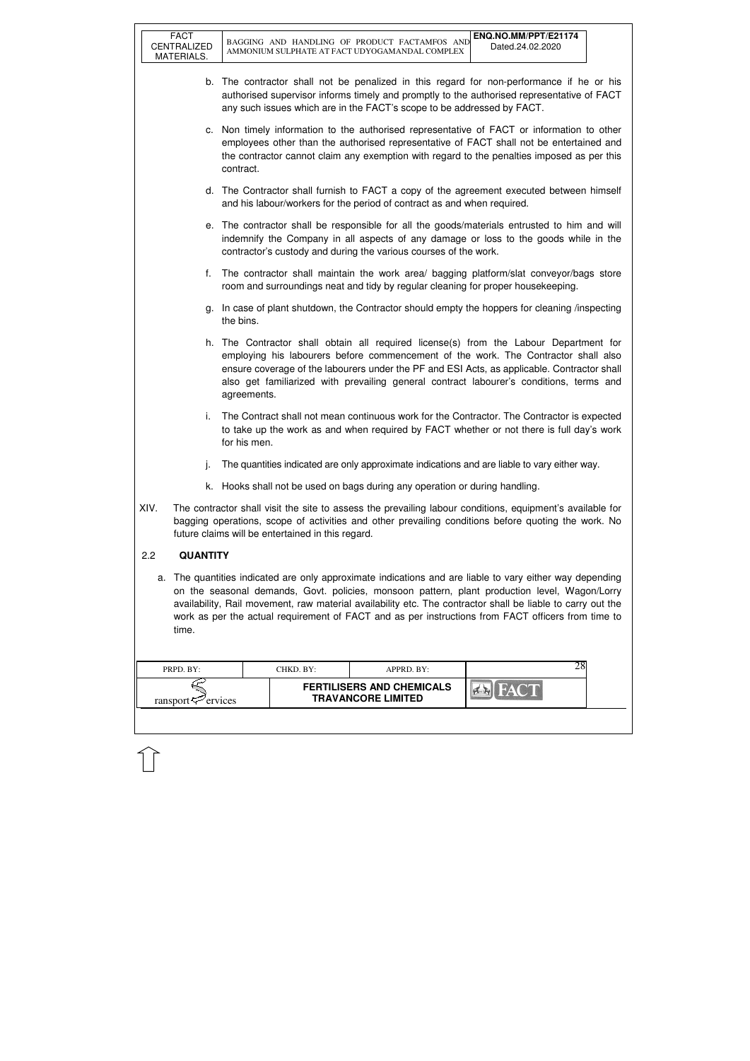b. The contractor shall not be penalized in this regard for non-performance if he or his authorised supervisor informs timely and promptly to the authorised representative of FACT any such issues which are in the FACT's scope to be addressed by FACT.

c. Non timely information to the authorised representative of FACT or information to other employees other than the authorised representative of FACT shall not be entertained and the contractor cannot claim any exemption with regard to the penalties imposed as per this contract.

d. The Contractor shall furnish to FACT a copy of the agreement executed between himself and his labour/workers for the period of contract as and when required.

e. The contractor shall be responsible for all the goods/materials entrusted to him and will indemnify the Company in all aspects of any damage or loss to the goods while in the contractor's custody and during the various courses of the work.

f. The contractor shall maintain the work area/ bagging platform/slat conveyor/bags store room and surroundings neat and tidy by regular cleaning for proper housekeeping.

g. In case of plant shutdown, the Contractor should empty the hoppers for cleaning /inspecting the bins.

h. The Contractor shall obtain all required license(s) from the Labour Department for employing his labourers before commencement of the work. The Contractor shall also ensure coverage of the labourers under the PF and ESI Acts, as applicable. Contractor shall also get familiarized with prevailing general contract labourer's conditions, terms and agreements.

i. The Contract shall not mean continuous work for the Contractor. The Contractor is expected to take up the work as and when required by FACT whether or not there is full day's work for his men.

j. The quantities indicated are only approximate indications and are liable to vary either way.

k. Hooks shall not be used on bags during any operation or during handling.

XIV. The contractor shall visit the site to assess the prevailing labour conditions, equipment's available for bagging operations, scope of activities and other prevailing conditions before quoting the work. No future claims will be entertained in this regard.

## 2.2 QUANTITY

a. The quantities indicated are only approximate indications and are liable to vary either way depending on the seasonal demands, Govt. policies, monsoon pattern, plant production level, Wagon/Lorry availability, Rail movement, raw material availability etc. The contractor shall be liable to carry out the work as per the actual requirement of FACT and as per instructions from FACT officers from time to time.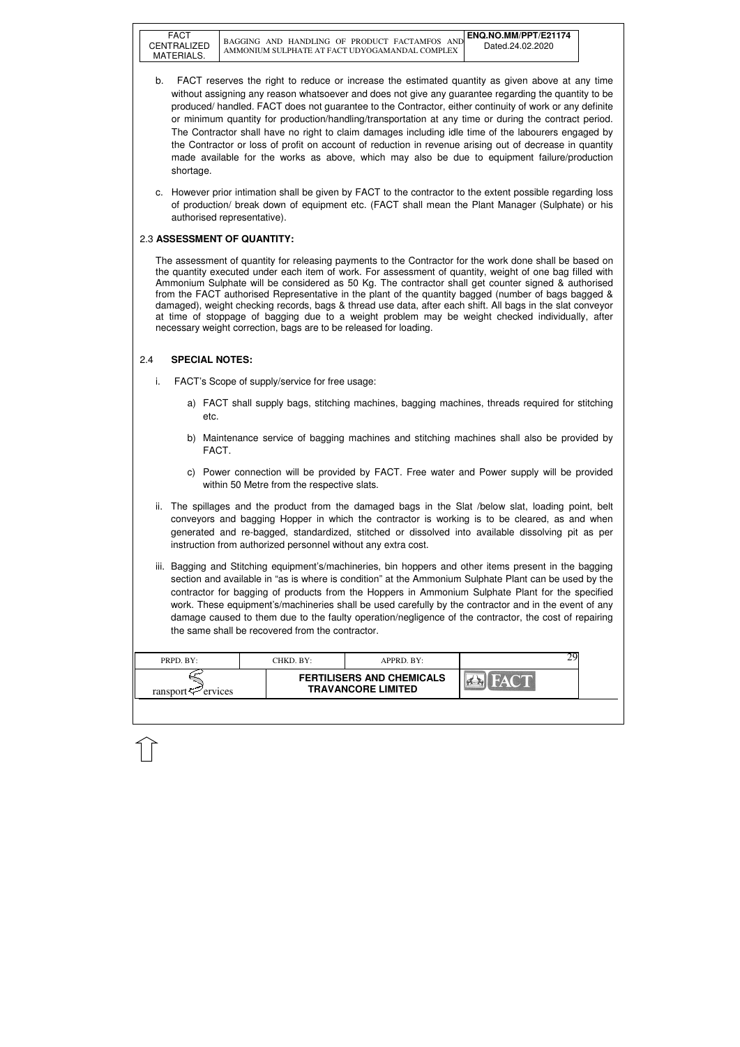b. FACT reserves the right to reduce or increase the estimated quantity as given above at any time without assigning any reason whatsoever and does not give any guarantee regarding the quantity to be produced/ handled. FACT does not guarantee to the Contractor, either continuity of work or any definite or minimum quantity for production/handling/transportation at any time or during the contract period. The Contractor shall have no right to claim damages including idle time of the labourers engaged by the Contractor or loss of profit on account of reduction in revenue arising out of decrease in quantity made available for the works as above, which may also be due to equipment failure/production shortage.

c. However prior intimation shall be given by FACT to the contractor to the extent possible regarding loss of production/ break down of equipment etc. (FACT shall mean the Plant Manager (Sulphate) or his authorised representative).

### 2.3 ASSESSMENT OF QUANTITY:

The assessment of quantity for releasing payments to the Contractor for the work done shall be based on the quantity executed under each item of work. For assessment of quantity, weight of one bag filled with Ammonium Sulphate will be considered as 50 Kg. The contractor shall get counter signed & authorised from the FACT authorised Representative in the plant of the quantity bagged (number of bags bagged & damaged), weight checking records, bags & thread use data, after each shift. All bags in the slat conveyor at time of stoppage of bagging due to a weight problem may be weight checked individually, after necessary weight correction, bags are to be released for loading.

### 2.4 SPECIAL NOTES:

i. FACT's Scope of supply/service for free usage:

   a) FACT shall supply bags, stitching machines, bagging machines, threads required for stitching etc.

   b) Maintenance service of bagging machines and stitching machines shall also be provided by FACT.

   c) Power connection will be provided by FACT. Free water and Power supply will be provided within 50 Metre from the respective slats.

ii. The spillages and the product from the damaged bags in the Slat /below slat, loading point, belt conveyors and bagging Hopper in which the contractor is working is to be cleared, as and when generated and re-bagged, standardized, stitched or dissolved into available dissolving pit as per instruction from authorized personnel without any extra cost.

iii. Bagging and Stitching equipment's/machineries, bin hoppers and other items present in the bagging section and available in "as is where is condition" at the Ammonium Sulphate Plant can be used by the contractor for bagging of products from the Hoppers in Ammonium Sulphate Plant for the specified work. These equipment's/machineries shall be used carefully by the contractor and in the event of any damage caused to them due to the faulty operation/negligence of the contractor, the cost of repairing the same shall be recovered from the contractor.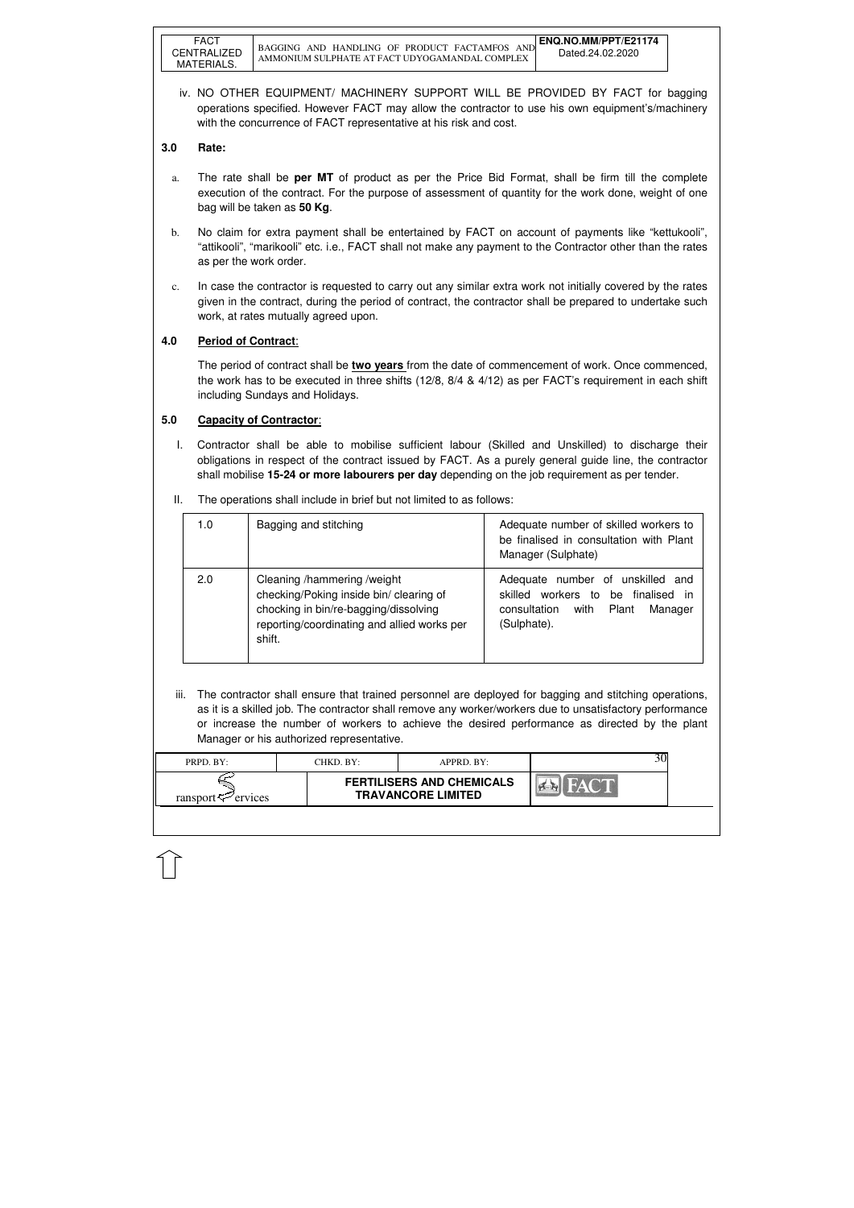iv. NO OTHER EQUIPMENT/ MACHINERY SUPPORT WILL BE PROVIDED BY FACT for bagging operations specified. However FACT may allow the contractor to use his own equipment's/machinery with the concurrence of FACT representative at his risk and cost.

## 3.0 Rate:

a. The rate shall be **per MT** of product as per the Price Bid Format, shall be firm till the complete execution of the contract. For the purpose of assessment of quantity for the work done, weight of one bag will be taken as **50 Kg**.

b. No claim for extra payment shall be entertained by FACT on account of payments like "kettukooli", "attikooli", "marikooli" etc. i.e., FACT shall not make any payment to the Contractor other than the rates as per the work order.

c. In case the contractor is requested to carry out any similar extra work not initially covered by the rates given in the contract, during the period of contract, the contractor shall be prepared to undertake such work, at rates mutually agreed upon.

## 4.0 Period of Contract:

The period of contract shall be **two years** from the date of commencement of work. Once commenced, the work has to be executed in three shifts (12/8, 8/4 & 4/12) as per FACT's requirement in each shift including Sundays and Holidays.

## 5.0 Capacity of Contractor:

I. Contractor shall be able to mobilise sufficient labour (Skilled and Unskilled) to discharge their obligations in respect of the contract issued by FACT. As a purely general guide line, the contractor shall mobilise **15-24 or more labourers per day** depending on the job requirement as per tender.

II. The operations shall include in brief but not limited to as follows:

| | | |
|---|---|---|
| 1.0 | Bagging and stitching | Adequate number of skilled workers to be finalised in consultation with Plant Manager (Sulphate) |
| 2.0 | Cleaning /hammering /weight checking/Poking inside bin/ clearing of chocking in bin/re-bagging/dissolving reporting/coordinating and allied works per shift. | Adequate number of unskilled and skilled workers to be finalised in consultation with Plant Manager (Sulphate). |

iii. The contractor shall ensure that trained personnel are deployed for bagging and stitching operations, as it is a skilled job. The contractor shall remove any worker/workers due to unsatisfactory performance or increase the number of workers to achieve the desired performance as directed by the plant Manager or his authorized representative.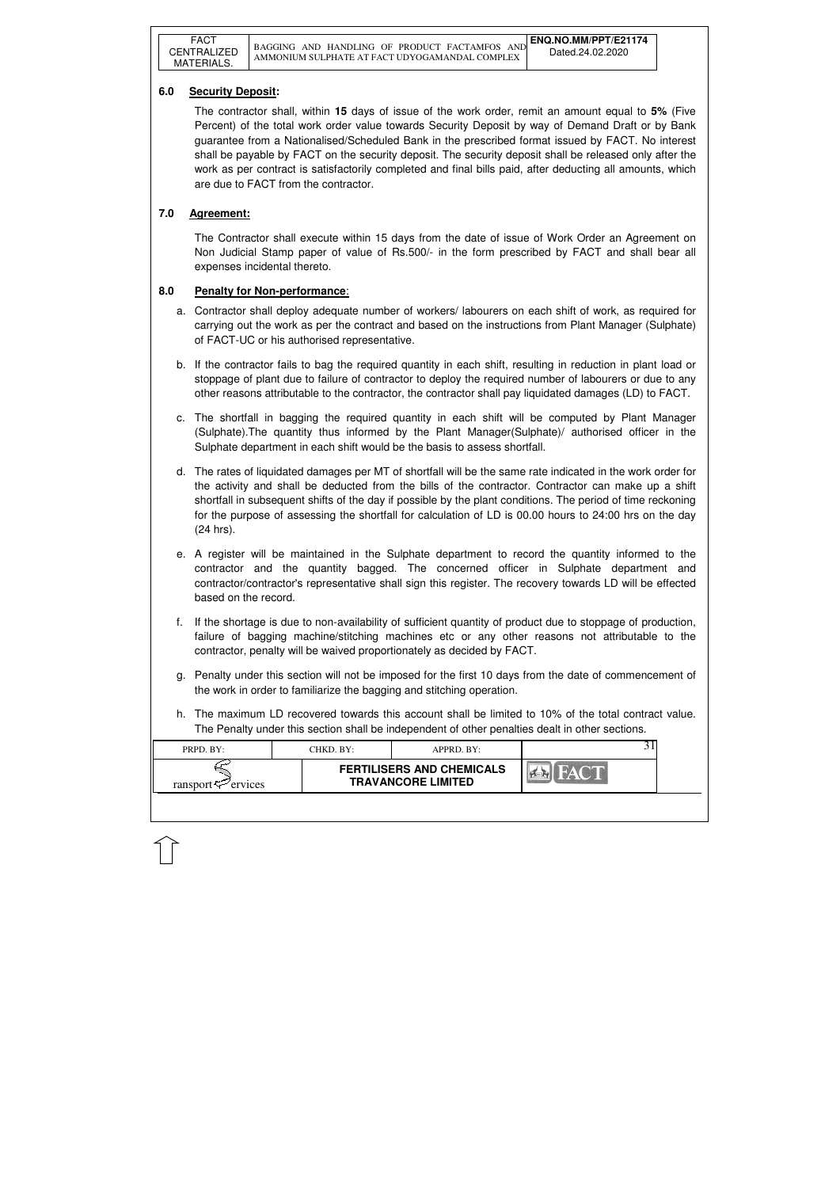## 6.0 Security Deposit:

The contractor shall, within **15** days of issue of the work order, remit an amount equal to **5%** (Five Percent) of the total work order value towards Security Deposit by way of Demand Draft or by Bank guarantee from a Nationalised/Scheduled Bank in the prescribed format issued by FACT. No interest shall be payable by FACT on the security deposit. The security deposit shall be released only after the work as per contract is satisfactorily completed and final bills paid, after deducting all amounts, which are due to FACT from the contractor.

## 7.0 Agreement:

The Contractor shall execute within 15 days from the date of issue of Work Order an Agreement on Non Judicial Stamp paper of value of Rs.500/- in the form prescribed by FACT and shall bear all expenses incidental thereto.

## 8.0 Penalty for Non-performance:

a. Contractor shall deploy adequate number of workers/ labourers on each shift of work, as required for carrying out the work as per the contract and based on the instructions from Plant Manager (Sulphate) of FACT-UC or his authorised representative.

b. If the contractor fails to bag the required quantity in each shift, resulting in reduction in plant load or stoppage of plant due to failure of contractor to deploy the required number of labourers or due to any other reasons attributable to the contractor, the contractor shall pay liquidated damages (LD) to FACT.

c. The shortfall in bagging the required quantity in each shift will be computed by Plant Manager (Sulphate).The quantity thus informed by the Plant Manager(Sulphate)/ authorised officer in the Sulphate department in each shift would be the basis to assess shortfall.

d. The rates of liquidated damages per MT of shortfall will be the same rate indicated in the work order for the activity and shall be deducted from the bills of the contractor. Contractor can make up a shift shortfall in subsequent shifts of the day if possible by the plant conditions. The period of time reckoning for the purpose of assessing the shortfall for calculation of LD is 00.00 hours to 24:00 hrs on the day (24 hrs).

e. A register will be maintained in the Sulphate department to record the quantity informed to the contractor and the quantity bagged. The concerned officer in Sulphate department and contractor/contractor's representative shall sign this register. The recovery towards LD will be effected based on the record.

f. If the shortage is due to non-availability of sufficient quantity of product due to stoppage of production, failure of bagging machine/stitching machines etc or any other reasons not attributable to the contractor, penalty will be waived proportionately as decided by FACT.

g. Penalty under this section will not be imposed for the first 10 days from the date of commencement of the work in order to familiarize the bagging and stitching operation.

h. The maximum LD recovered towards this account shall be limited to 10% of the total contract value. The Penalty under this section shall be independent of other penalties dealt in other sections.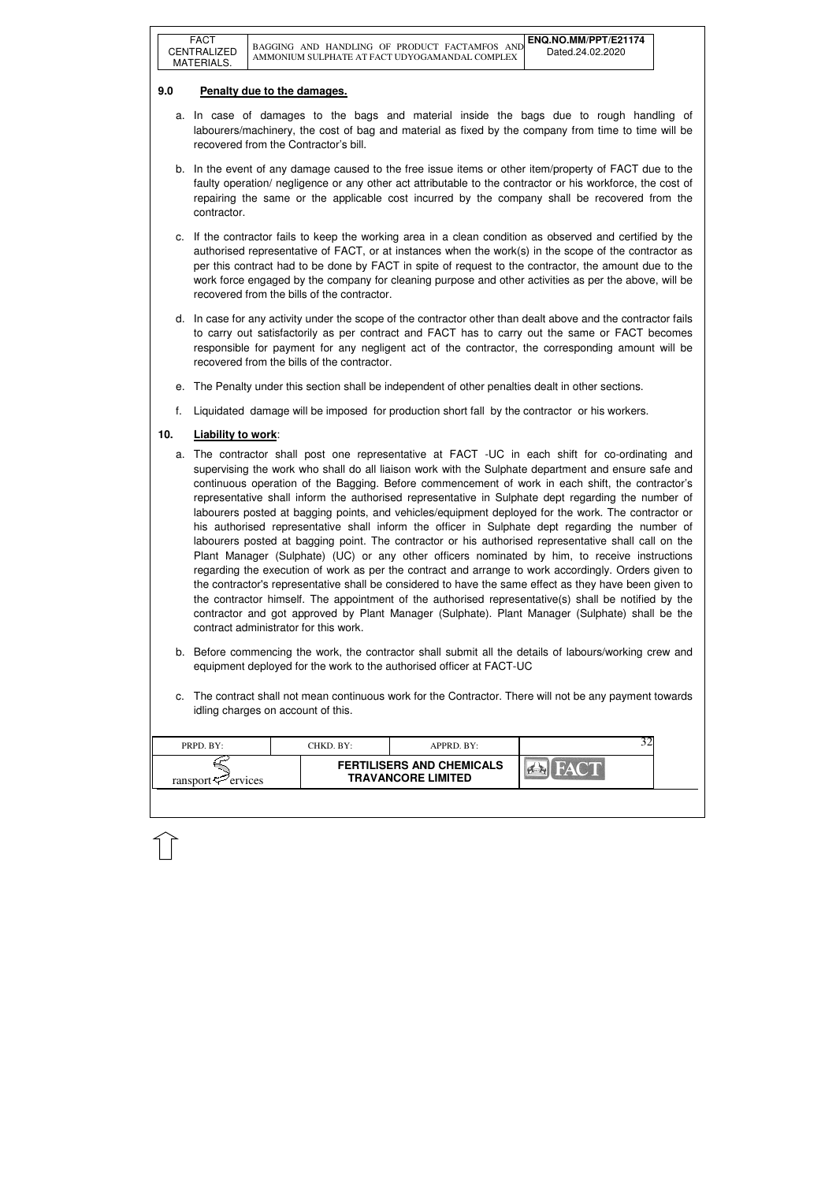## 9.0 Penalty due to the damages.

a. In case of damages to the bags and material inside the bags due to rough handling of labourers/machinery, the cost of bag and material as fixed by the company from time to time will be recovered from the Contractor's bill.

b. In the event of any damage caused to the free issue items or other item/property of FACT due to the faulty operation/ negligence or any other act attributable to the contractor or his workforce, the cost of repairing the same or the applicable cost incurred by the company shall be recovered from the contractor.

c. If the contractor fails to keep the working area in a clean condition as observed and certified by the authorised representative of FACT, or at instances when the work(s) in the scope of the contractor as per this contract had to be done by FACT in spite of request to the contractor, the amount due to the work force engaged by the company for cleaning purpose and other activities as per the above, will be recovered from the bills of the contractor.

d. In case for any activity under the scope of the contractor other than dealt above and the contractor fails to carry out satisfactorily as per contract and FACT has to carry out the same or FACT becomes responsible for payment for any negligent act of the contractor, the corresponding amount will be recovered from the bills of the contractor.

e. The Penalty under this section shall be independent of other penalties dealt in other sections.

f. Liquidated damage will be imposed for production short fall by the contractor or his workers.

## 10. Liability to work:

a. The contractor shall post one representative at FACT -UC in each shift for co-ordinating and supervising the work who shall do all liaison work with the Sulphate department and ensure safe and continuous operation of the Bagging. Before commencement of work in each shift, the contractor's representative shall inform the authorised representative in Sulphate dept regarding the number of labourers posted at bagging points, and vehicles/equipment deployed for the work. The contractor or his authorised representative shall inform the officer in Sulphate dept regarding the number of labourers posted at bagging point. The contractor or his authorised representative shall call on the Plant Manager (Sulphate) (UC) or any other officers nominated by him, to receive instructions regarding the execution of work as per the contract and arrange to work accordingly. Orders given to the contractor's representative shall be considered to have the same effect as they have been given to the contractor himself. The appointment of the authorised representative(s) shall be notified by the contractor and got approved by Plant Manager (Sulphate). Plant Manager (Sulphate) shall be the contract administrator for this work.

b. Before commencing the work, the contractor shall submit all the details of labours/working crew and equipment deployed for the work to the authorised officer at FACT-UC

c. The contract shall not mean continuous work for the Contractor. There will not be any payment towards idling charges on account of this.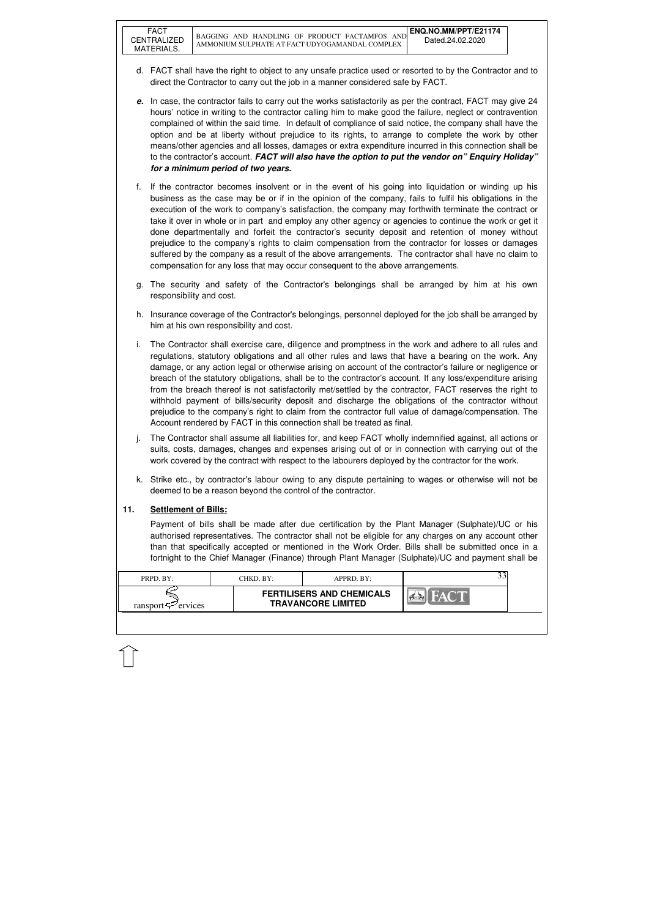d. FACT shall have the right to object to any unsafe practice used or resorted to by the Contractor and to direct the Contractor to carry out the job in a manner considered safe by FACT.

***e.*** In case, the contractor fails to carry out the works satisfactorily as per the contract, FACT may give 24 hours' notice in writing to the contractor calling him to make good the failure, neglect or contravention complained of within the said time. In default of compliance of said notice, the company shall have the option and be at liberty without prejudice to its rights, to arrange to complete the work by other means/other agencies and all losses, damages or extra expenditure incurred in this connection shall be to the contractor's account. ***FACT will also have the option to put the vendor on" Enquiry Holiday" for a minimum period of two years.***

f. If the contractor becomes insolvent or in the event of his going into liquidation or winding up his business as the case may be or if in the opinion of the company, fails to fulfil his obligations in the execution of the work to company's satisfaction, the company may forthwith terminate the contract or take it over in whole or in part and employ any other agency or agencies to continue the work or get it done departmentally and forfeit the contractor's security deposit and retention of money without prejudice to the company's rights to claim compensation from the contractor for losses or damages suffered by the company as a result of the above arrangements. The contractor shall have no claim to compensation for any loss that may occur consequent to the above arrangements.

g. The security and safety of the Contractor's belongings shall be arranged by him at his own responsibility and cost.

h. Insurance coverage of the Contractor's belongings, personnel deployed for the job shall be arranged by him at his own responsibility and cost.

i. The Contractor shall exercise care, diligence and promptness in the work and adhere to all rules and regulations, statutory obligations and all other rules and laws that have a bearing on the work. Any damage, or any action legal or otherwise arising on account of the contractor's failure or negligence or breach of the statutory obligations, shall be to the contractor's account. If any loss/expenditure arising from the breach thereof is not satisfactorily met/settled by the contractor, FACT reserves the right to withhold payment of bills/security deposit and discharge the obligations of the contractor without prejudice to the company's right to claim from the contractor full value of damage/compensation. The Account rendered by FACT in this connection shall be treated as final.

j. The Contractor shall assume all liabilities for, and keep FACT wholly indemnified against, all actions or suits, costs, damages, changes and expenses arising out of or in connection with carrying out of the work covered by the contract with respect to the labourers deployed by the contractor for the work.

k. Strike etc., by contractor's labour owing to any dispute pertaining to wages or otherwise will not be deemed to be a reason beyond the control of the contractor.

## 11. Settlement of Bills:

Payment of bills shall be made after due certification by the Plant Manager (Sulphate)/UC or his authorised representatives. The contractor shall not be eligible for any charges on any account other than that specifically accepted or mentioned in the Work Order. Bills shall be submitted once in a fortnight to the Chief Manager (Finance) through Plant Manager (Sulphate)/UC and payment shall be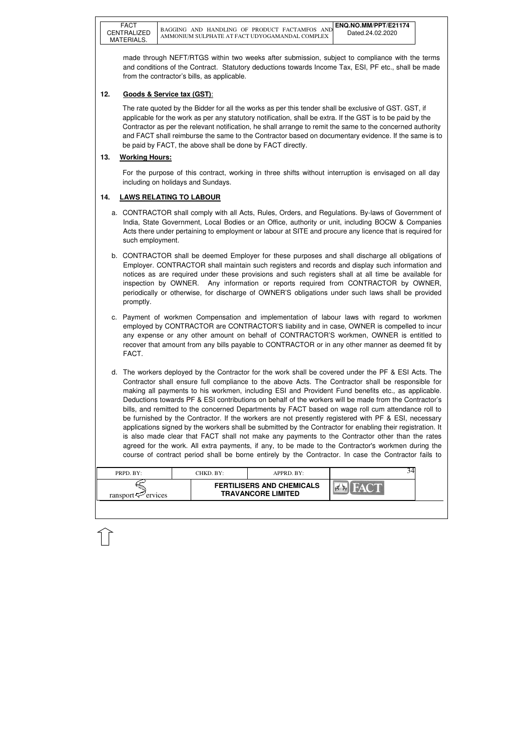made through NEFT/RTGS within two weeks after submission, subject to compliance with the terms and conditions of the Contract. Statutory deductions towards Income Tax, ESI, PF etc., shall be made from the contractor's bills, as applicable.

## 12. Goods & Service tax (GST):

The rate quoted by the Bidder for all the works as per this tender shall be exclusive of GST. GST, if applicable for the work as per any statutory notification, shall be extra. If the GST is to be paid by the Contractor as per the relevant notification, he shall arrange to remit the same to the concerned authority and FACT shall reimburse the same to the Contractor based on documentary evidence. If the same is to be paid by FACT, the above shall be done by FACT directly.

## 13. Working Hours:

For the purpose of this contract, working in three shifts without interruption is envisaged on all day including on holidays and Sundays.

## 14. LAWS RELATING TO LABOUR

a. CONTRACTOR shall comply with all Acts, Rules, Orders, and Regulations. By-laws of Government of India, State Government, Local Bodies or an Office, authority or unit, including BOCW & Companies Acts there under pertaining to employment or labour at SITE and procure any licence that is required for such employment.

b. CONTRACTOR shall be deemed Employer for these purposes and shall discharge all obligations of Employer. CONTRACTOR shall maintain such registers and records and display such information and notices as are required under these provisions and such registers shall at all time be available for inspection by OWNER. Any information or reports required from CONTRACTOR by OWNER, periodically or otherwise, for discharge of OWNER'S obligations under such laws shall be provided promptly.

c. Payment of workmen Compensation and implementation of labour laws with regard to workmen employed by CONTRACTOR are CONTRACTOR'S liability and in case, OWNER is compelled to incur any expense or any other amount on behalf of CONTRACTOR'S workmen, OWNER is entitled to recover that amount from any bills payable to CONTRACTOR or in any other manner as deemed fit by FACT.

d. The workers deployed by the Contractor for the work shall be covered under the PF & ESI Acts. The Contractor shall ensure full compliance to the above Acts. The Contractor shall be responsible for making all payments to his workmen, including ESI and Provident Fund benefits etc., as applicable. Deductions towards PF & ESI contributions on behalf of the workers will be made from the Contractor's bills, and remitted to the concerned Departments by FACT based on wage roll cum attendance roll to be furnished by the Contractor. If the workers are not presently registered with PF & ESI, necessary applications signed by the workers shall be submitted by the Contractor for enabling their registration. It is also made clear that FACT shall not make any payments to the Contractor other than the rates agreed for the work. All extra payments, if any, to be made to the Contractor's workmen during the course of contract period shall be borne entirely by the Contractor. In case the Contractor fails to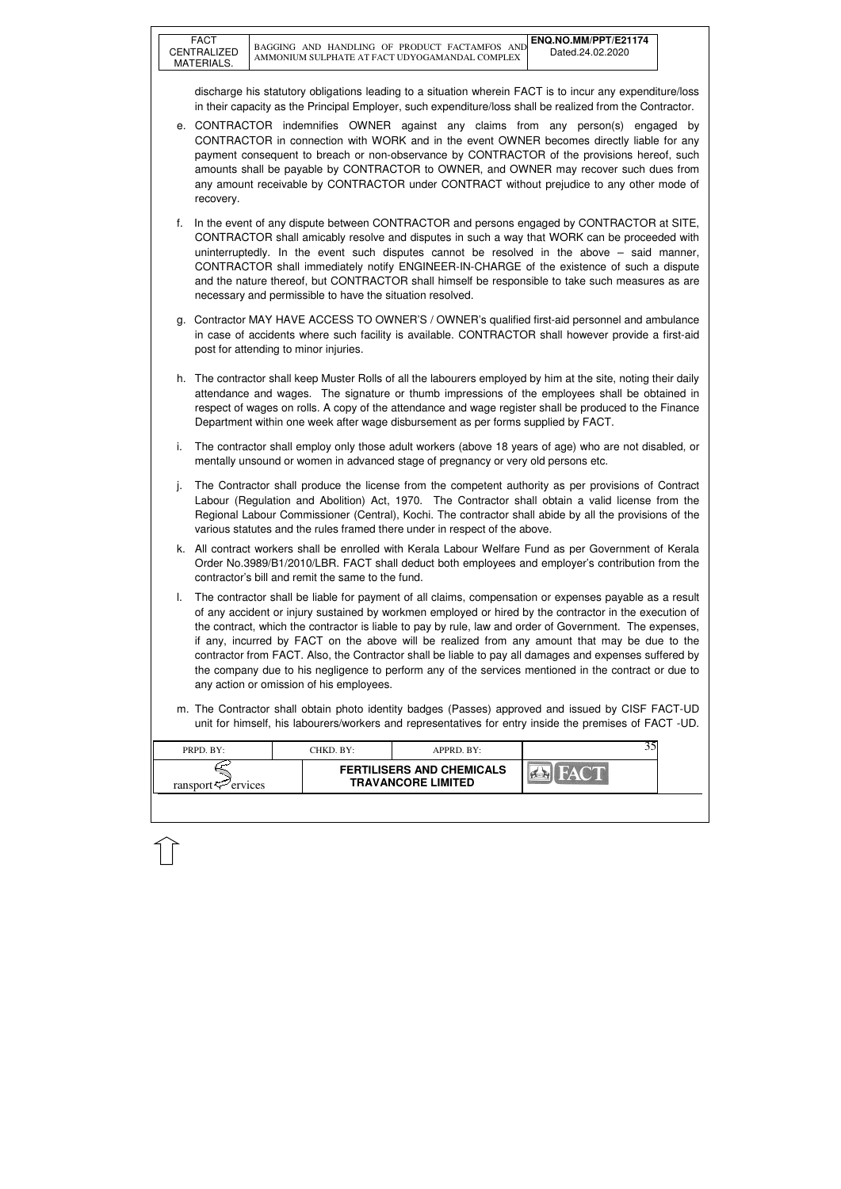discharge his statutory obligations leading to a situation wherein FACT is to incur any expenditure/loss in their capacity as the Principal Employer, such expenditure/loss shall be realized from the Contractor.

e. CONTRACTOR indemnifies OWNER against any claims from any person(s) engaged by CONTRACTOR in connection with WORK and in the event OWNER becomes directly liable for any payment consequent to breach or non-observance by CONTRACTOR of the provisions hereof, such amounts shall be payable by CONTRACTOR to OWNER, and OWNER may recover such dues from any amount receivable by CONTRACTOR under CONTRACT without prejudice to any other mode of recovery.

f. In the event of any dispute between CONTRACTOR and persons engaged by CONTRACTOR at SITE, CONTRACTOR shall amicably resolve and disputes in such a way that WORK can be proceeded with uninterruptedly. In the event such disputes cannot be resolved in the above – said manner, CONTRACTOR shall immediately notify ENGINEER-IN-CHARGE of the existence of such a dispute and the nature thereof, but CONTRACTOR shall himself be responsible to take such measures as are necessary and permissible to have the situation resolved.

g. Contractor MAY HAVE ACCESS TO OWNER'S / OWNER's qualified first-aid personnel and ambulance in case of accidents where such facility is available. CONTRACTOR shall however provide a first-aid post for attending to minor injuries.

h. The contractor shall keep Muster Rolls of all the labourers employed by him at the site, noting their daily attendance and wages. The signature or thumb impressions of the employees shall be obtained in respect of wages on rolls. A copy of the attendance and wage register shall be produced to the Finance Department within one week after wage disbursement as per forms supplied by FACT.

i. The contractor shall employ only those adult workers (above 18 years of age) who are not disabled, or mentally unsound or women in advanced stage of pregnancy or very old persons etc.

j. The Contractor shall produce the license from the competent authority as per provisions of Contract Labour (Regulation and Abolition) Act, 1970. The Contractor shall obtain a valid license from the Regional Labour Commissioner (Central), Kochi. The contractor shall abide by all the provisions of the various statutes and the rules framed there under in respect of the above.

k. All contract workers shall be enrolled with Kerala Labour Welfare Fund as per Government of Kerala Order No.3989/B1/2010/LBR. FACT shall deduct both employees and employer's contribution from the contractor's bill and remit the same to the fund.

l. The contractor shall be liable for payment of all claims, compensation or expenses payable as a result of any accident or injury sustained by workmen employed or hired by the contractor in the execution of the contract, which the contractor is liable to pay by rule, law and order of Government. The expenses, if any, incurred by FACT on the above will be realized from any amount that may be due to the contractor from FACT. Also, the Contractor shall be liable to pay all damages and expenses suffered by the company due to his negligence to perform any of the services mentioned in the contract or due to any action or omission of his employees.

m. The Contractor shall obtain photo identity badges (Passes) approved and issued by CISF FACT-UD unit for himself, his labourers/workers and representatives for entry inside the premises of FACT -UD.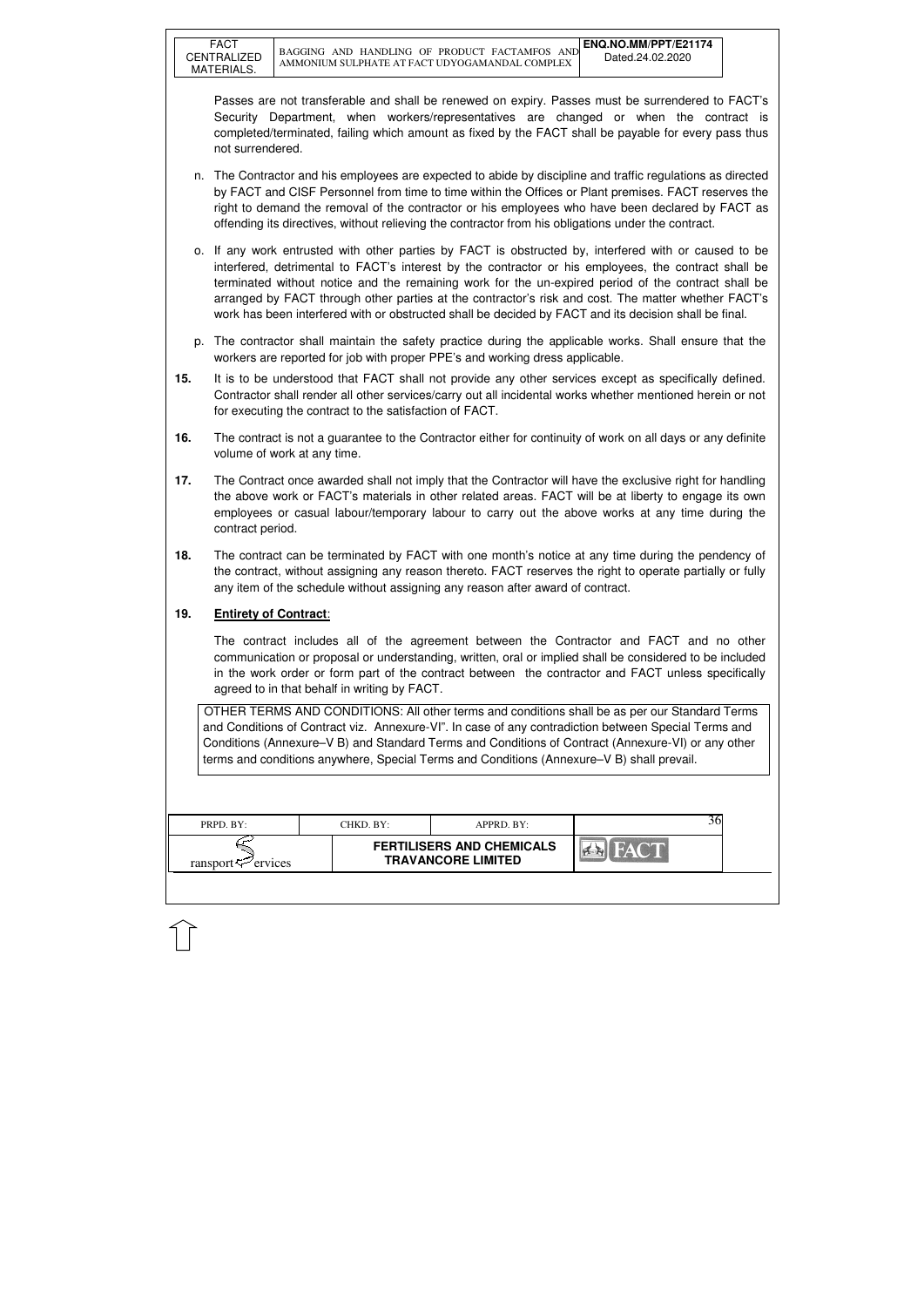Passes are not transferable and shall be renewed on expiry. Passes must be surrendered to FACT's Security Department, when workers/representatives are changed or when the contract is completed/terminated, failing which amount as fixed by the FACT shall be payable for every pass thus not surrendered.

n. The Contractor and his employees are expected to abide by discipline and traffic regulations as directed by FACT and CISF Personnel from time to time within the Offices or Plant premises. FACT reserves the right to demand the removal of the contractor or his employees who have been declared by FACT as offending its directives, without relieving the contractor from his obligations under the contract.

o. If any work entrusted with other parties by FACT is obstructed by, interfered with or caused to be interfered, detrimental to FACT's interest by the contractor or his employees, the contract shall be terminated without notice and the remaining work for the un-expired period of the contract shall be arranged by FACT through other parties at the contractor's risk and cost. The matter whether FACT's work has been interfered with or obstructed shall be decided by FACT and its decision shall be final.

p. The contractor shall maintain the safety practice during the applicable works. Shall ensure that the workers are reported for job with proper PPE's and working dress applicable.

**15.** It is to be understood that FACT shall not provide any other services except as specifically defined. Contractor shall render all other services/carry out all incidental works whether mentioned herein or not for executing the contract to the satisfaction of FACT.

**16.** The contract is not a guarantee to the Contractor either for continuity of work on all days or any definite volume of work at any time.

**17.** The Contract once awarded shall not imply that the Contractor will have the exclusive right for handling the above work or FACT's materials in other related areas. FACT will be at liberty to engage its own employees or casual labour/temporary labour to carry out the above works at any time during the contract period.

**18.** The contract can be terminated by FACT with one month's notice at any time during the pendency of the contract, without assigning any reason thereto. FACT reserves the right to operate partially or fully any item of the schedule without assigning any reason after award of contract.

**19.** **Entirety of Contract**:

The contract includes all of the agreement between the Contractor and FACT and no other communication or proposal or understanding, written, oral or implied shall be considered to be included in the work order or form part of the contract between the contractor and FACT unless specifically agreed to in that behalf in writing by FACT.

OTHER TERMS AND CONDITIONS: All other terms and conditions shall be as per our Standard Terms and Conditions of Contract viz. Annexure-VI". In case of any contradiction between Special Terms and Conditions (Annexure–V B) and Standard Terms and Conditions of Contract (Annexure-VI) or any other terms and conditions anywhere, Special Terms and Conditions (Annexure–V B) shall prevail.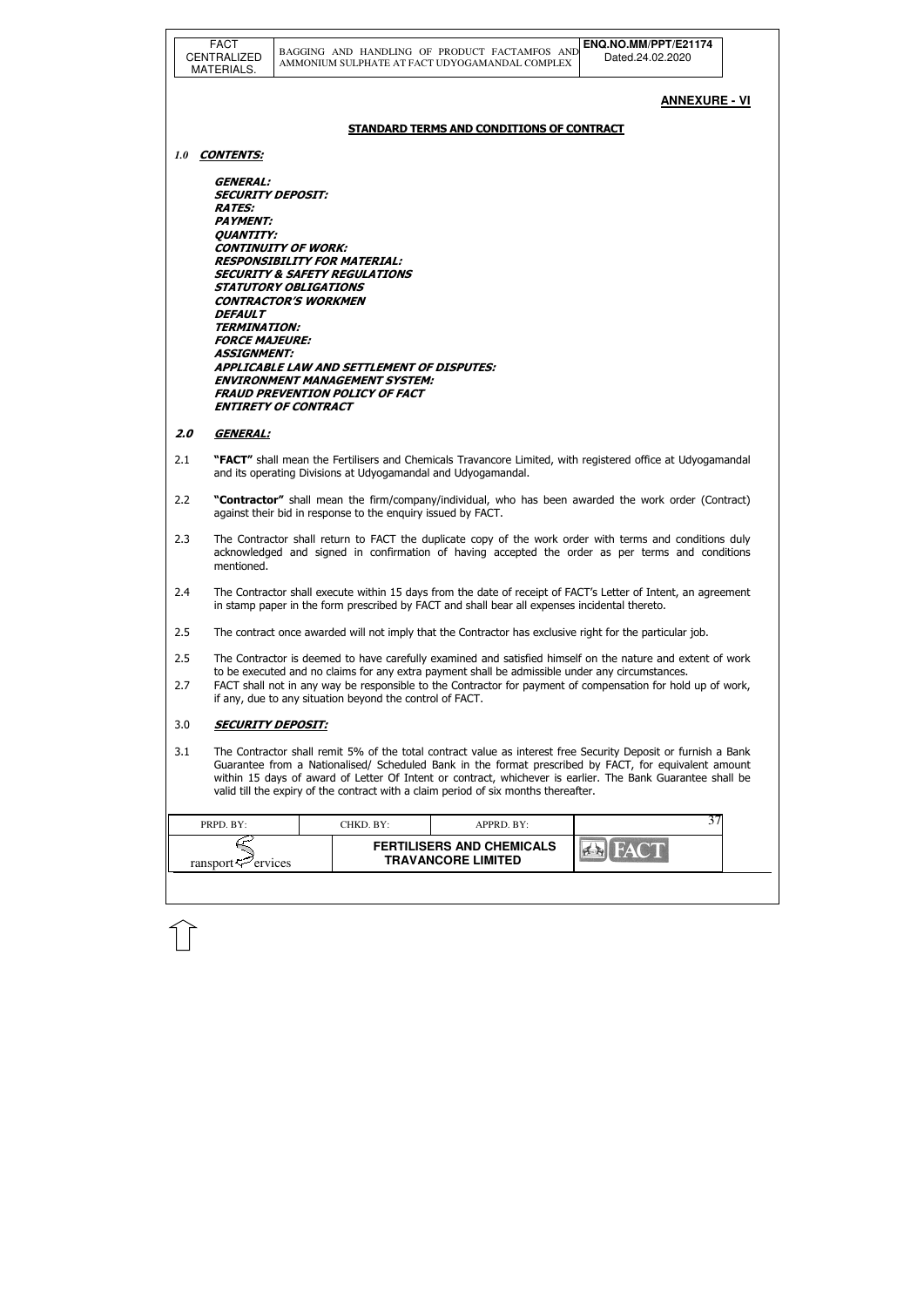## ANNEXURE - VI

### STANDARD TERMS AND CONDITIONS OF CONTRACT

*1.0* ***CONTENTS:***

***GENERAL:***
***SECURITY DEPOSIT:***
***RATES:***
***PAYMENT:***
***QUANTITY:***
***CONTINUITY OF WORK:***
***RESPONSIBILITY FOR MATERIAL:***
***SECURITY & SAFETY REGULATIONS***
***STATUTORY OBLIGATIONS***
***CONTRACTOR'S WORKMEN***
***DEFAULT***
***TERMINATION:***
***FORCE MAJEURE:***
***ASSIGNMENT:***
***APPLICABLE LAW AND SETTLEMENT OF DISPUTES:***
***ENVIRONMENT MANAGEMENT SYSTEM:***
***FRAUD PREVENTION POLICY OF FACT***
***ENTIRETY OF CONTRACT***

**2.0** ***GENERAL:***

2.1 **"FACT"** shall mean the Fertilisers and Chemicals Travancore Limited, with registered office at Udyogamandal and its operating Divisions at Udyogamandal and Udyogamandal.

2.2 **"Contractor"** shall mean the firm/company/individual, who has been awarded the work order (Contract) against their bid in response to the enquiry issued by FACT.

2.3 The Contractor shall return to FACT the duplicate copy of the work order with terms and conditions duly acknowledged and signed in confirmation of having accepted the order as per terms and conditions mentioned.

2.4 The Contractor shall execute within 15 days from the date of receipt of FACT's Letter of Intent, an agreement in stamp paper in the form prescribed by FACT and shall bear all expenses incidental thereto.

2.5 The contract once awarded will not imply that the Contractor has exclusive right for the particular job.

2.5 The Contractor is deemed to have carefully examined and satisfied himself on the nature and extent of work to be executed and no claims for any extra payment shall be admissible under any circumstances.

2.7 FACT shall not in any way be responsible to the Contractor for payment of compensation for hold up of work, if any, due to any situation beyond the control of FACT.

3.0 ***SECURITY DEPOSIT:***

3.1 The Contractor shall remit 5% of the total contract value as interest free Security Deposit or furnish a Bank Guarantee from a Nationalised/ Scheduled Bank in the format prescribed by FACT, for equivalent amount within 15 days of award of Letter Of Intent or contract, whichever is earlier. The Bank Guarantee shall be valid till the expiry of the contract with a claim period of six months thereafter.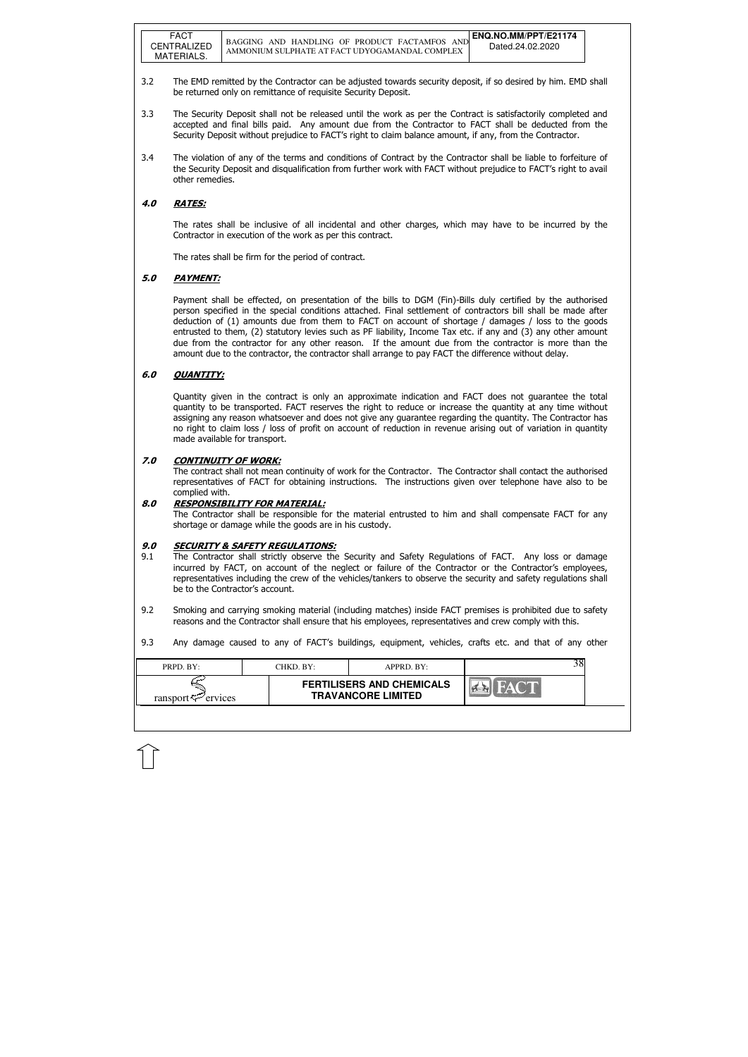3.2 The EMD remitted by the Contractor can be adjusted towards security deposit, if so desired by him. EMD shall be returned only on remittance of requisite Security Deposit.

3.3 The Security Deposit shall not be released until the work as per the Contract is satisfactorily completed and accepted and final bills paid. Any amount due from the Contractor to FACT shall be deducted from the Security Deposit without prejudice to FACT's right to claim balance amount, if any, from the Contractor.

3.4 The violation of any of the terms and conditions of Contract by the Contractor shall be liable to forfeiture of the Security Deposit and disqualification from further work with FACT without prejudice to FACT's right to avail other remedies.

## 4.0 RATES:

The rates shall be inclusive of all incidental and other charges, which may have to be incurred by the Contractor in execution of the work as per this contract.

The rates shall be firm for the period of contract.

## 5.0 PAYMENT:

Payment shall be effected, on presentation of the bills to DGM (Fin)-Bills duly certified by the authorised person specified in the special conditions attached. Final settlement of contractors bill shall be made after deduction of (1) amounts due from them to FACT on account of shortage / damages / loss to the goods entrusted to them, (2) statutory levies such as PF liability, Income Tax etc. if any and (3) any other amount due from the contractor for any other reason. If the amount due from the contractor is more than the amount due to the contractor, the contractor shall arrange to pay FACT the difference without delay.

## 6.0 QUANTITY:

Quantity given in the contract is only an approximate indication and FACT does not guarantee the total quantity to be transported. FACT reserves the right to reduce or increase the quantity at any time without assigning any reason whatsoever and does not give any guarantee regarding the quantity. The Contractor has no right to claim loss / loss of profit on account of reduction in revenue arising out of variation in quantity made available for transport.

## 7.0 CONTINUITY OF WORK:

The contract shall not mean continuity of work for the Contractor. The Contractor shall contact the authorised representatives of FACT for obtaining instructions. The instructions given over telephone have also to be complied with.

## 8.0 RESPONSIBILITY FOR MATERIAL:

The Contractor shall be responsible for the material entrusted to him and shall compensate FACT for any shortage or damage while the goods are in his custody.

## 9.0 SECURITY & SAFETY REGULATIONS:

9.1 The Contractor shall strictly observe the Security and Safety Regulations of FACT. Any loss or damage incurred by FACT, on account of the neglect or failure of the Contractor or the Contractor's employees, representatives including the crew of the vehicles/tankers to observe the security and safety regulations shall be to the Contractor's account.

9.2 Smoking and carrying smoking material (including matches) inside FACT premises is prohibited due to safety reasons and the Contractor shall ensure that his employees, representatives and crew comply with this.

9.3 Any damage caused to any of FACT's buildings, equipment, vehicles, crafts etc. and that of any other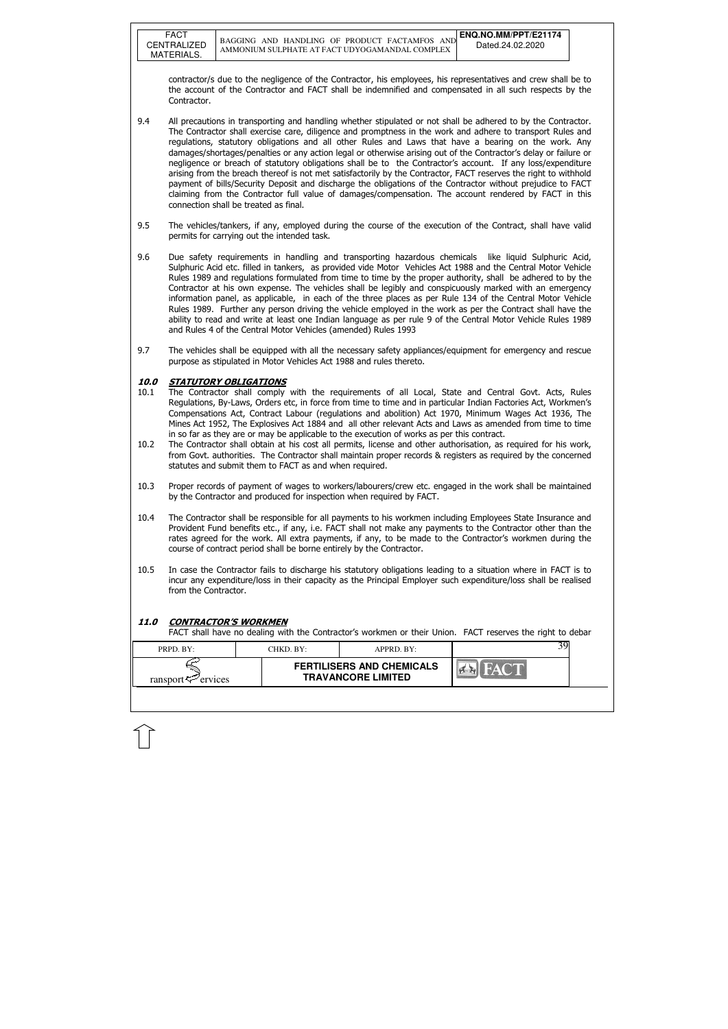contractor/s due to the negligence of the Contractor, his employees, his representatives and crew shall be to the account of the Contractor and FACT shall be indemnified and compensated in all such respects by the Contractor.

9.4 All precautions in transporting and handling whether stipulated or not shall be adhered to by the Contractor. The Contractor shall exercise care, diligence and promptness in the work and adhere to transport Rules and regulations, statutory obligations and all other Rules and Laws that have a bearing on the work. Any damages/shortages/penalties or any action legal or otherwise arising out of the Contractor's delay or failure or negligence or breach of statutory obligations shall be to the Contractor's account. If any loss/expenditure arising from the breach thereof is not met satisfactorily by the Contractor, FACT reserves the right to withhold payment of bills/Security Deposit and discharge the obligations of the Contractor without prejudice to FACT claiming from the Contractor full value of damages/compensation. The account rendered by FACT in this connection shall be treated as final.

9.5 The vehicles/tankers, if any, employed during the course of the execution of the Contract, shall have valid permits for carrying out the intended task.

9.6 Due safety requirements in handling and transporting hazardous chemicals like liquid Sulphuric Acid, Sulphuric Acid etc. filled in tankers, as provided vide Motor Vehicles Act 1988 and the Central Motor Vehicle Rules 1989 and regulations formulated from time to time by the proper authority, shall be adhered to by the Contractor at his own expense. The vehicles shall be legibly and conspicuously marked with an emergency information panel, as applicable, in each of the three places as per Rule 134 of the Central Motor Vehicle Rules 1989. Further any person driving the vehicle employed in the work as per the Contract shall have the ability to read and write at least one Indian language as per rule 9 of the Central Motor Vehicle Rules 1989 and Rules 4 of the Central Motor Vehicles (amended) Rules 1993

9.7 The vehicles shall be equipped with all the necessary safety appliances/equipment for emergency and rescue purpose as stipulated in Motor Vehicles Act 1988 and rules thereto.

## 10.0 STATUTORY OBLIGATIONS

10.1 The Contractor shall comply with the requirements of all Local, State and Central Govt. Acts, Rules Regulations, By-Laws, Orders etc, in force from time to time and in particular Indian Factories Act, Workmen's Compensations Act, Contract Labour (regulations and abolition) Act 1970, Minimum Wages Act 1936, The Mines Act 1952, The Explosives Act 1884 and all other relevant Acts and Laws as amended from time to time in so far as they are or may be applicable to the execution of works as per this contract.

10.2 The Contractor shall obtain at his cost all permits, license and other authorisation, as required for his work, from Govt. authorities. The Contractor shall maintain proper records & registers as required by the concerned statutes and submit them to FACT as and when required.

10.3 Proper records of payment of wages to workers/labourers/crew etc. engaged in the work shall be maintained by the Contractor and produced for inspection when required by FACT.

10.4 The Contractor shall be responsible for all payments to his workmen including Employees State Insurance and Provident Fund benefits etc., if any, i.e. FACT shall not make any payments to the Contractor other than the rates agreed for the work. All extra payments, if any, to be made to the Contractor's workmen during the course of contract period shall be borne entirely by the Contractor.

10.5 In case the Contractor fails to discharge his statutory obligations leading to a situation where in FACT is to incur any expenditure/loss in their capacity as the Principal Employer such expenditure/loss shall be realised from the Contractor.

## 11.0 CONTRACTOR'S WORKMEN

FACT shall have no dealing with the Contractor's workmen or their Union. FACT reserves the right to debar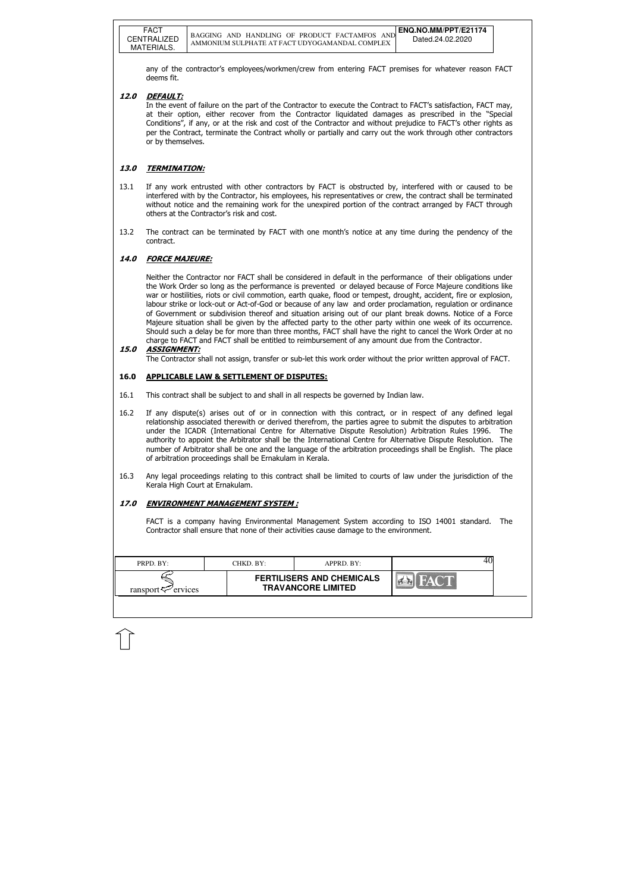any of the contractor's employees/workmen/crew from entering FACT premises for whatever reason FACT deems fit.

## 12.0 DEFAULT:

In the event of failure on the part of the Contractor to execute the Contract to FACT's satisfaction, FACT may, at their option, either recover from the Contractor liquidated damages as prescribed in the "Special Conditions", if any, or at the risk and cost of the Contractor and without prejudice to FACT's other rights as per the Contract, terminate the Contract wholly or partially and carry out the work through other contractors or by themselves.

## 13.0 TERMINATION:

13.1 If any work entrusted with other contractors by FACT is obstructed by, interfered with or caused to be interfered with by the Contractor, his employees, his representatives or crew, the contract shall be terminated without notice and the remaining work for the unexpired portion of the contract arranged by FACT through others at the Contractor's risk and cost.

13.2 The contract can be terminated by FACT with one month's notice at any time during the pendency of the contract.

## 14.0 FORCE MAJEURE:

Neither the Contractor nor FACT shall be considered in default in the performance of their obligations under the Work Order so long as the performance is prevented or delayed because of Force Majeure conditions like war or hostilities, riots or civil commotion, earth quake, flood or tempest, drought, accident, fire or explosion, labour strike or lock-out or Act-of-God or because of any law and order proclamation, regulation or ordinance of Government or subdivision thereof and situation arising out of our plant break downs. Notice of a Force Majeure situation shall be given by the affected party to the other party within one week of its occurrence. Should such a delay be for more than three months, FACT shall have the right to cancel the Work Order at no charge to FACT and FACT shall be entitled to reimbursement of any amount due from the Contractor.

## 15.0 ASSIGNMENT:

The Contractor shall not assign, transfer or sub-let this work order without the prior written approval of FACT.

## 16.0 APPLICABLE LAW & SETTLEMENT OF DISPUTES:

16.1 This contract shall be subject to and shall in all respects be governed by Indian law.

16.2 If any dispute(s) arises out of or in connection with this contract, or in respect of any defined legal relationship associated therewith or derived therefrom, the parties agree to submit the disputes to arbitration under the ICADR (International Centre for Alternative Dispute Resolution) Arbitration Rules 1996. The authority to appoint the Arbitrator shall be the International Centre for Alternative Dispute Resolution. The number of Arbitrator shall be one and the language of the arbitration proceedings shall be English. The place of arbitration proceedings shall be Ernakulam in Kerala.

16.3 Any legal proceedings relating to this contract shall be limited to courts of law under the jurisdiction of the Kerala High Court at Ernakulam.

## 17.0 ENVIRONMENT MANAGEMENT SYSTEM :

FACT is a company having Environmental Management System according to ISO 14001 standard. The Contractor shall ensure that none of their activities cause damage to the environment.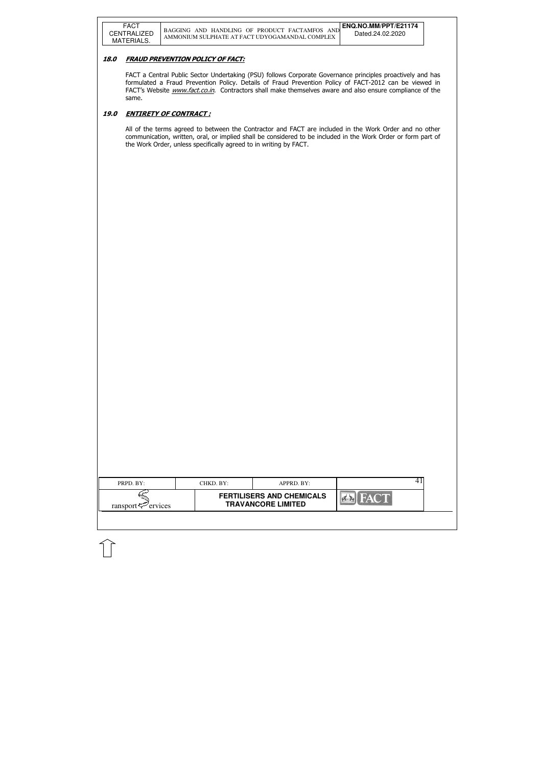## 18.0 FRAUD PREVENTION POLICY OF FACT:

FACT a Central Public Sector Undertaking (PSU) follows Corporate Governance principles proactively and has formulated a Fraud Prevention Policy. Details of Fraud Prevention Policy of FACT-2012 can be viewed in FACT's Website *www.fact.co.in*. Contractors shall make themselves aware and also ensure compliance of the same.

## 19.0 ENTIRETY OF CONTRACT :

All of the terms agreed to between the Contractor and FACT are included in the Work Order and no other communication, written, oral, or implied shall be considered to be included in the Work Order or form part of the Work Order, unless specifically agreed to in writing by FACT.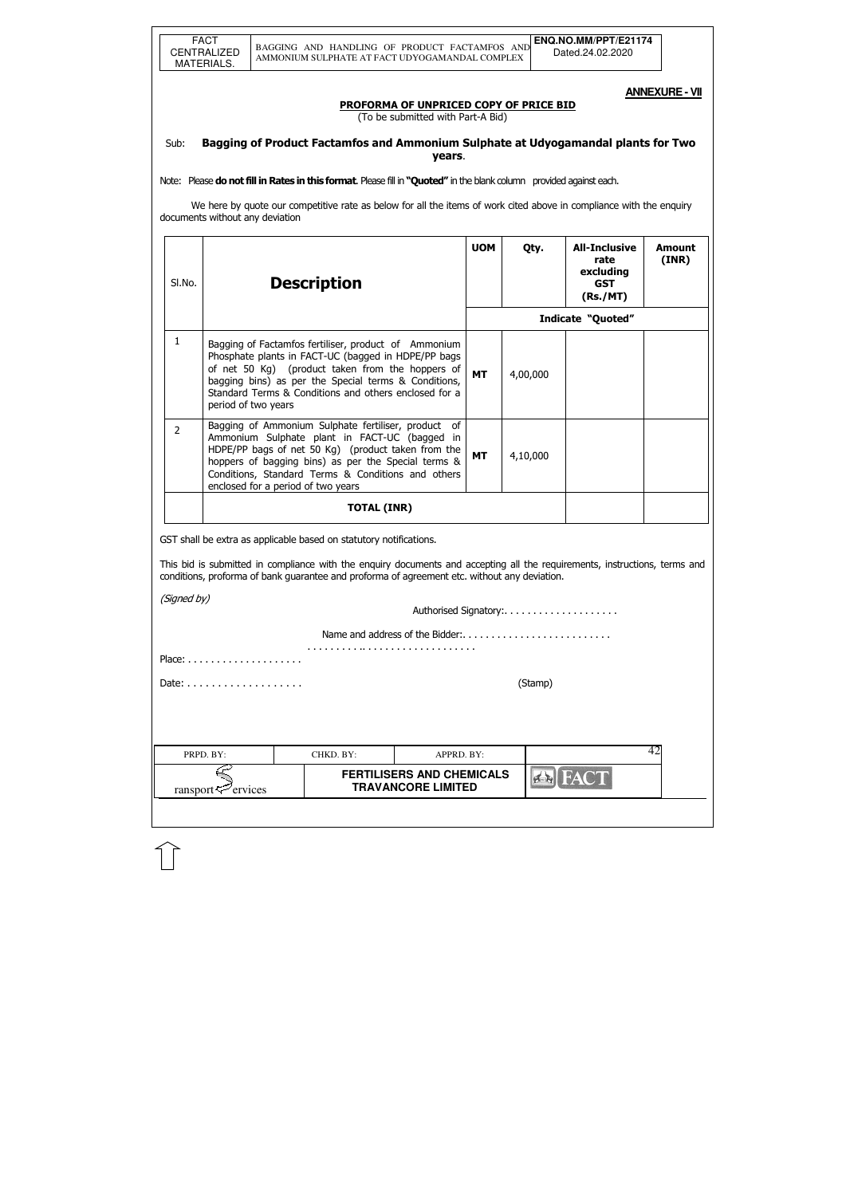**ANNEXURE - VII**

**PROFORMA OF UNPRICED COPY OF PRICE BID**

(To be submitted with Part-A Bid)

Sub: **Bagging of Product Factamfos and Ammonium Sulphate at Udyogamandal plants for Two years**.

Note: Please **do not fill in Rates in this format**. Please fill in **"Quoted"** in the blank column provided against each.

We here by quote our competitive rate as below for all the items of work cited above in compliance with the enquiry documents without any deviation

| Sl.No. | Description | UOM | Qty. | All-Inclusive rate excluding GST (Rs./MT) | Amount (INR) |
|---|---|---|---|---|---|
| | | **Indicate "Quoted"** | | | |
| 1 | Bagging of Factamfos fertiliser, product of Ammonium Phosphate plants in FACT-UC (bagged in HDPE/PP bags of net 50 Kg) (product taken from the hoppers of bagging bins) as per the Special terms & Conditions, Standard Terms & Conditions and others enclosed for a period of two years | MT | 4,00,000 | | |
| 2 | Bagging of Ammonium Sulphate fertiliser, product of Ammonium Sulphate plant in FACT-UC (bagged in HDPE/PP bags of net 50 Kg) (product taken from the hoppers of bagging bins) as per the Special terms & Conditions, Standard Terms & Conditions and others enclosed for a period of two years | MT | 4,10,000 | | |
| | **TOTAL (INR)** | | | | |

GST shall be extra as applicable based on statutory notifications.

This bid is submitted in compliance with the enquiry documents and accepting all the requirements, instructions, terms and conditions, proforma of bank guarantee and proforma of agreement etc. without any deviation.

*(Signed by)*

Authorised Signatory:. . . . . . . . . . . . . . . . . . .

Name and address of the Bidder:. . . . . . . . . . . . . . . . . . . . . . . . .

. . . . . . . . . . . . . . . . . . . . . . . . . . . . .

Place: . . . . . . . . . . . . . . . . . . .

Date: . . . . . . . . . . . . . . . . . . . (Stamp)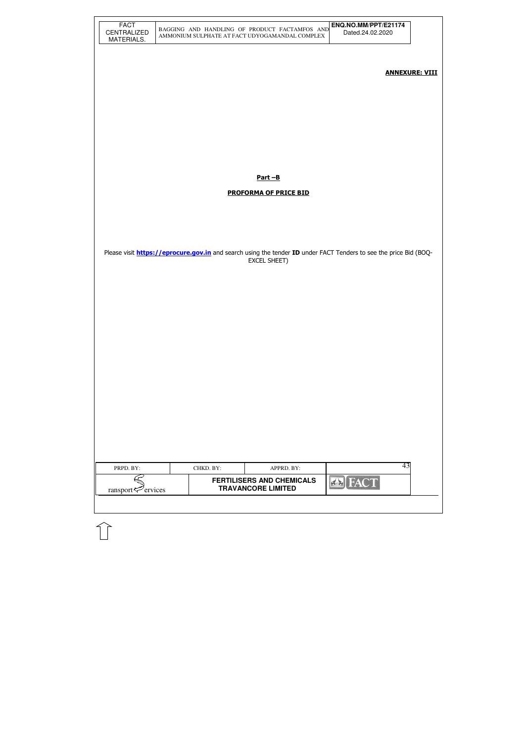**ANNEXURE: VIII**

**Part –B**

**PROFORMA OF PRICE BID**

Please visit **https://eprocure.gov.in** and search using the tender **ID** under FACT Tenders to see the price Bid (BOQ-EXCEL SHEET)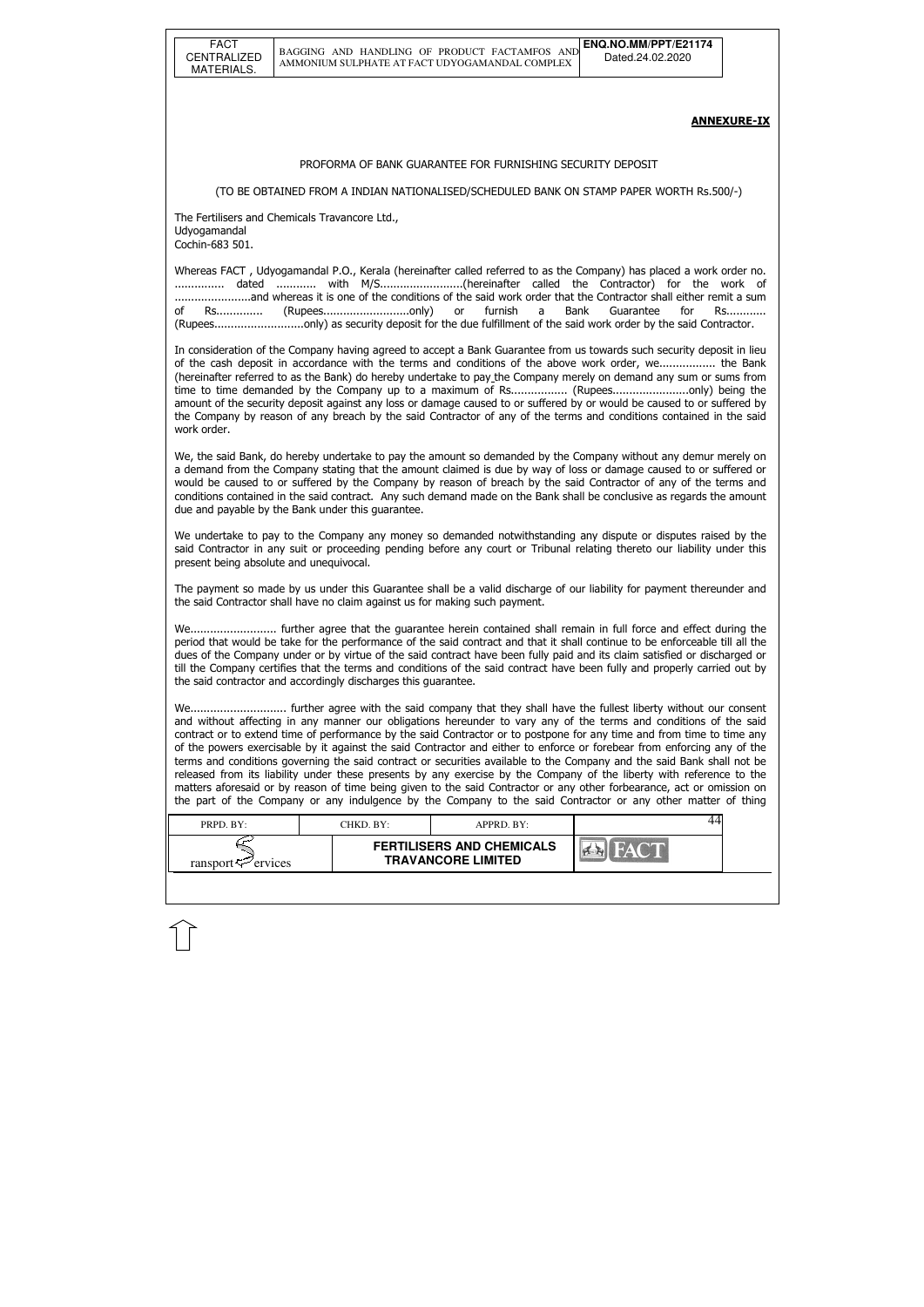**ANNEXURE-IX**

PROFORMA OF BANK GUARANTEE FOR FURNISHING SECURITY DEPOSIT

(TO BE OBTAINED FROM A INDIAN NATIONALISED/SCHEDULED BANK ON STAMP PAPER WORTH Rs.500/-)

The Fertilisers and Chemicals Travancore Ltd.,
Udyogamandal
Cochin-683 501.

Whereas FACT , Udyogamandal P.O., Kerala (hereinafter called referred to as the Company) has placed a work order no. ............... dated ............ with M/S.........................(hereinafter called the Contractor) for the work of .......................and whereas it is one of the conditions of the said work order that the Contractor shall either remit a sum of Rs.............. (Rupees..........................only) or furnish a Bank Guarantee for Rs............ (Rupees...........................only) as security deposit for the due fulfillment of the said work order by the said Contractor.

In consideration of the Company having agreed to accept a Bank Guarantee from us towards such security deposit in lieu of the cash deposit in accordance with the terms and conditions of the above work order, we................. the Bank (hereinafter referred to as the Bank) do hereby undertake to pay the Company merely on demand any sum or sums from time to time demanded by the Company up to a maximum of Rs................. (Rupees.......................only) being the amount of the security deposit against any loss or damage caused to or suffered by or would be caused to or suffered by the Company by reason of any breach by the said Contractor of any of the terms and conditions contained in the said work order.

We, the said Bank, do hereby undertake to pay the amount so demanded by the Company without any demur merely on a demand from the Company stating that the amount claimed is due by way of loss or damage caused to or suffered or would be caused to or suffered by the Company by reason of breach by the said Contractor of any of the terms and conditions contained in the said contract. Any such demand made on the Bank shall be conclusive as regards the amount due and payable by the Bank under this guarantee.

We undertake to pay to the Company any money so demanded notwithstanding any dispute or disputes raised by the said Contractor in any suit or proceeding pending before any court or Tribunal relating thereto our liability under this present being absolute and unequivocal.

The payment so made by us under this Guarantee shall be a valid discharge of our liability for payment thereunder and the said Contractor shall have no claim against us for making such payment.

We.......................... further agree that the guarantee herein contained shall remain in full force and effect during the period that would be take for the performance of the said contract and that it shall continue to be enforceable till all the dues of the Company under or by virtue of the said contract have been fully paid and its claim satisfied or discharged or till the Company certifies that the terms and conditions of the said contract have been fully and properly carried out by the said contractor and accordingly discharges this guarantee.

We............................. further agree with the said company that they shall have the fullest liberty without our consent and without affecting in any manner our obligations hereunder to vary any of the terms and conditions of the said contract or to extend time of performance by the said Contractor or to postpone for any time and from time to time any of the powers exercisable by it against the said Contractor and either to enforce or forebear from enforcing any of the terms and conditions governing the said contract or securities available to the Company and the said Bank shall not be released from its liability under these presents by any exercise by the Company of the liberty with reference to the matters aforesaid or by reason of time being given to the said Contractor or any other forbearance, act or omission on the part of the Company or any indulgence by the Company to the said Contractor or any other matter of thing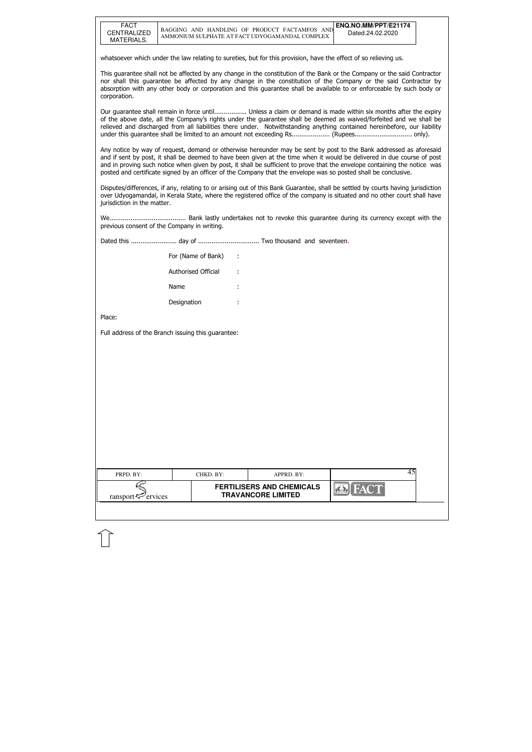whatsoever which under the law relating to sureties, but for this provision, have the effect of so relieving us.

This guarantee shall not be affected by any change in the constitution of the Bank or the Company or the said Contractor nor shall this guarantee be affected by any change in the constitution of the Company or the said Contractor by absorption with any other body or corporation and this guarantee shall be available to or enforceable by such body or corporation.

Our guarantee shall remain in force until................. Unless a claim or demand is made within six months after the expiry of the above date, all the Company's rights under the guarantee shall be deemed as waived/forfeited and we shall be relieved and discharged from all liabilities there under. Notwithstanding anything contained hereinbefore, our liability under this guarantee shall be limited to an amount not exceeding Rs.................... (Rupees.............................. only).

Any notice by way of request, demand or otherwise hereunder may be sent by post to the Bank addressed as aforesaid and if sent by post, it shall be deemed to have been given at the time when it would be delivered in due course of post and in proving such notice when given by post, it shall be sufficient to prove that the envelope containing the notice was posted and certificate signed by an officer of the Company that the envelope was so posted shall be conclusive.

Disputes/differences, if any, relating to or arising out of this Bank Guarantee, shall be settled by courts having jurisdiction over Udyogamandal, in Kerala State, where the registered office of the company is situated and no other court shall have jurisdiction in the matter.

We........................................ Bank lastly undertakes not to revoke this guarantee during its currency except with the previous consent of the Company in writing.

Dated this ........................ day of ................................ Two thousand and seventeen.

For (Name of Bank) :

Authorised Official :

Name :

Designation :

Place:

Full address of the Branch issuing this guarantee: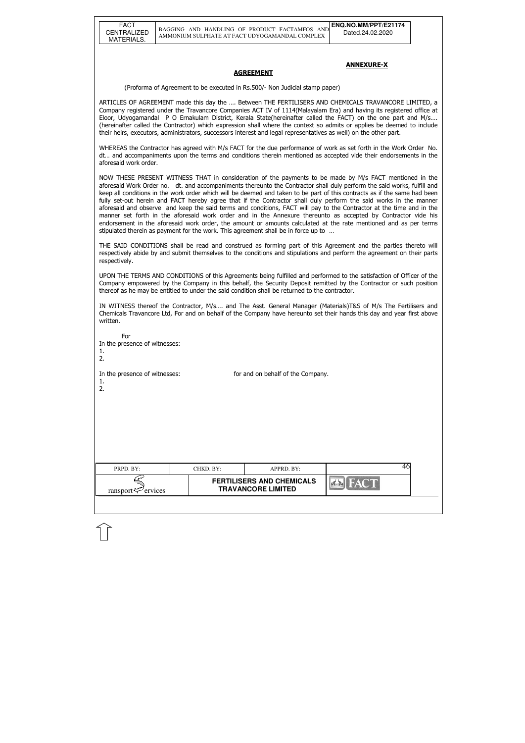**ANNEXURE-X**

**AGREEMENT**

(Proforma of Agreement to be executed in Rs.500/- Non Judicial stamp paper)

ARTICLES OF AGREEMENT made this day the …. Between THE FERTILISERS AND CHEMICALS TRAVANCORE LIMITED, a Company registered under the Travancore Companies ACT IV of 1114(Malayalam Era) and having its registered office at Eloor, Udyogamandal P O Ernakulam District, Kerala State(hereinafter called the FACT) on the one part and M/s…. (hereinafter called the Contractor) which expression shall where the context so admits or applies be deemed to include their heirs, executors, administrators, successors interest and legal representatives as well) on the other part.

WHEREAS the Contractor has agreed with M/s FACT for the due performance of work as set forth in the Work Order No. dt… and accompaniments upon the terms and conditions therein mentioned as accepted vide their endorsements in the aforesaid work order.

NOW THESE PRESENT WITNESS THAT in consideration of the payments to be made by M/s FACT mentioned in the aforesaid Work Order no. dt. and accompaniments thereunto the Contractor shall duly perform the said works, fulfill and keep all conditions in the work order which will be deemed and taken to be part of this contracts as if the same had been fully set-out herein and FACT hereby agree that if the Contractor shall duly perform the said works in the manner aforesaid and observe and keep the said terms and conditions, FACT will pay to the Contractor at the time and in the manner set forth in the aforesaid work order and in the Annexure thereunto as accepted by Contractor vide his endorsement in the aforesaid work order, the amount or amounts calculated at the rate mentioned and as per terms stipulated therein as payment for the work. This agreement shall be in force up to …

THE SAID CONDITIONS shall be read and construed as forming part of this Agreement and the parties thereto will respectively abide by and submit themselves to the conditions and stipulations and perform the agreement on their parts respectively.

UPON THE TERMS AND CONDITIONS of this Agreements being fulfilled and performed to the satisfaction of Officer of the Company empowered by the Company in this behalf, the Security Deposit remitted by the Contractor or such position thereof as he may be entitled to under the said condition shall be returned to the contractor.

IN WITNESS thereof the Contractor, M/s…. and The Asst. General Manager (Materials)T&S of M/s The Fertilisers and Chemicals Travancore Ltd, For and on behalf of the Company have hereunto set their hands this day and year first above written.

For

In the presence of witnesses:

1.

2.

In the presence of witnesses: for and on behalf of the Company.

1.

2.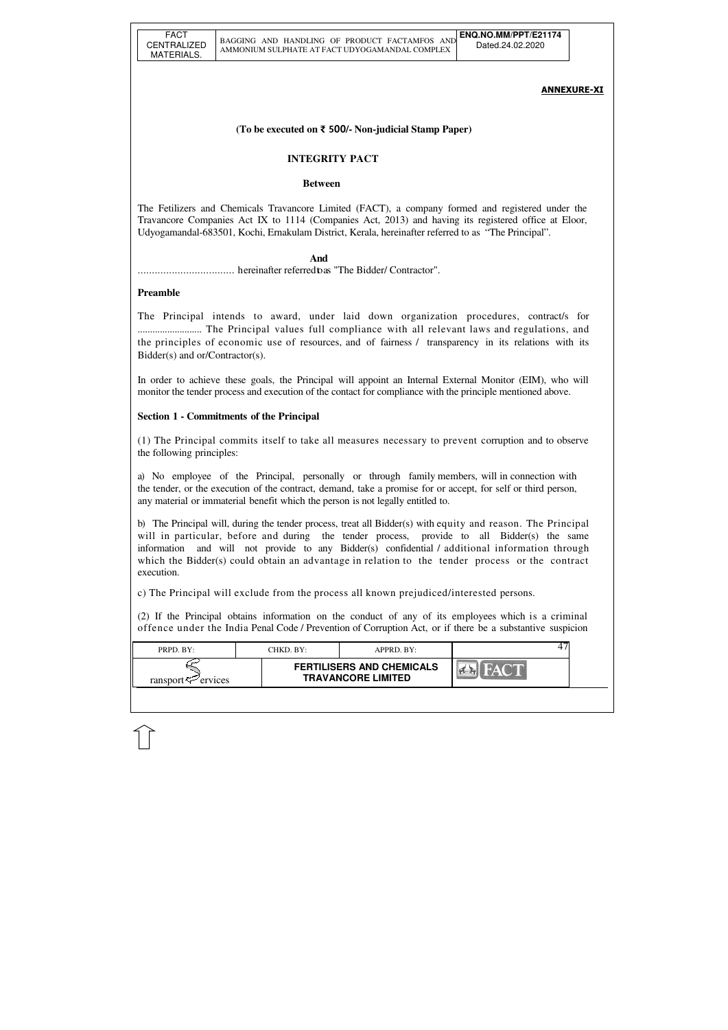**ANNEXURE-XI**

**(To be executed on ₹ 500/- Non-judicial Stamp Paper)**

## INTEGRITY PACT

**Between**

The Fetilizers and Chemicals Travancore Limited (FACT), a company formed and registered under the Travancore Companies Act IX to 1114 (Companies Act, 2013) and having its registered office at Eloor, Udyogamandal-683501, Kochi, Ernakulam District, Kerala, hereinafter referred to as "The Principal".

**And**

.................................. hereinafter referred to as "The Bidder/ Contractor".

### Preamble

The Principal intends to award, under laid down organization procedures, contract/s for .......................... The Principal values full compliance with all relevant laws and regulations, and the principles of economic use of resources, and of fairness / transparency in its relations with its Bidder(s) and or/Contractor(s).

In order to achieve these goals, the Principal will appoint an Internal External Monitor (EIM), who will monitor the tender process and execution of the contact for compliance with the principle mentioned above.

### Section 1 - Commitments of the Principal

(1) The Principal commits itself to take all measures necessary to prevent corruption and to observe the following principles:

a) No employee of the Principal, personally or through family members, will in connection with the tender, or the execution of the contract, demand, take a promise for or accept, for self or third person, any material or immaterial benefit which the person is not legally entitled to.

b) The Principal will, during the tender process, treat all Bidder(s) with equity and reason. The Principal will in particular, before and during the tender process, provide to all Bidder(s) the same information and will not provide to any Bidder(s) confidential / additional information through which the Bidder(s) could obtain an advantage in relation to the tender process or the contract execution.

c) The Principal will exclude from the process all known prejudiced/interested persons.

(2) If the Principal obtains information on the conduct of any of its employees which is a criminal offence under the India Penal Code / Prevention of Corruption Act, or if there be a substantive suspicion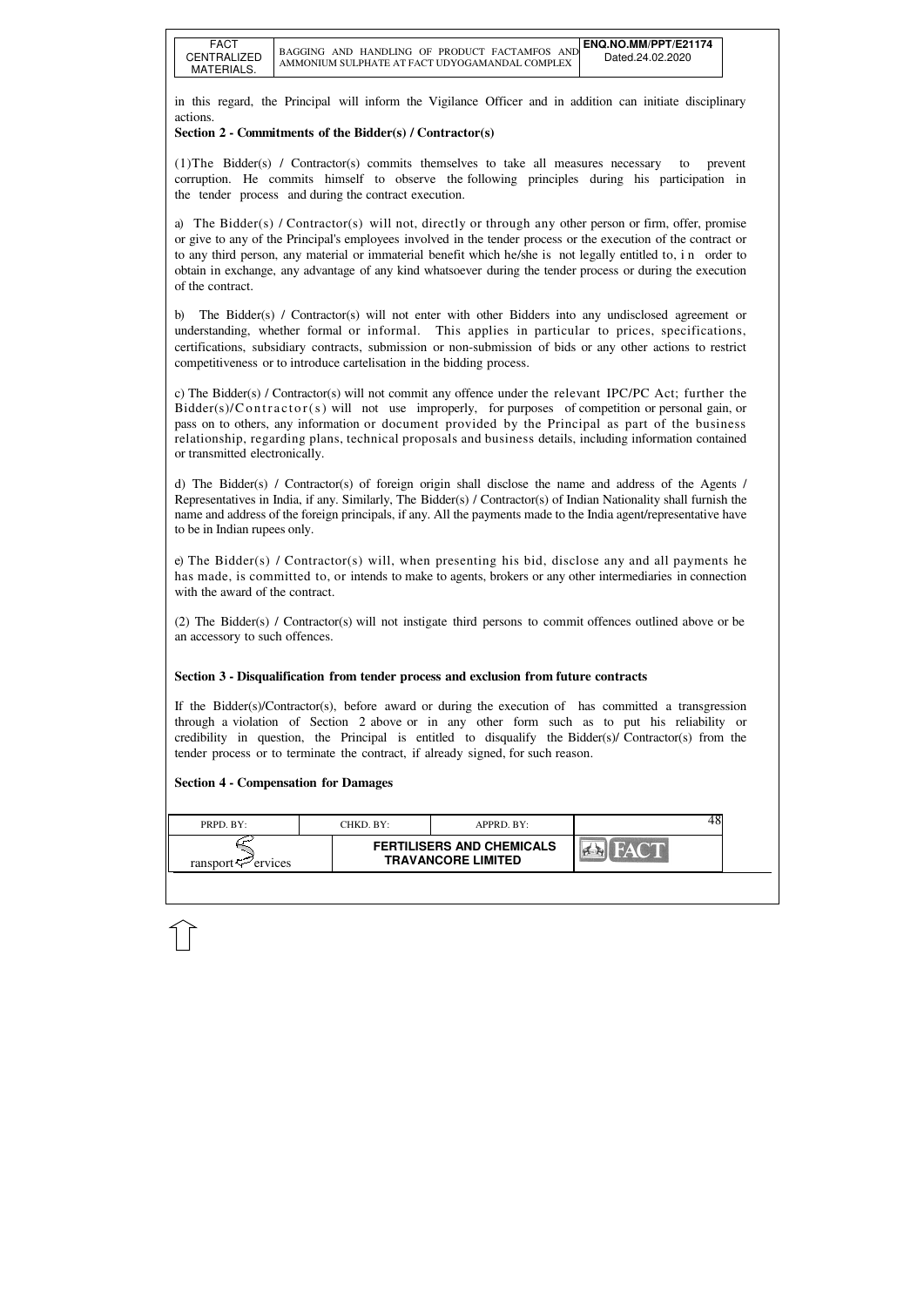in this regard, the Principal will inform the Vigilance Officer and in addition can initiate disciplinary actions.

**Section 2 - Commitments of the Bidder(s) / Contractor(s)**

(1)The Bidder(s) / Contractor(s) commits themselves to take all measures necessary to prevent corruption. He commits himself to observe the following principles during his participation in the tender process and during the contract execution.

a) The Bidder(s) / Contractor(s) will not, directly or through any other person or firm, offer, promise or give to any of the Principal's employees involved in the tender process or the execution of the contract or to any third person, any material or immaterial benefit which he/she is not legally entitled to, in order to obtain in exchange, any advantage of any kind whatsoever during the tender process or during the execution of the contract.

b) The Bidder(s) / Contractor(s) will not enter with other Bidders into any undisclosed agreement or understanding, whether formal or informal. This applies in particular to prices, specifications, certifications, subsidiary contracts, submission or non-submission of bids or any other actions to restrict competitiveness or to introduce cartelisation in the bidding process.

c) The Bidder(s) / Contractor(s) will not commit any offence under the relevant IPC/PC Act; further the Bidder(s)/Contractor(s) will not use improperly, for purposes of competition or personal gain, or pass on to others, any information or document provided by the Principal as part of the business relationship, regarding plans, technical proposals and business details, including information contained or transmitted electronically.

d) The Bidder(s) / Contractor(s) of foreign origin shall disclose the name and address of the Agents / Representatives in India, if any. Similarly, The Bidder(s) / Contractor(s) of Indian Nationality shall furnish the name and address of the foreign principals, if any. All the payments made to the India agent/representative have to be in Indian rupees only.

e) The Bidder(s) / Contractor(s) will, when presenting his bid, disclose any and all payments he has made, is committed to, or intends to make to agents, brokers or any other intermediaries in connection with the award of the contract.

(2) The Bidder(s) / Contractor(s) will not instigate third persons to commit offences outlined above or be an accessory to such offences.

**Section 3 - Disqualification from tender process and exclusion from future contracts**

If the Bidder(s)/Contractor(s), before award or during the execution of has committed a transgression through a violation of Section 2 above or in any other form such as to put his reliability or credibility in question, the Principal is entitled to disqualify the Bidder(s)/ Contractor(s) from the tender process or to terminate the contract, if already signed, for such reason.

**Section 4 - Compensation for Damages**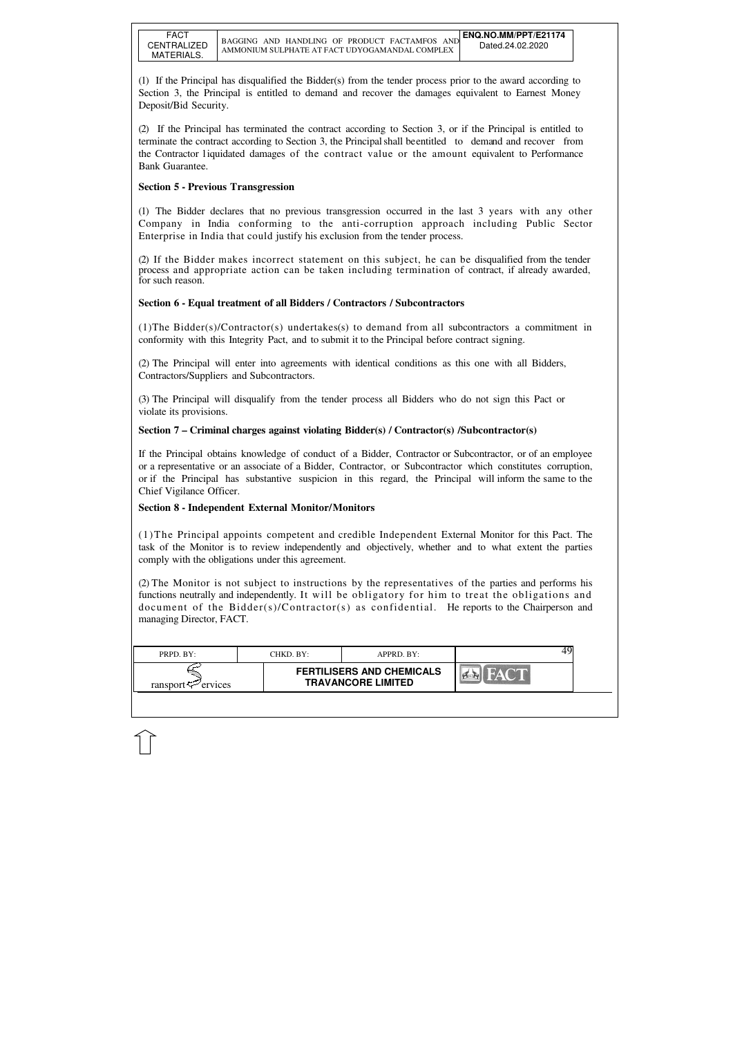(1) If the Principal has disqualified the Bidder(s) from the tender process prior to the award according to Section 3, the Principal is entitled to demand and recover the damages equivalent to Earnest Money Deposit/Bid Security.

(2) If the Principal has terminated the contract according to Section 3, or if the Principal is entitled to terminate the contract according to Section 3, the Principal shall beentitled to demand and recover from the Contractor liquidated damages of the contract value or the amount equivalent to Performance Bank Guarantee.

**Section 5 - Previous Transgression**

(1) The Bidder declares that no previous transgression occurred in the last 3 years with any other Company in India conforming to the anti-corruption approach including Public Sector Enterprise in India that could justify his exclusion from the tender process.

(2) If the Bidder makes incorrect statement on this subject, he can be disqualified from the tender process and appropriate action can be taken including termination of contract, if already awarded, for such reason.

**Section 6 - Equal treatment of all Bidders / Contractors / Subcontractors**

(1)The Bidder(s)/Contractor(s) undertakes(s) to demand from all subcontractors a commitment in conformity with this Integrity Pact, and to submit it to the Principal before contract signing.

(2) The Principal will enter into agreements with identical conditions as this one with all Bidders, Contractors/Suppliers and Subcontractors.

(3) The Principal will disqualify from the tender process all Bidders who do not sign this Pact or violate its provisions.

**Section 7 – Criminal charges against violating Bidder(s) / Contractor(s) /Subcontractor(s)**

If the Principal obtains knowledge of conduct of a Bidder, Contractor or Subcontractor, or of an employee or a representative or an associate of a Bidder, Contractor, or Subcontractor which constitutes corruption, or if the Principal has substantive suspicion in this regard, the Principal will inform the same to the Chief Vigilance Officer.

**Section 8 - Independent External Monitor/Monitors**

(1)The Principal appoints competent and credible Independent External Monitor for this Pact. The task of the Monitor is to review independently and objectively, whether and to what extent the parties comply with the obligations under this agreement.

(2) The Monitor is not subject to instructions by the representatives of the parties and performs his functions neutrally and independently. It will be obligatory for him to treat the obligations and document of the Bidder(s)/Contractor(s) as confidential. He reports to the Chairperson and managing Director, FACT.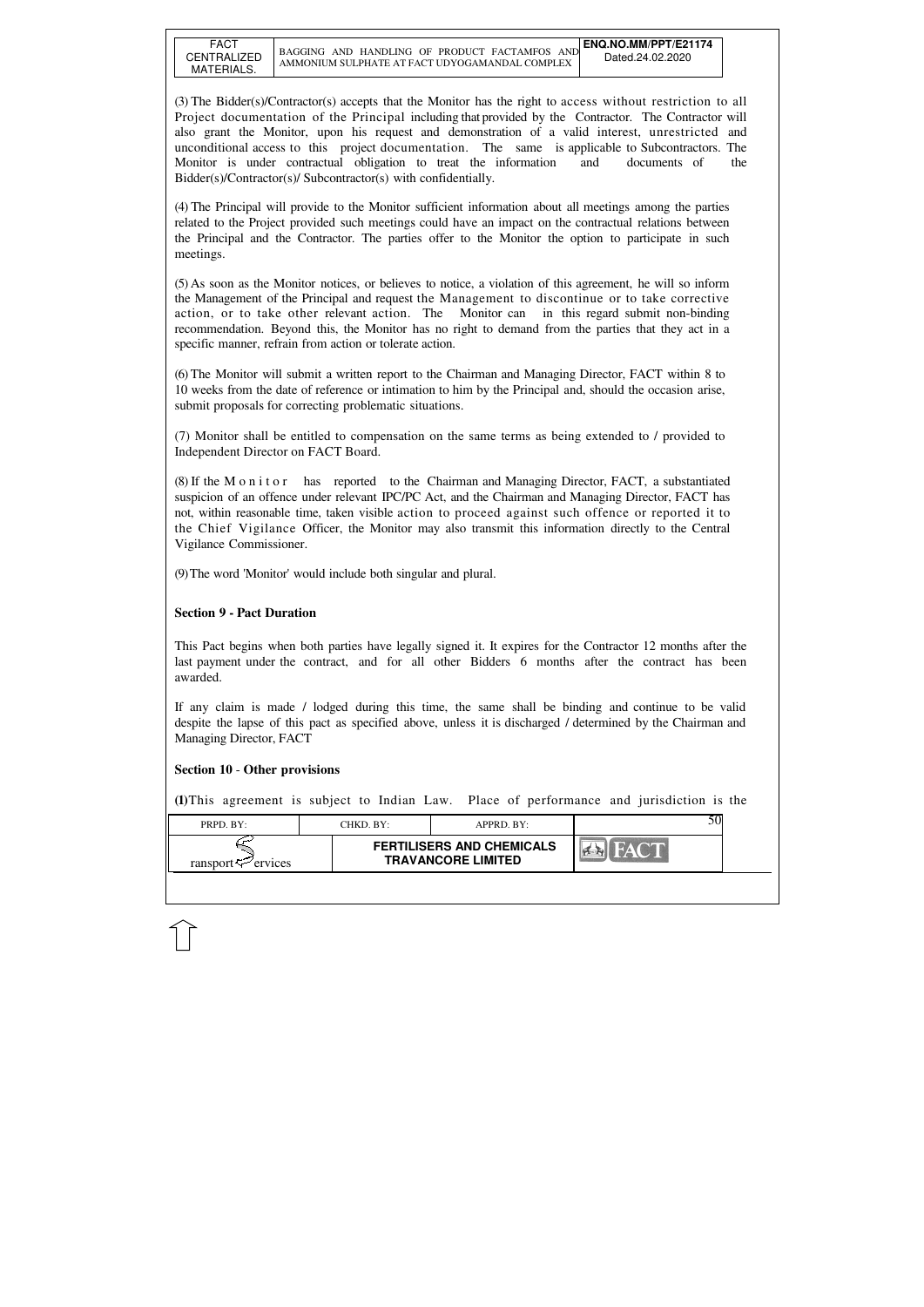(3) The Bidder(s)/Contractor(s) accepts that the Monitor has the right to access without restriction to all Project documentation of the Principal including that provided by the Contractor. The Contractor will also grant the Monitor, upon his request and demonstration of a valid interest, unrestricted and unconditional access to this project documentation. The same is applicable to Subcontractors. The Monitor is under contractual obligation to treat the information and documents of the Bidder(s)/Contractor(s)/ Subcontractor(s) with confidentially.

(4) The Principal will provide to the Monitor sufficient information about all meetings among the parties related to the Project provided such meetings could have an impact on the contractual relations between the Principal and the Contractor. The parties offer to the Monitor the option to participate in such meetings.

(5) As soon as the Monitor notices, or believes to notice, a violation of this agreement, he will so inform the Management of the Principal and request the Management to discontinue or to take corrective action, or to take other relevant action. The Monitor can in this regard submit non-binding recommendation. Beyond this, the Monitor has no right to demand from the parties that they act in a specific manner, refrain from action or tolerate action.

(6) The Monitor will submit a written report to the Chairman and Managing Director, FACT within 8 to 10 weeks from the date of reference or intimation to him by the Principal and, should the occasion arise, submit proposals for correcting problematic situations.

(7) Monitor shall be entitled to compensation on the same terms as being extended to / provided to Independent Director on FACT Board.

(8) If the Monitor has reported to the Chairman and Managing Director, FACT, a substantiated suspicion of an offence under relevant IPC/PC Act, and the Chairman and Managing Director, FACT has not, within reasonable time, taken visible action to proceed against such offence or reported it to the Chief Vigilance Officer, the Monitor may also transmit this information directly to the Central Vigilance Commissioner.

(9) The word 'Monitor' would include both singular and plural.

**Section 9 - Pact Duration**

This Pact begins when both parties have legally signed it. It expires for the Contractor 12 months after the last payment under the contract, and for all other Bidders 6 months after the contract has been awarded.

If any claim is made / lodged during this time, the same shall be binding and continue to be valid despite the lapse of this pact as specified above, unless it is discharged / determined by the Chairman and Managing Director, FACT

**Section 10 - Other provisions**

**(1)** This agreement is subject to Indian Law. Place of performance and jurisdiction is the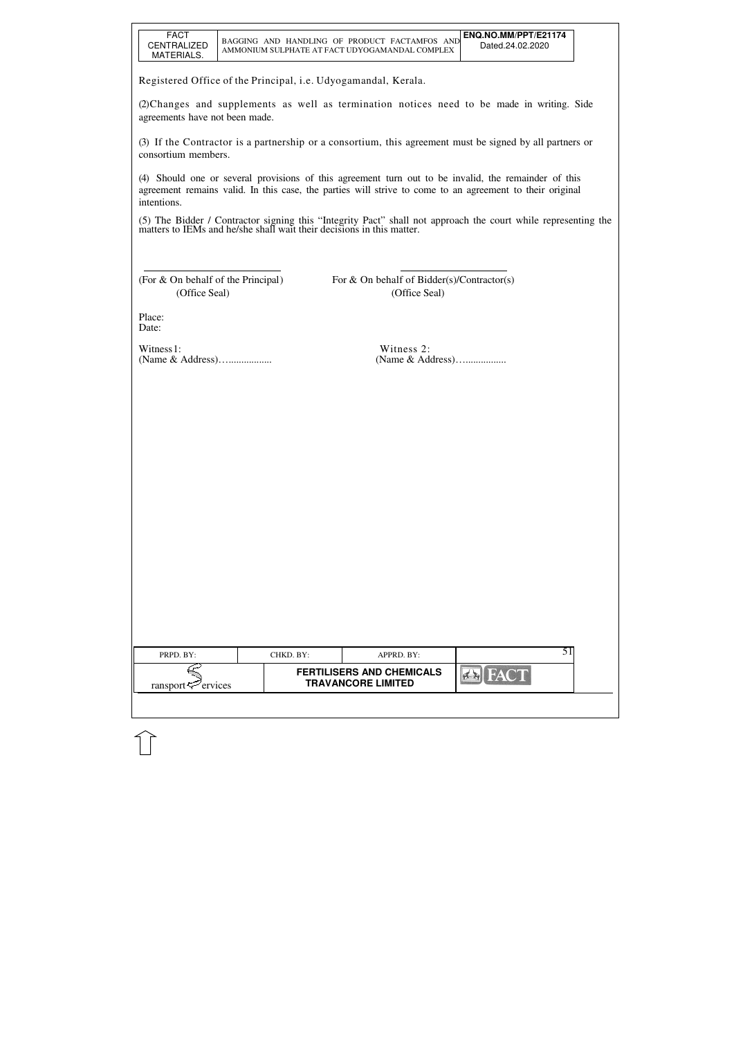Registered Office of the Principal, i.e. Udyogamandal, Kerala.

(2)Changes and supplements as well as termination notices need to be made in writing. Side agreements have not been made.

(3) If the Contractor is a partnership or a consortium, this agreement must be signed by all partners or consortium members.

(4) Should one or several provisions of this agreement turn out to be invalid, the remainder of this agreement remains valid. In this case, the parties will strive to come to an agreement to their original intentions.

(5) The Bidder / Contractor signing this "Integrity Pact" shall not approach the court while representing the matters to IEMs and he/she shall wait their decisions in this matter.

(For & On behalf of the Principal)
(Office Seal)

For & On behalf of Bidder(s)/Contractor(s)
(Office Seal)

Place:
Date:

Witness1:
(Name & Address)…................

Witness 2:
(Name & Address)…................